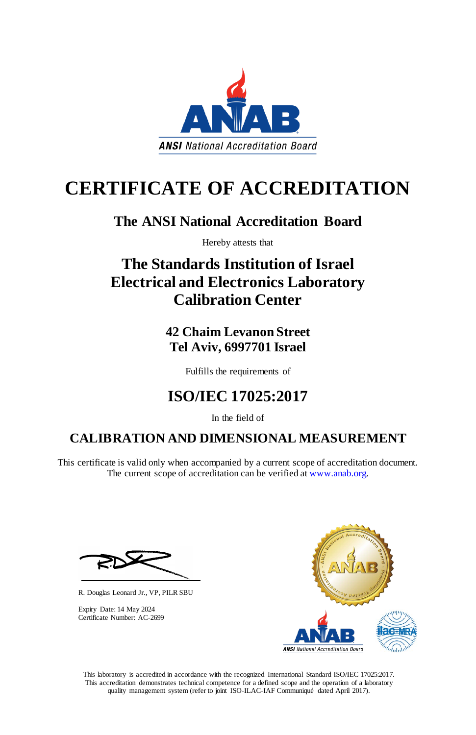ANSI National Accreditation Board

# CERTIFICATE OF ACCREDITATION

## The ANSI National Accreditation Board

Hereby attests that

## The Standards Institution of Israel Electrical and Electronics Laboratory Calibration Center

### 42 Chaim Levanon Street
### Tel Aviv, 6997701 Israel

Fulfills the requirements of

## ISO/IEC 17025:2017

In the field of

## CALIBRATION AND DIMENSIONAL MEASUREMENT

This certificate is valid only when accompanied by a current scope of accreditation document.
The current scope of accreditation can be verified at www.anab.org.

R. Douglas Leonard Jr., VP, PILR SBU

Expiry Date: 14 May 2024
Certificate Number: AC-2699

This laboratory is accredited in accordance with the recognized International Standard ISO/IEC 17025:2017. This accreditation demonstrates technical competence for a defined scope and the operation of a laboratory quality management system (refer to joint ISO-ILAC-IAF Communiqué dated April 2017).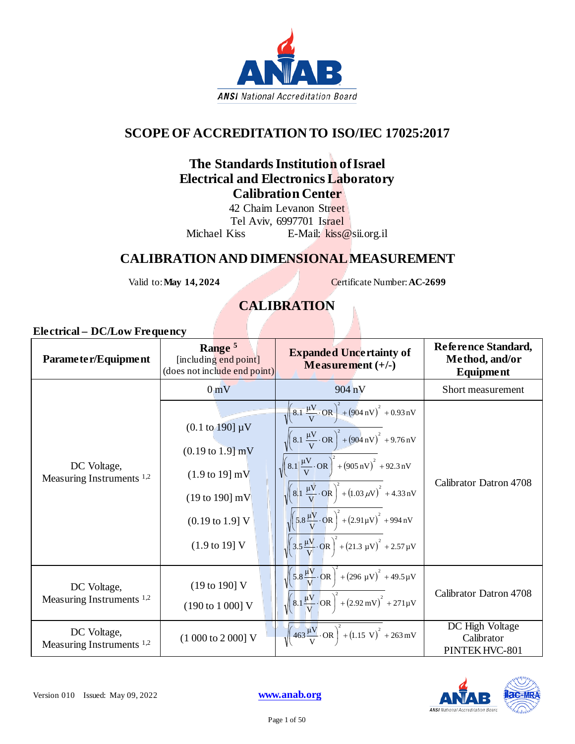# SCOPE OF ACCREDITATION TO ISO/IEC 17025:2017

## The Standards Institution of Israel
## Electrical and Electronics Laboratory
## Calibration Center

42 Chaim Levanon Street
Tel Aviv, 6997701 Israel
Michael Kiss E-Mail: kiss@sii.org.il

## CALIBRATION AND DIMENSIONAL MEASUREMENT

Valid to: **May 14, 2024** Certificate Number: **AC-2699**

## CALIBRATION

### Electrical – DC/Low Frequency

| Parameter/Equipment | Range [5] [including end point] (does not include end point) | Expanded Uncertainty of Measurement (+/-) | Reference Standard, Method, and/or Equipment |
|---|---|---|---|
| DC Voltage, Measuring Instruments [1,2] | 0 mV | 904 nV | Short measurement |
| | (0.1 to 190] µV | $\sqrt{\left(8.1\ \frac{\mu V}{V}\cdot OR\right)^2+(904\ nV)^2}+0.93\ nV$ | Calibrator Datron 4708 |
| | (0.19 to 1.9] mV | $\sqrt{\left(8.1\ \frac{\mu V}{V}\cdot OR\right)^2+(904\ nV)^2}+9.76\ nV$ | |
| | (1.9 to 19] mV | $\sqrt{\left(8.1\ \frac{\mu V}{V}\cdot OR\right)^2+(905\ nV)^2}+92.3\ nV$ | |
| | (19 to 190] mV | $\sqrt{\left(8.1\ \frac{\mu V}{V}\cdot OR\right)^2+(1.03\ \mu V)^2}+4.33\ nV$ | |
| | (0.19 to 1.9] V | $\sqrt{\left(5.8\ \frac{\mu V}{V}\cdot OR\right)^2+(2.91\ \mu V)^2}+994\ nV$ | |
| | (1.9 to 19] V | $\sqrt{\left(3.5\ \frac{\mu V}{V}\cdot OR\right)^2+(21.3\ \mu V)^2}+2.57\ \mu V$ | |
| DC Voltage, Measuring Instruments [1,2] | (19 to 190] V | $\sqrt{\left(5.8\ \frac{\mu V}{V}\cdot OR\right)^2+(296\ \mu V)^2}+49.5\ \mu V$ | Calibrator Datron 4708 |
| | (190 to 1 000] V | $\sqrt{\left(8.1\ \frac{\mu V}{V}\cdot OR\right)^2+(2.92\ mV)^2}+271\ \mu V$ | |
| DC Voltage, Measuring Instruments [1,2] | (1 000 to 2 000] V | $\sqrt{\left(463\ \frac{\mu V}{V}\cdot OR\right)^2+(1.15\ V)^2}+263\ mV$ | DC High Voltage Calibrator PINTEK HVC-801 |

Version 010 Issued: May 09, 2022

www.anab.org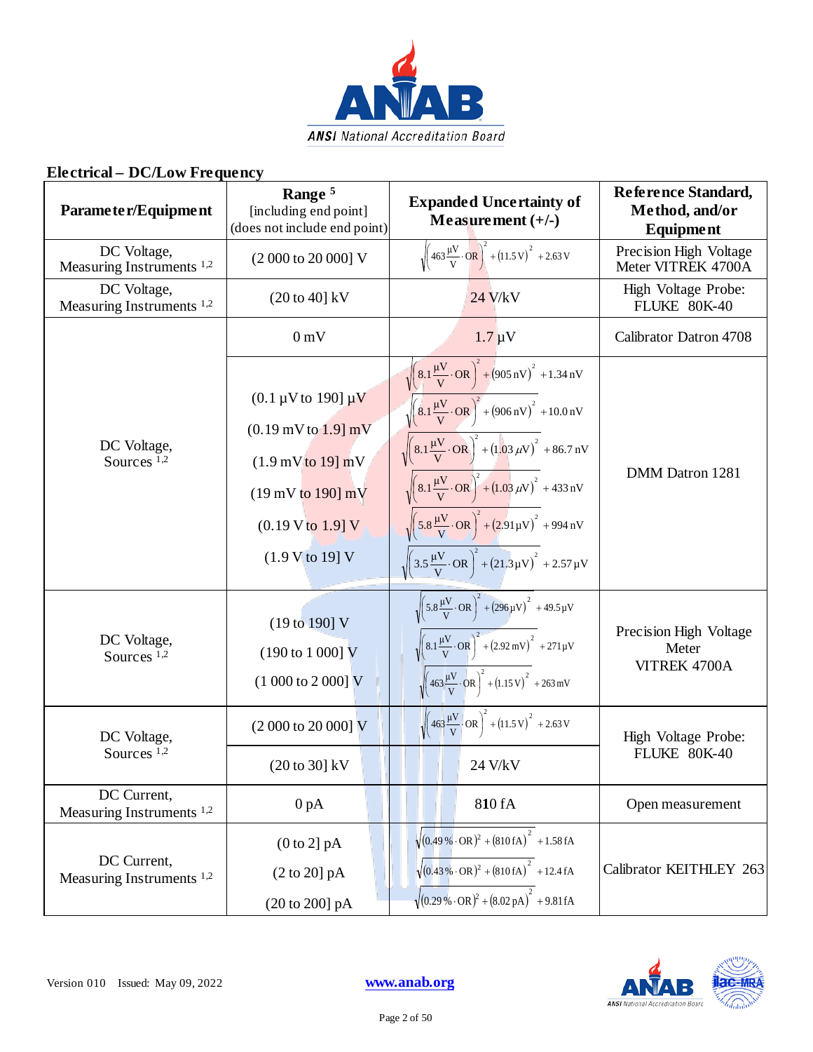## Electrical – DC/Low Frequency

| Parameter/Equipment | Range [5] [including end point] (does not include end point) | Expanded Uncertainty of Measurement (+/-) | Reference Standard, Method, and/or Equipment |
|---|---|---|---|
| DC Voltage, Measuring Instruments [1,2] | (2 000 to 20 000] V | $\sqrt{\left(463\frac{\mu V}{V}\cdot OR\right)^2+(11.5\ V)^2}+2.63\ V$ | Precision High Voltage Meter VITREK 4700A |
| DC Voltage, Measuring Instruments [1,2] | (20 to 40] kV | 24 V/kV | High Voltage Probe: FLUKE 80K-40 |
| DC Voltage, Sources [1,2] | 0 mV | 1.7 µV | Calibrator Datron 4708 |
| | (0.1 µV to 190] µV | $\sqrt{\left(8.1\frac{\mu V}{V}\cdot OR\right)^2+(905\ nV)^2}+1.34\ nV$ | DMM Datron 1281 |
| | (0.19 mV to 1.9] mV | $\sqrt{\left(8.1\frac{\mu V}{V}\cdot OR\right)^2+(906\ nV)^2}+10.0\ nV$ | |
| | (1.9 mV to 19] mV | $\sqrt{\left(8.1\frac{\mu V}{V}\cdot OR\right)^2+(1.03\ \mu V)^2}+86.7\ nV$ | |
| | (19 mV to 190] mV | $\sqrt{\left(8.1\frac{\mu V}{V}\cdot OR\right)^2+(1.03\ \mu V)^2}+433\ nV$ | |
| | (0.19 V to 1.9] V | $\sqrt{\left(5.8\frac{\mu V}{V}\cdot OR\right)^2+(2.91\ \mu V)^2}+994\ nV$ | |
| | (1.9 V to 19] V | $\sqrt{\left(3.5\frac{\mu V}{V}\cdot OR\right)^2+(21.3\ \mu V)^2}+2.57\ \mu V$ | |
| DC Voltage, Sources [1,2] | (19 to 190] V | $\sqrt{\left(5.8\frac{\mu V}{V}\cdot OR\right)^2+(296\ \mu V)^2}+49.5\ \mu V$ | Precision High Voltage Meter VITREK 4700A |
| | (190 to 1 000] V | $\sqrt{\left(8.1\frac{\mu V}{V}\cdot OR\right)^2+(2.92\ mV)^2}+271\ \mu V$ | |
| | (1 000 to 2 000] V | $\sqrt{\left(463\frac{\mu V}{V}\cdot OR\right)^2+(1.15\ V)^2}+263\ mV$ | |
| DC Voltage, Sources [1,2] | (2 000 to 20 000] V | $\sqrt{\left(463\frac{\mu V}{V}\cdot OR\right)^2+(11.5\ V)^2}+2.63\ V$ | High Voltage Probe: FLUKE 80K-40 |
| | (20 to 30] kV | 24 V/kV | |
| DC Current, Measuring Instruments [1,2] | 0 pA | 810 fA | Open measurement |
| DC Current, Measuring Instruments [1,2] | (0 to 2] pA | $\sqrt{(0.49\ \%\cdot OR)^2+(810\ fA)^2}+1.58\ fA$ | Calibrator KEITHLEY 263 |
| | (2 to 20] pA | $\sqrt{(0.43\ \%\cdot OR)^2+(810\ fA)^2}+12.4\ fA$ | |
| | (20 to 200] pA | $\sqrt{(0.29\ \%\cdot OR)^2+(8.02\ pA)^2}+9.81\ fA$ | |

Version 010 Issued: May 09, 2022

www.anab.org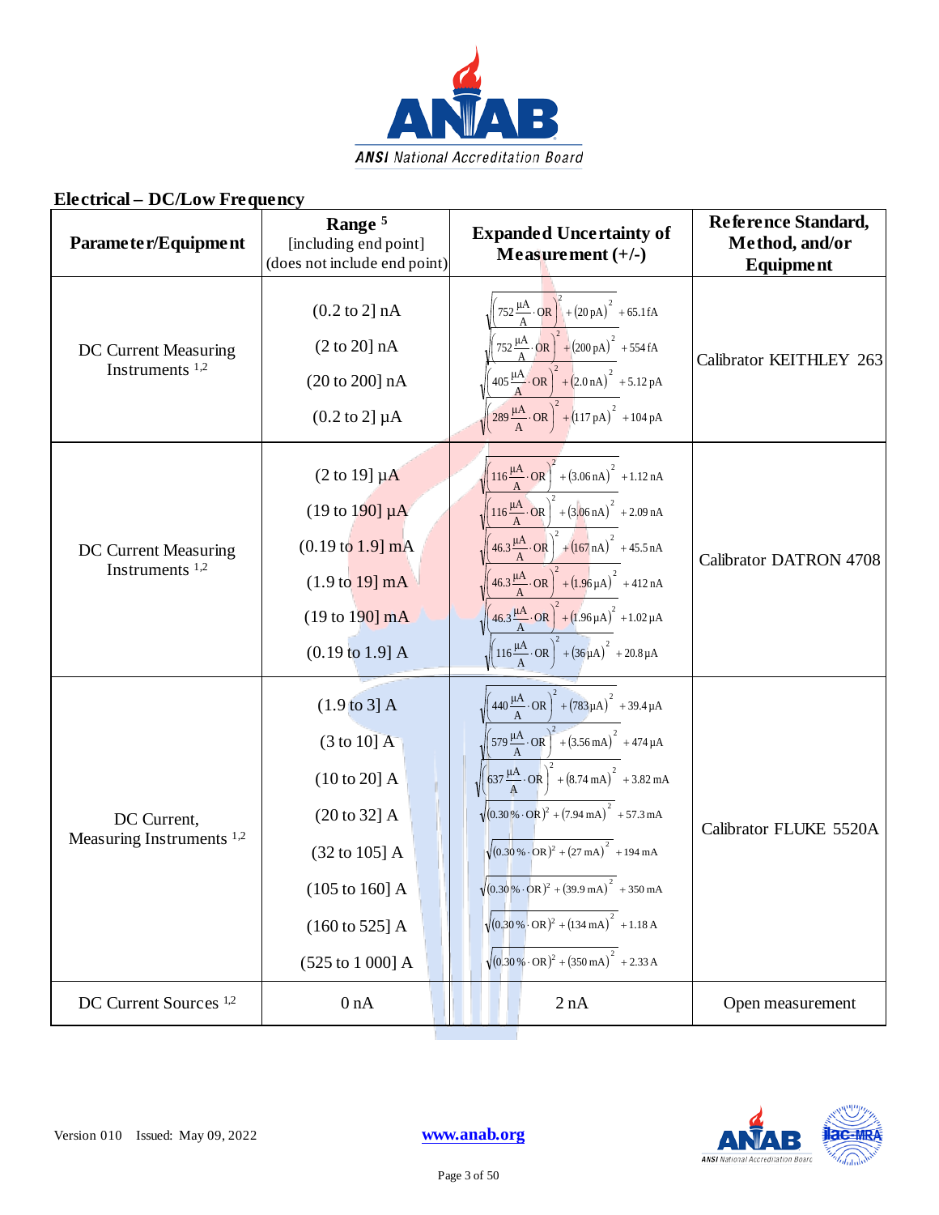## Electrical – DC/Low Frequency

| Parameter/Equipment | Range [5] [including end point] (does not include end point) | Expanded Uncertainty of Measurement (+/-) | Reference Standard, Method, and/or Equipment |
|---|---|---|---|
| DC Current Measuring Instruments [1,2] | (0.2 to 2] nA | $\sqrt{\left(752\,\frac{\mu A}{A}\cdot OR\right)^2+(20\,pA)^2}+65.1\,fA$ | Calibrator KEITHLEY 263 |
| | (2 to 20] nA | $\sqrt{\left(752\,\frac{\mu A}{A}\cdot OR\right)^2+(200\,pA)^2}+554\,fA$ | |
| | (20 to 200] nA | $\sqrt{\left(405\,\frac{\mu A}{A}\cdot OR\right)^2+(2.0\,nA)^2}+5.12\,pA$ | |
| | (0.2 to 2] µA | $\sqrt{\left(289\,\frac{\mu A}{A}\cdot OR\right)^2+(117\,pA)^2}+104\,pA$ | |
| DC Current Measuring Instruments [1,2] | (2 to 19] µA | $\sqrt{\left(116\,\frac{\mu A}{A}\cdot OR\right)^2+(3.06\,nA)^2}+1.12\,nA$ | Calibrator DATRON 4708 |
| | (19 to 190] µA | $\sqrt{\left(116\,\frac{\mu A}{A}\cdot OR\right)^2+(3.06\,nA)^2}+2.09\,nA$ | |
| | (0.19 to 1.9] mA | $\sqrt{\left(46.3\,\frac{\mu A}{A}\cdot OR\right)^2+(167\,nA)^2}+45.5\,nA$ | |
| | (1.9 to 19] mA | $\sqrt{\left(46.3\,\frac{\mu A}{A}\cdot OR\right)^2+(1.96\,\mu A)^2}+412\,nA$ | |
| | (19 to 190] mA | $\sqrt{\left(46.3\,\frac{\mu A}{A}\cdot OR\right)^2+(1.96\,\mu A)^2}+1.02\,\mu A$ | |
| | (0.19 to 1.9] A | $\sqrt{\left(116\,\frac{\mu A}{A}\cdot OR\right)^2+(36\,\mu A)^2}+20.8\,\mu A$ | |
| DC Current, Measuring Instruments [1,2] | (1.9 to 3] A | $\sqrt{\left(440\,\frac{\mu A}{A}\cdot OR\right)^2+(783\,\mu A)^2}+39.4\,\mu A$ | Calibrator FLUKE 5520A |
| | (3 to 10] A | $\sqrt{\left(579\,\frac{\mu A}{A}\cdot OR\right)^2+(3.56\,mA)^2}+474\,\mu A$ | |
| | (10 to 20] A | $\sqrt{\left(637\,\frac{\mu A}{A}\cdot OR\right)^2+(8.74\,mA)^2}+3.82\,mA$ | |
| | (20 to 32] A | $\sqrt{(0.30\,\%\cdot OR)^2+(7.94\,mA)^2}+57.3\,mA$ | |
| | (32 to 105] A | $\sqrt{(0.30\,\%\cdot OR)^2+(27\,mA)^2}+194\,mA$ | |
| | (105 to 160] A | $\sqrt{(0.30\,\%\cdot OR)^2+(39.9\,mA)^2}+350\,mA$ | |
| | (160 to 525] A | $\sqrt{(0.30\,\%\cdot OR)^2+(134\,mA)^2}+1.18\,A$ | |
| | (525 to 1 000] A | $\sqrt{(0.30\,\%\cdot OR)^2+(350\,mA)^2}+2.33\,A$ | |
| DC Current Sources [1,2] | 0 nA | 2 nA | Open measurement |

Version 010 Issued: May 09, 2022

www.anab.org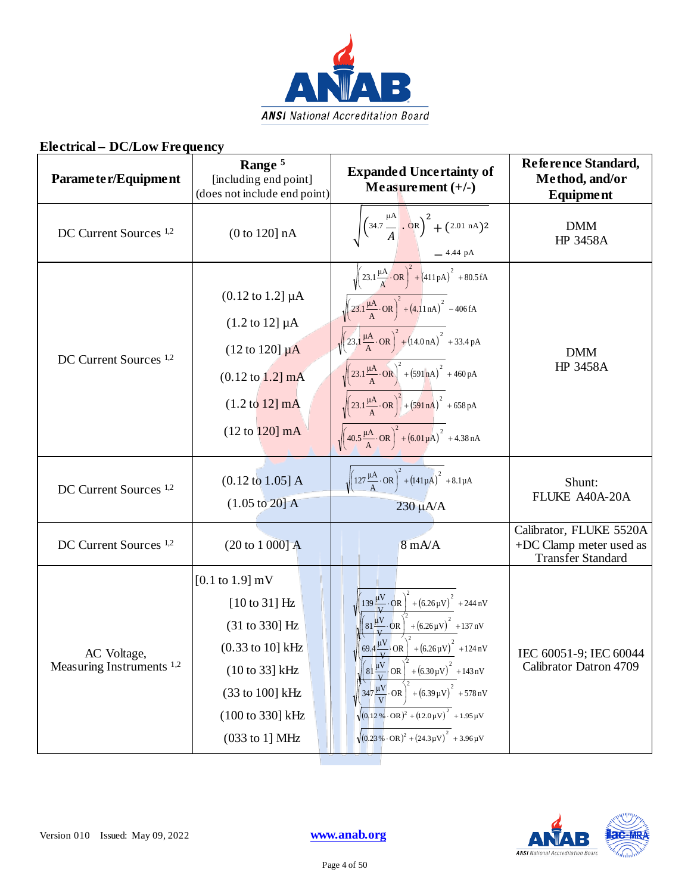## Electrical – DC/Low Frequency

| Parameter/Equipment | Range [5] [including end point] (does not include end point) | Expanded Uncertainty of Measurement (+/-) | Reference Standard, Method, and/or Equipment |
|---|---|---|---|
| DC Current Sources [1,2] | (0 to 120] nA | $\sqrt{\left(34.7\ \frac{\mu A}{A}\cdot OR\right)^2 + (2.01\ nA)^2} - 4.44\ pA$ | DMM HP 3458A |
| DC Current Sources [1,2] | (0.12 to 1.2] µA<br>(1.2 to 12] µA<br>(12 to 120] µA<br>(0.12 to 1.2] mA<br>(1.2 to 12] mA<br>(12 to 120] mA | $\sqrt{\left(23.1\frac{\mu A}{A}\cdot OR\right)^2 + (411\ pA)^2} + 80.5\ fA$<br>$\sqrt{\left(23.1\frac{\mu A}{A}\cdot OR\right)^2 + (4.11\ nA)^2} - 406\ fA$<br>$\sqrt{\left(23.1\frac{\mu A}{A}\cdot OR\right)^2 + (14.0\ nA)^2} + 33.4\ pA$<br>$\sqrt{\left(23.1\frac{\mu A}{A}\cdot OR\right)^2 + (591\ nA)^2} + 460\ pA$<br>$\sqrt{\left(23.1\frac{\mu A}{A}\cdot OR\right)^2 + (591\ nA)^2} + 658\ pA$<br>$\sqrt{\left(40.5\frac{\mu A}{A}\cdot OR\right)^2 + (6.01\ \mu A)^2} + 4.38\ nA$ | DMM HP 3458A |
| DC Current Sources [1,2] | (0.12 to 1.05] A<br>(1.05 to 20] A | $\sqrt{\left(127\frac{\mu A}{A}\cdot OR\right)^2 + (141\ \mu A)^2} + 8.1\ \mu A$<br>230 µA/A | Shunt: FLUKE A40A-20A |
| DC Current Sources [1,2] | (20 to 1 000] A | 8 mA/A | Calibrator, FLUKE 5520A +DC Clamp meter used as Transfer Standard |
| AC Voltage, Measuring Instruments [1,2] | [0.1 to 1.9] mV<br>[10 to 31] Hz<br>(31 to 330] Hz<br>(0.33 to 10] kHz<br>(10 to 33] kHz<br>(33 to 100] kHz<br>(100 to 330] kHz<br>(033 to 1] MHz | <br>$\sqrt{\left(139\frac{\mu V}{V}\cdot OR\right)^2 + (6.26\ \mu V)^2} + 244\ nV$<br>$\sqrt{\left(81\frac{\mu V}{V}\cdot OR\right)^2 + (6.26\ \mu V)^2} + 137\ nV$<br>$\sqrt{\left(69.4\frac{\mu V}{V}\cdot OR\right)^2 + (6.26\ \mu V)^2} + 124\ nV$<br>$\sqrt{\left(81\frac{\mu V}{V}\cdot OR\right)^2 + (6.30\ \mu V)^2} + 143\ nV$<br>$\sqrt{\left(347\frac{\mu V}{V}\cdot OR\right)^2 + (6.39\ \mu V)^2} + 578\ nV$<br>$\sqrt{(0.12\%\cdot OR)^2 + (12.0\ \mu V)^2} + 1.95\ \mu V$<br>$\sqrt{(0.23\%\cdot OR)^2 + (24.3\ \mu V)^2} + 3.96\ \mu V$ | IEC 60051-9; IEC 60044 Calibrator Datron 4709 |

Version 010 Issued: May 09, 2022 www.anab.org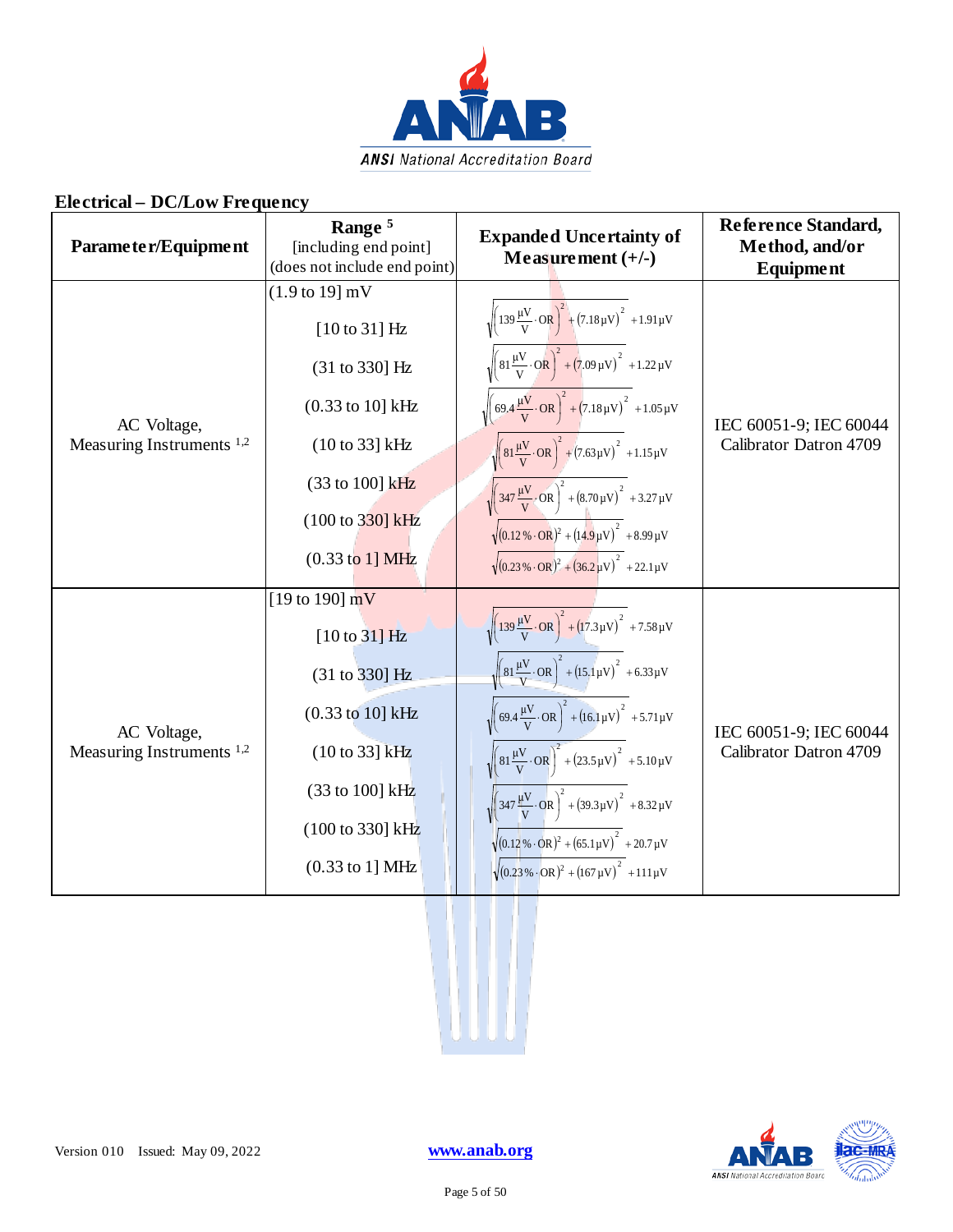## Electrical – DC/Low Frequency

| Parameter/Equipment | Range [5] [including end point] (does not include end point) | Expanded Uncertainty of Measurement (+/-) | Reference Standard, Method, and/or Equipment |
|---|---|---|---|
| AC Voltage, Measuring Instruments [1,2] | (1.9 to 19] mV | | IEC 60051-9; IEC 60044 Calibrator Datron 4709 |
| | [10 to 31] Hz | $\sqrt{\left(139\frac{\mu V}{V}\cdot OR\right)^2+(7.18\,\mu V)^2}+1.91\,\mu V$ | |
| | (31 to 330] Hz | $\sqrt{\left(81\frac{\mu V}{V}\cdot OR\right)^2+(7.09\,\mu V)^2}+1.22\,\mu V$ | |
| | (0.33 to 10] kHz | $\sqrt{\left(69.4\frac{\mu V}{V}\cdot OR\right)^2+(7.18\,\mu V)^2}+1.05\,\mu V$ | |
| | (10 to 33] kHz | $\sqrt{\left(81\frac{\mu V}{V}\cdot OR\right)^2+(7.63\,\mu V)^2}+1.15\,\mu V$ | |
| | (33 to 100] kHz | $\sqrt{\left(347\frac{\mu V}{V}\cdot OR\right)^2+(8.70\,\mu V)^2}+3.27\,\mu V$ | |
| | (100 to 330] kHz | $\sqrt{(0.12\,\%\cdot OR)^2+(14.9\,\mu V)^2}+8.99\,\mu V$ | |
| | (0.33 to 1] MHz | $\sqrt{(0.23\,\%\cdot OR)^2+(36.2\,\mu V)^2}+22.1\,\mu V$ | |
| AC Voltage, Measuring Instruments [1,2] | [19 to 190] mV | | IEC 60051-9; IEC 60044 Calibrator Datron 4709 |
| | [10 to 31] Hz | $\sqrt{\left(139\frac{\mu V}{V}\cdot OR\right)^2+(17.3\,\mu V)^2}+7.58\,\mu V$ | |
| | (31 to 330] Hz | $\sqrt{\left(81\frac{\mu V}{V}\cdot OR\right)^2+(15.1\,\mu V)^2}+6.33\,\mu V$ | |
| | (0.33 to 10] kHz | $\sqrt{\left(69.4\frac{\mu V}{V}\cdot OR\right)^2+(16.1\,\mu V)^2}+5.71\,\mu V$ | |
| | (10 to 33] kHz | $\sqrt{\left(81\frac{\mu V}{V}\cdot OR\right)^2+(23.5\,\mu V)^2}+5.10\,\mu V$ | |
| | (33 to 100] kHz | $\sqrt{\left(347\frac{\mu V}{V}\cdot OR\right)^2+(39.3\,\mu V)^2}+8.32\,\mu V$ | |
| | (100 to 330] kHz | $\sqrt{(0.12\,\%\cdot OR)^2+(65.1\,\mu V)^2}+20.7\,\mu V$ | |
| | (0.33 to 1] MHz | $\sqrt{(0.23\,\%\cdot OR)^2+(167\,\mu V)^2}+111\,\mu V$ | |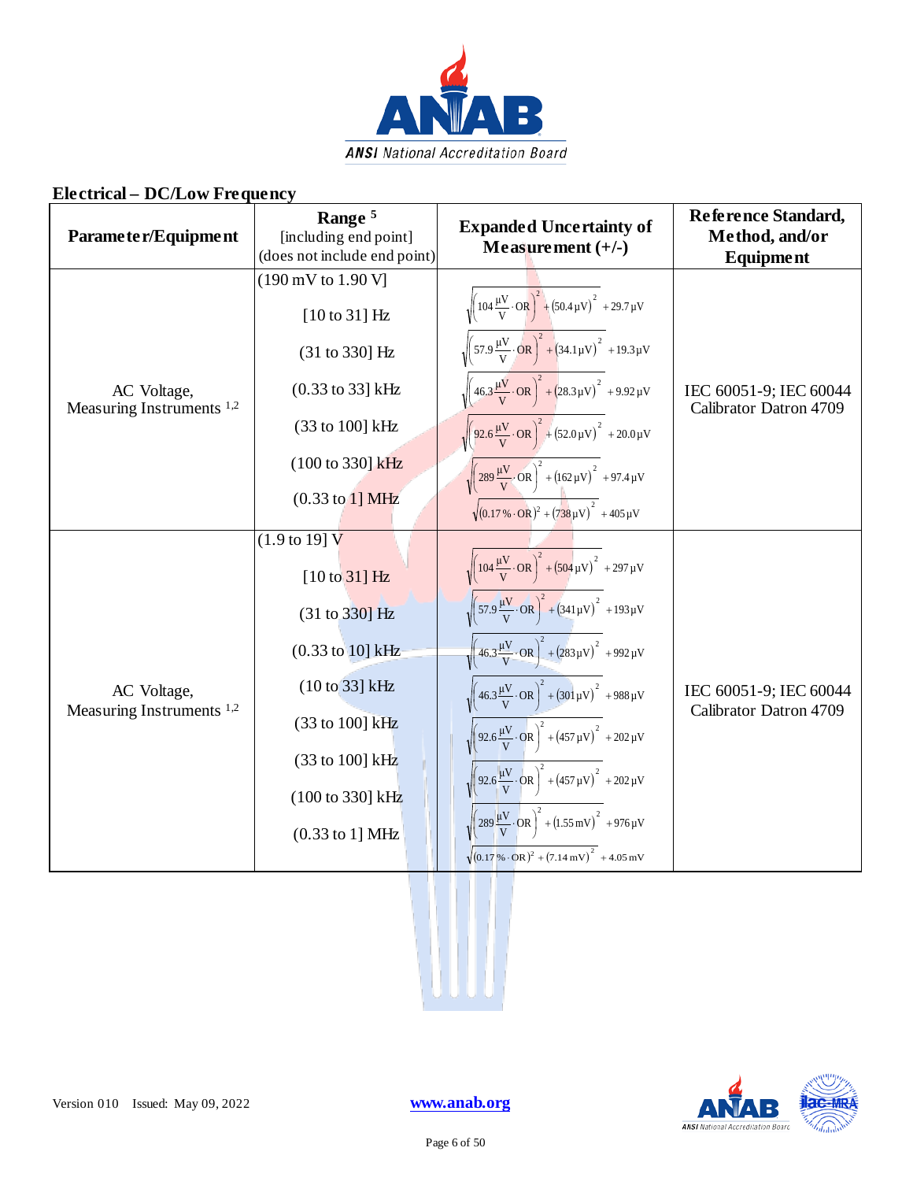## Electrical – DC/Low Frequency

| Parameter/Equipment | Range [5] [including end point] (does not include end point) | Expanded Uncertainty of Measurement (+/-) | Reference Standard, Method, and/or Equipment |
|---|---|---|---|
| AC Voltage, Measuring Instruments [1,2] | (190 mV to 1.90 V] | | IEC 60051-9; IEC 60044 Calibrator Datron 4709 |
| | [10 to 31] Hz | $\sqrt{\left(104\,\frac{\mu V}{V}\cdot OR\right)^2+\left(50.4\,\mu V\right)^2}+29.7\,\mu V$ | |
| | (31 to 330] Hz | $\sqrt{\left(57.9\,\frac{\mu V}{V}\cdot OR\right)^2+\left(34.1\,\mu V\right)^2}+19.3\,\mu V$ | |
| | (0.33 to 33] kHz | $\sqrt{\left(46.3\,\frac{\mu V}{V}\cdot OR\right)^2+\left(28.3\,\mu V\right)^2}+9.92\,\mu V$ | |
| | (33 to 100] kHz | $\sqrt{\left(92.6\,\frac{\mu V}{V}\cdot OR\right)^2+\left(52.0\,\mu V\right)^2}+20.0\,\mu V$ | |
| | (100 to 330] kHz | $\sqrt{\left(289\,\frac{\mu V}{V}\cdot OR\right)^2+\left(162\,\mu V\right)^2}+97.4\,\mu V$ | |
| | (0.33 to 1] MHz | $\sqrt{\left(0.17\,\%\cdot OR\right)^2+\left(738\,\mu V\right)^2}+405\,\mu V$ | |
| AC Voltage, Measuring Instruments [1,2] | (1.9 to 19] V | | IEC 60051-9; IEC 60044 Calibrator Datron 4709 |
| | [10 to 31] Hz | $\sqrt{\left(104\,\frac{\mu V}{V}\cdot OR\right)^2+\left(504\,\mu V\right)^2}+297\,\mu V$ | |
| | (31 to 330] Hz | $\sqrt{\left(57.9\,\frac{\mu V}{V}\cdot OR\right)^2+\left(341\,\mu V\right)^2}+193\,\mu V$ | |
| | (0.33 to 10] kHz | $\sqrt{\left(46.3\,\frac{\mu V}{V}\cdot OR\right)^2+\left(283\,\mu V\right)^2}+992\,\mu V$ | |
| | (10 to 33] kHz | $\sqrt{\left(46.3\,\frac{\mu V}{V}\cdot OR\right)^2+\left(301\,\mu V\right)^2}+988\,\mu V$ | |
| | (33 to 100] kHz | $\sqrt{\left(92.6\,\frac{\mu V}{V}\cdot OR\right)^2+\left(457\,\mu V\right)^2}+202\,\mu V$ | |
| | (33 to 100] kHz | $\sqrt{\left(92.6\,\frac{\mu V}{V}\cdot OR\right)^2+\left(457\,\mu V\right)^2}+202\,\mu V$ | |
| | (100 to 330] kHz | $\sqrt{\left(289\,\frac{\mu V}{V}\cdot OR\right)^2+\left(1.55\,mV\right)^2}+976\,\mu V$ | |
| | (0.33 to 1] MHz | $\sqrt{\left(0.17\,\%\cdot OR\right)^2+\left(7.14\,mV\right)^2}+4.05\,mV$ | |

Version 010 Issued: May 09, 2022 www.anab.org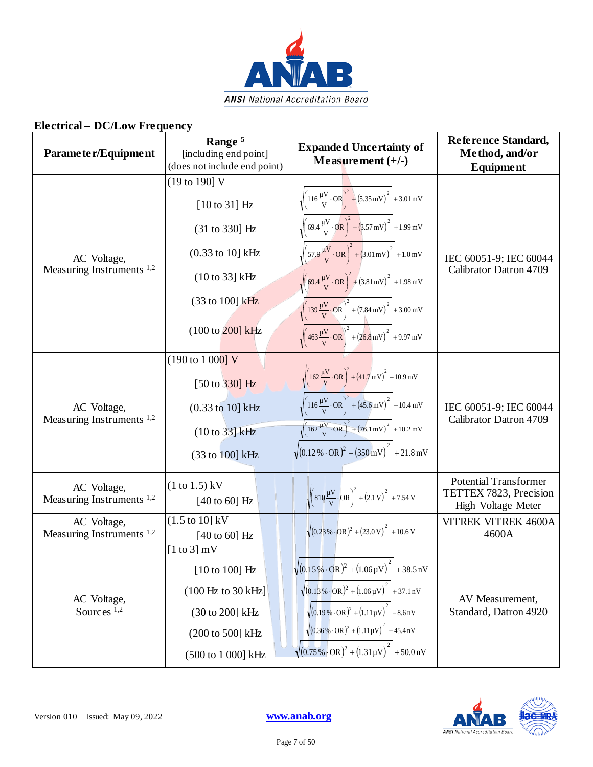## Electrical – DC/Low Frequency

| Parameter/Equipment | Range [5] [including end point] (does not include end point) | Expanded Uncertainty of Measurement (+/-) | Reference Standard, Method, and/or Equipment |
|---|---|---|---|
| AC Voltage, Measuring Instruments [1,2] | (19 to 190] V | | IEC 60051-9; IEC 60044 Calibrator Datron 4709 |
| | [10 to 31] Hz | $\sqrt{\left(116\,\frac{\mu V}{V}\cdot OR\right)^2+(5.35\,mV)^2}+3.01\,mV$ | |
| | (31 to 330] Hz | $\sqrt{\left(69.4\,\frac{\mu V}{V}\cdot OR\right)^2+(3.57\,mV)^2}+1.99\,mV$ | |
| | (0.33 to 10] kHz | $\sqrt{\left(57.9\,\frac{\mu V}{V}\cdot OR\right)^2+(3.01\,mV)^2}+1.0\,mV$ | |
| | (10 to 33] kHz | $\sqrt{\left(69.4\,\frac{\mu V}{V}\cdot OR\right)^2+(3.81\,mV)^2}+1.98\,mV$ | |
| | (33 to 100] kHz | $\sqrt{\left(139\,\frac{\mu V}{V}\cdot OR\right)^2+(7.84\,mV)^2}+3.00\,mV$ | |
| | (100 to 200] kHz | $\sqrt{\left(463\,\frac{\mu V}{V}\cdot OR\right)^2+(26.8\,mV)^2}+9.97\,mV$ | |
| AC Voltage, Measuring Instruments [1,2] | (190 to 1 000] V | | IEC 60051-9; IEC 60044 Calibrator Datron 4709 |
| | [50 to 330] Hz | $\sqrt{\left(162\,\frac{\mu V}{V}\cdot OR\right)^2+(41.7\,mV)^2}+10.9\,mV$ | |
| | (0.33 to 10] kHz | $\sqrt{\left(116\,\frac{\mu V}{V}\cdot OR\right)^2+(45.6\,mV)^2}+10.4\,mV$ | |
| | (10 to 33] kHz | $\sqrt{\left(162\,\frac{\mu V}{V}\cdot OR\right)^2+(76.1\,mV)^2}+10.2\,mV$ | |
| | (33 to 100] kHz | $\sqrt{(0.12\,\%\cdot OR)^2+(350\,mV)^2}+21.8\,mV$ | |
| AC Voltage, Measuring Instruments [1,2] | (1 to 1.5) kV [40 to 60] Hz | $\sqrt{\left(810\,\frac{\mu V}{V}\cdot OR\right)^2+(2.1\,V)^2}+7.54\,V$ | Potential Transformer TETTEX 7823, Precision High Voltage Meter |
| AC Voltage, Measuring Instruments [1,2] | (1.5 to 10] kV [40 to 60] Hz | $\sqrt{(0.23\,\%\cdot OR)^2+(23.0\,V)^2}+10.6\,V$ | VITREK VITREK 4600A 4600A |
| AC Voltage, Sources [1,2] | [1 to 3] mV | | AV Measurement, Standard, Datron 4920 |
| | [10 to 100] Hz | $\sqrt{(0.15\,\%\cdot OR)^2+(1.06\,\mu V)^2}+38.5\,nV$ | |
| | (100 Hz to 30 kHz] | $\sqrt{(0.13\,\%\cdot OR)^2+(1.06\,\mu V)^2}+37.1\,nV$ | |
| | (30 to 200] kHz | $\sqrt{(0.19\,\%\cdot OR)^2+(1.11\,\mu V)^2}-8.6\,nV$ | |
| | (200 to 500] kHz | $\sqrt{(0.36\,\%\cdot OR)^2+(1.11\,\mu V)^2}+45.4\,nV$ | |
| | (500 to 1 000] kHz | $\sqrt{(0.75\,\%\cdot OR)^2+(1.31\,\mu V)^2}+50.0\,nV$ | |

Version 010 Issued: May 09, 2022 www.anab.org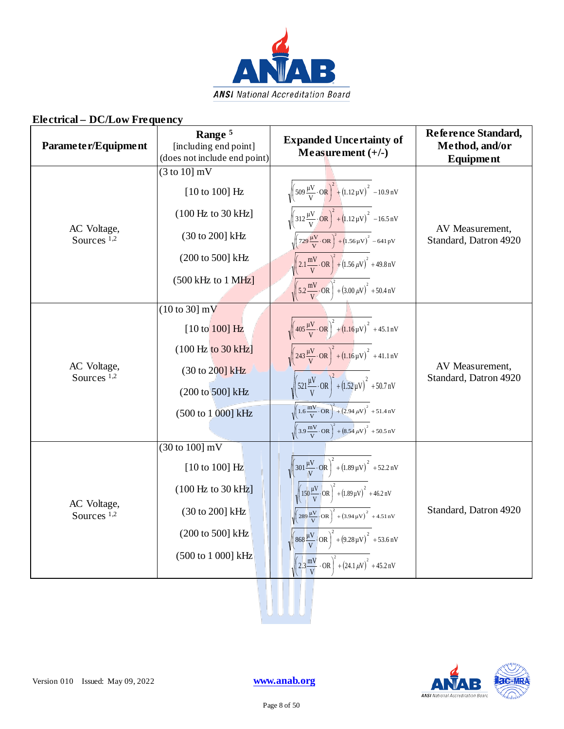## Electrical – DC/Low Frequency

| Parameter/Equipment | Range [5] [including end point] (does not include end point) | Expanded Uncertainty of Measurement (+/-) | Reference Standard, Method, and/or Equipment |
|---|---|---|---|
| AC Voltage, Sources [1,2] | (3 to 10] mV | | AV Measurement, Standard, Datron 4920 |
| | [10 to 100] Hz | $\sqrt{\left(509\,\frac{\mu V}{V}\cdot OR\right)^2+(1.12\,\mu V)^2}-10.9\,nV$ | |
| | (100 Hz to 30 kHz] | $\sqrt{\left(312\,\frac{\mu V}{V}\cdot OR\right)^2+(1.12\,\mu V)^2}-16.5\,nV$ | |
| | (30 to 200] kHz | $\sqrt{\left(729\,\frac{\mu V}{V}\cdot OR\right)^2+(1.56\,\mu V)^2}-641\,pV$ | |
| | (200 to 500] kHz | $\sqrt{\left(2.1\,\frac{mV}{V}\cdot OR\right)^2+(1.56\,\mu V)^2}+49.8\,nV$ | |
| | (500 kHz to 1 MHz] | $\sqrt{\left(5.2\,\frac{mV}{V}\cdot OR\right)^2+(3.00\,\mu V)^2}+50.4\,nV$ | |
| AC Voltage, Sources [1,2] | (10 to 30] mV | | AV Measurement, Standard, Datron 4920 |
| | [10 to 100] Hz | $\sqrt{\left(405\,\frac{\mu V}{V}\cdot OR\right)^2+(1.16\,\mu V)^2}+45.1\,nV$ | |
| | (100 Hz to 30 kHz] | $\sqrt{\left(243\,\frac{\mu V}{V}\cdot OR\right)^2+(1.16\,\mu V)^2}+41.1\,nV$ | |
| | (30 to 200] kHz | $\sqrt{\left(521\,\frac{\mu V}{V}\cdot OR\right)^2+(1.52\,\mu V)^2}+50.7\,nV$ | |
| | (200 to 500] kHz | $\sqrt{\left(1.6\,\frac{mV}{V}\cdot OR\right)^2+(2.94\,\mu V)^2}+51.4\,nV$ | |
| | (500 to 1 000] kHz | $\sqrt{\left(3.9\,\frac{mV}{V}\cdot OR\right)^2+(8.54\,\mu V)^2}+50.5\,nV$ | |
| AC Voltage, Sources [1,2] | (30 to 100] mV | | Standard, Datron 4920 |
| | [10 to 100] Hz | $\sqrt{\left(301\,\frac{\mu V}{V}\cdot OR\right)^2+(1.89\,\mu V)^2}+52.2\,nV$ | |
| | (100 Hz to 30 kHz] | $\sqrt{\left(150\,\frac{\mu V}{V}\cdot OR\right)^2+(1.89\,\mu V)^2}+46.2\,nV$ | |
| | (30 to 200] kHz | $\sqrt{\left(289\,\frac{\mu V}{V}\cdot OR\right)^2+(3.94\,\mu V)^2}+4.51\,nV$ | |
| | (200 to 500] kHz | $\sqrt{\left(868\,\frac{\mu V}{V}\cdot OR\right)^2+(9.28\,\mu V)^2}+53.6\,nV$ | |
| | (500 to 1 000] kHz | $\sqrt{\left(2.3\,\frac{mV}{V}\cdot OR\right)^2+(24.1\,\mu V)^2}+45.2\,nV$ | |

Version 010 Issued: May 09, 2022 www.anab.org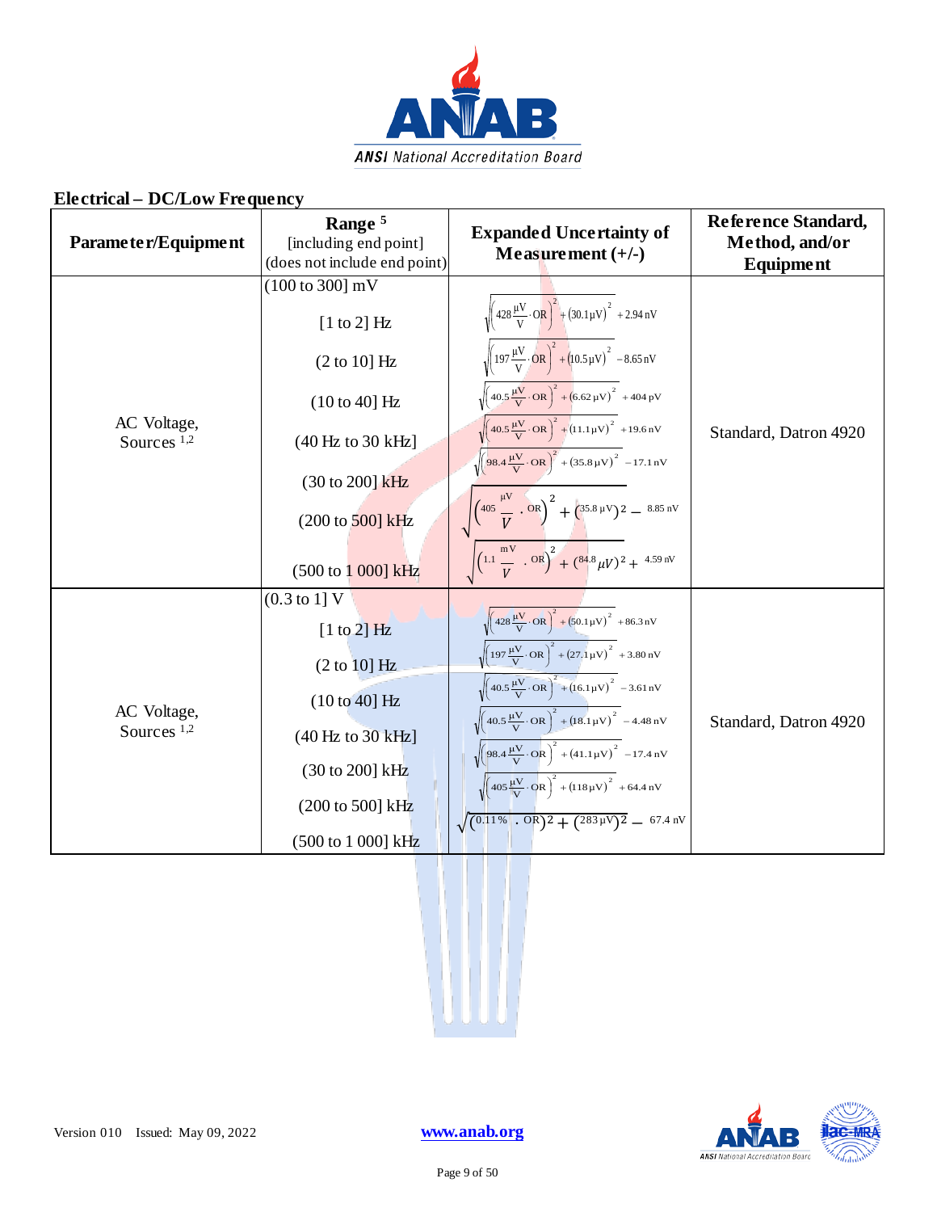## Electrical – DC/Low Frequency

| Parameter/Equipment | Range [5] [including end point] (does not include end point) | Expanded Uncertainty of Measurement (+/-) | Reference Standard, Method, and/or Equipment |
|---|---|---|---|
| AC Voltage, Sources [1,2] | (100 to 300] mV | | Standard, Datron 4920 |
| | [1 to 2] Hz | $\sqrt{\left(428\,\frac{\mu V}{V}\cdot OR\right)^2+(30.1\,\mu V)^2}+2.94\text{ nV}$ | |
| | (2 to 10] Hz | $\sqrt{\left(197\,\frac{\mu V}{V}\cdot OR\right)^2+(10.5\,\mu V)^2}-8.65\text{ nV}$ | |
| | (10 to 40] Hz | $\sqrt{\left(40.5\,\frac{\mu V}{V}\cdot OR\right)^2+(6.62\,\mu V)^2}+404\text{ pV}$ | |
| | (40 Hz to 30 kHz] | $\sqrt{\left(40.5\,\frac{\mu V}{V}\cdot OR\right)^2+(11.1\,\mu V)^2}+19.6\text{ nV}$ | |
| | (30 to 200] kHz | $\sqrt{\left(98.4\,\frac{\mu V}{V}\cdot OR\right)^2+(35.8\,\mu V)^2}-17.1\text{ nV}$ | |
| | (200 to 500] kHz | $\sqrt{\left(405\,\frac{\mu V}{V}\cdot OR\right)^2+(35.8\,\mu V)^2}-8.85\text{ nV}$ | |
| | (500 to 1 000] kHz | $\sqrt{\left(1.1\,\frac{mV}{V}\cdot OR\right)^2+(84.8\,\mu V)^2}+4.59\text{ nV}$ | |
| AC Voltage, Sources [1,2] | (0.3 to 1] V | | Standard, Datron 4920 |
| | [1 to 2] Hz | $\sqrt{\left(428\,\frac{\mu V}{V}\cdot OR\right)^2+(50.1\,\mu V)^2}+86.3\text{ nV}$ | |
| | (2 to 10] Hz | $\sqrt{\left(197\,\frac{\mu V}{V}\cdot OR\right)^2+(27.1\,\mu V)^2}+3.80\text{ nV}$ | |
| | (10 to 40] Hz | $\sqrt{\left(40.5\,\frac{\mu V}{V}\cdot OR\right)^2+(16.1\,\mu V)^2}-3.61\text{ nV}$ | |
| | (40 Hz to 30 kHz] | $\sqrt{\left(40.5\,\frac{\mu V}{V}\cdot OR\right)^2+(18.1\,\mu V)^2}-4.48\text{ nV}$ | |
| | (30 to 200] kHz | $\sqrt{\left(98.4\,\frac{\mu V}{V}\cdot OR\right)^2+(41.1\,\mu V)^2}-17.4\text{ nV}$ | |
| | (200 to 500] kHz | $\sqrt{\left(405\,\frac{\mu V}{V}\cdot OR\right)^2+(118\,\mu V)^2}+64.4\text{ nV}$ | |
| | (500 to 1 000] kHz | $\sqrt{(0.11\,\%\cdot OR)^2+(283\,\mu V)^2}-67.4\text{ nV}$ | |

Version 010 Issued: May 09, 2022 www.anab.org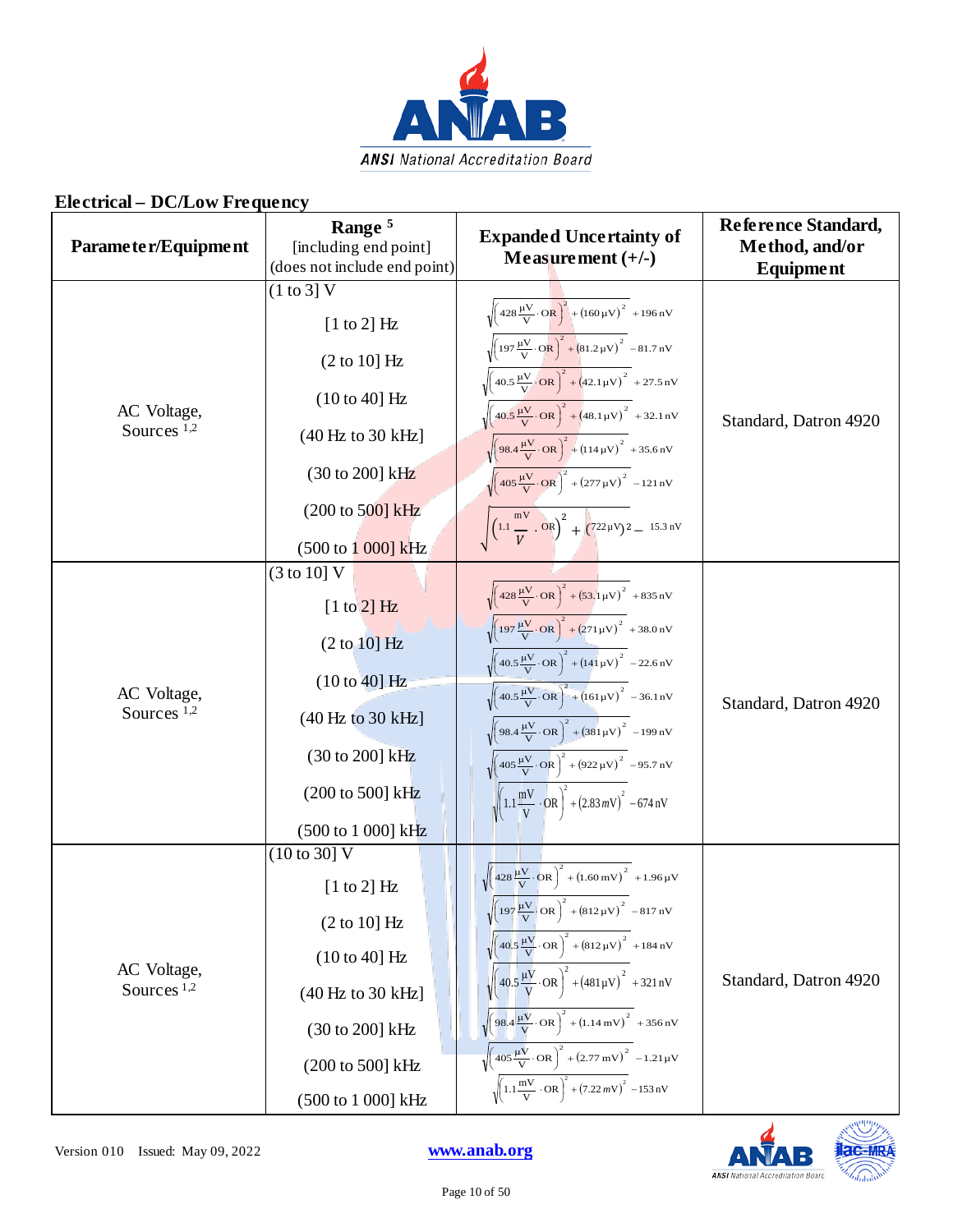## Electrical – DC/Low Frequency

| Parameter/Equipment | Range [5] [including end point] (does not include end point) | Expanded Uncertainty of Measurement (+/-) | Reference Standard, Method, and/or Equipment |
|---|---|---|---|
| AC Voltage, Sources [1,2] | (1 to 3] V | | Standard, Datron 4920 |
| | [1 to 2] Hz | $\sqrt{\left(428\,\frac{\mu V}{V}\cdot OR\right)^2 + (160\,\mu V)^2} + 196\,nV$ | |
| | (2 to 10] Hz | $\sqrt{\left(197\,\frac{\mu V}{V}\cdot OR\right)^2 + (81.2\,\mu V)^2} - 81.7\,nV$ | |
| | (10 to 40] Hz | $\sqrt{\left(40.5\,\frac{\mu V}{V}\cdot OR\right)^2 + (42.1\,\mu V)^2} + 27.5\,nV$ | |
| | (40 Hz to 30 kHz] | $\sqrt{\left(40.5\,\frac{\mu V}{V}\cdot OR\right)^2 + (48.1\,\mu V)^2} + 32.1\,nV$ | |
| | (30 to 200] kHz | $\sqrt{\left(98.4\,\frac{\mu V}{V}\cdot OR\right)^2 + (114\,\mu V)^2} + 35.6\,nV$ | |
| | (200 to 500] kHz | $\sqrt{\left(405\,\frac{\mu V}{V}\cdot OR\right)^2 + (277\,\mu V)^2} - 121\,nV$ | |
| | (500 to 1 000] kHz | $\sqrt{\left(1.1\,\frac{mV}{V}\cdot OR\right)^2 + (722\,\mu V)^2} - 15.3\,nV$ | |
| AC Voltage, Sources [1,2] | (3 to 10] V | | Standard, Datron 4920 |
| | [1 to 2] Hz | $\sqrt{\left(428\,\frac{\mu V}{V}\cdot OR\right)^2 + (53.1\,\mu V)^2} + 835\,nV$ | |
| | (2 to 10] Hz | $\sqrt{\left(197\,\frac{\mu V}{V}\cdot OR\right)^2 + (271\,\mu V)^2} + 38.0\,nV$ | |
| | (10 to 40] Hz | $\sqrt{\left(40.5\,\frac{\mu V}{V}\cdot OR\right)^2 + (141\,\mu V)^2} - 22.6\,nV$ | |
| | (40 Hz to 30 kHz] | $\sqrt{\left(40.5\,\frac{\mu V}{V}\cdot OR\right)^2 + (161\,\mu V)^2} - 36.1\,nV$ | |
| | (30 to 200] kHz | $\sqrt{\left(98.4\,\frac{\mu V}{V}\cdot OR\right)^2 + (381\,\mu V)^2} - 199\,nV$ | |
| | (200 to 500] kHz | $\sqrt{\left(405\,\frac{\mu V}{V}\cdot OR\right)^2 + (922\,\mu V)^2} - 95.7\,nV$ | |
| | (500 to 1 000] kHz | $\sqrt{\left(1.1\,\frac{mV}{V}\cdot OR\right)^2 + (2.83\,mV)^2} - 674\,nV$ | |
| AC Voltage, Sources [1,2] | (10 to 30] V | | Standard, Datron 4920 |
| | [1 to 2] Hz | $\sqrt{\left(428\,\frac{\mu V}{V}\cdot OR\right)^2 + (1.60\,mV)^2} + 1.96\,\mu V$ | |
| | (2 to 10] Hz | $\sqrt{\left(197\,\frac{\mu V}{V}\cdot OR\right)^2 + (812\,\mu V)^2} - 817\,nV$ | |
| | (10 to 40] Hz | $\sqrt{\left(40.5\,\frac{\mu V}{V}\cdot OR\right)^2 + (812\,\mu V)^2} + 184\,nV$ | |
| | (40 Hz to 30 kHz] | $\sqrt{\left(40.5\,\frac{\mu V}{V}\cdot OR\right)^2 + (481\,\mu V)^2} + 321\,nV$ | |
| | (30 to 200] kHz | $\sqrt{\left(98.4\,\frac{\mu V}{V}\cdot OR\right)^2 + (1.14\,mV)^2} + 356\,nV$ | |
| | (200 to 500] kHz | $\sqrt{\left(405\,\frac{\mu V}{V}\cdot OR\right)^2 + (2.77\,mV)^2} - 1.21\,\mu V$ | |
| | (500 to 1 000] kHz | $\sqrt{\left(1.1\,\frac{mV}{V}\cdot OR\right)^2 + (7.22\,mV)^2} - 153\,nV$ | |

Version 010 Issued: May 09, 2022 www.anab.org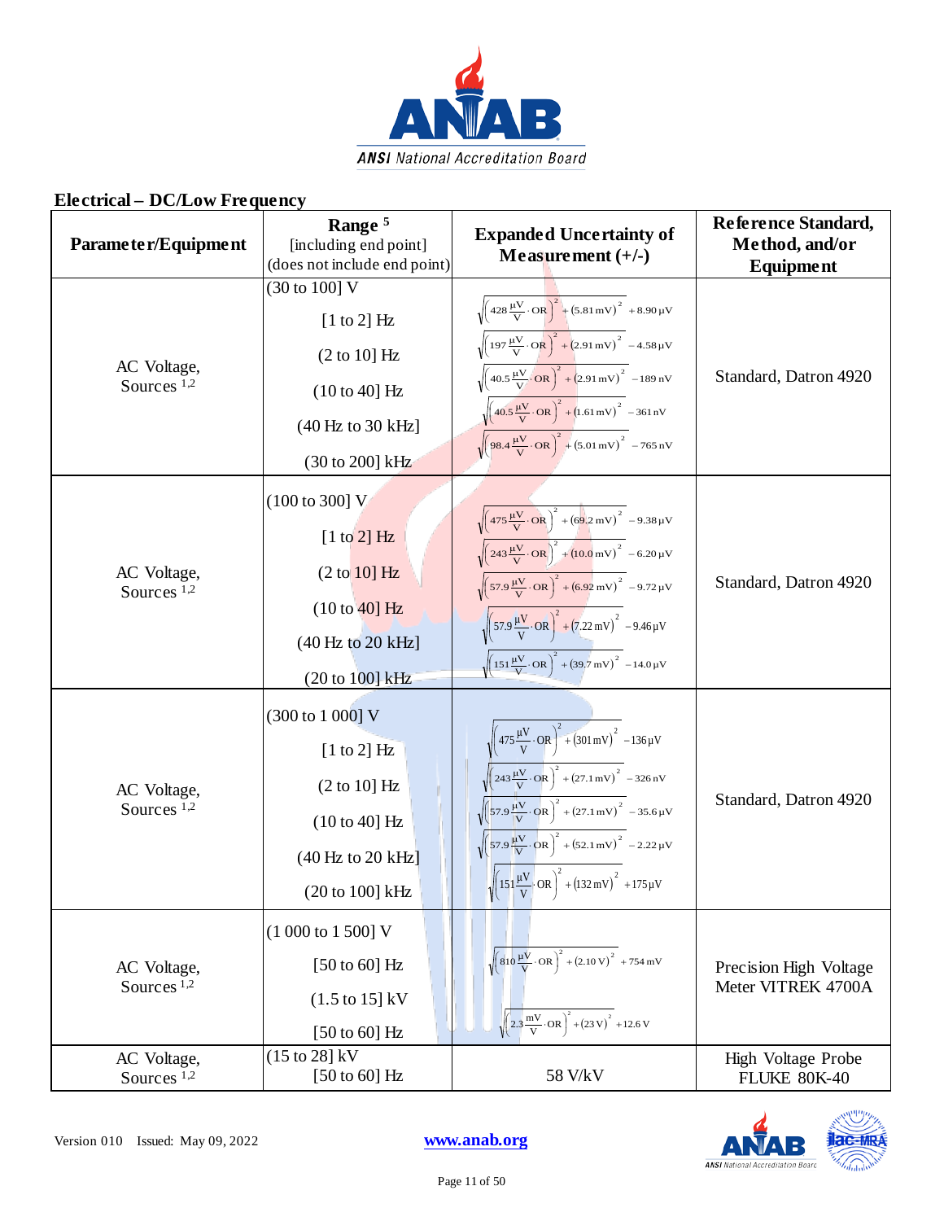## Electrical – DC/Low Frequency

| Parameter/Equipment | Range [5] [including end point] (does not include end point) | Expanded Uncertainty of Measurement (+/-) | Reference Standard, Method, and/or Equipment |
|---|---|---|---|
| AC Voltage, Sources [1,2] | (30 to 100] V<br>[1 to 2] Hz<br>(2 to 10] Hz<br>(10 to 40] Hz<br>(40 Hz to 30 kHz]<br>(30 to 200] kHz | <br>$\sqrt{\left(428\,\frac{\mu V}{V}\cdot OR\right)^2+(5.81\,mV)^2}+8.90\,\mu V$<br>$\sqrt{\left(197\,\frac{\mu V}{V}\cdot OR\right)^2+(2.91\,mV)^2}-4.58\,\mu V$<br>$\sqrt{\left(40.5\,\frac{\mu V}{V}\cdot OR\right)^2+(2.91\,mV)^2}-189\,nV$<br>$\sqrt{\left(40.5\,\frac{\mu V}{V}\cdot OR\right)^2+(1.61\,mV)^2}-361\,nV$<br>$\sqrt{\left(98.4\,\frac{\mu V}{V}\cdot OR\right)^2+(5.01\,mV)^2}-765\,nV$ | Standard, Datron 4920 |
| AC Voltage, Sources [1,2] | (100 to 300] V<br>[1 to 2] Hz<br>(2 to 10] Hz<br>(10 to 40] Hz<br>(40 Hz to 20 kHz]<br>(20 to 100] kHz | <br>$\sqrt{\left(475\,\frac{\mu V}{V}\cdot OR\right)^2+(69.2\,mV)^2}-9.38\,\mu V$<br>$\sqrt{\left(243\,\frac{\mu V}{V}\cdot OR\right)^2+(10.0\,mV)^2}-6.20\,\mu V$<br>$\sqrt{\left(57.9\,\frac{\mu V}{V}\cdot OR\right)^2+(6.92\,mV)^2}-9.72\,\mu V$<br>$\sqrt{\left(57.9\,\frac{\mu V}{V}\cdot OR\right)^2+(7.22\,mV)^2}-9.46\,\mu V$<br>$\sqrt{\left(151\,\frac{\mu V}{V}\cdot OR\right)^2+(39.7\,mV)^2}-14.0\,\mu V$ | Standard, Datron 4920 |
| AC Voltage, Sources [1,2] | (300 to 1 000] V<br>[1 to 2] Hz<br>(2 to 10] Hz<br>(10 to 40] Hz<br>(40 Hz to 20 kHz]<br>(20 to 100] kHz | <br>$\sqrt{\left(475\,\frac{\mu V}{V}\cdot OR\right)^2+(301\,mV)^2}-136\,\mu V$<br>$\sqrt{\left(243\,\frac{\mu V}{V}\cdot OR\right)^2+(27.1\,mV)^2}-326\,nV$<br>$\sqrt{\left(57.9\,\frac{\mu V}{V}\cdot OR\right)^2+(27.1\,mV)^2}-35.6\,\mu V$<br>$\sqrt{\left(57.9\,\frac{\mu V}{V}\cdot OR\right)^2+(52.1\,mV)^2}-2.22\,\mu V$<br>$\sqrt{\left(151\,\frac{\mu V}{V}\cdot OR\right)^2+(132\,mV)^2}+175\,\mu V$ | Standard, Datron 4920 |
| AC Voltage, Sources [1,2] | (1 000 to 1 500] V<br>[50 to 60] Hz<br>(1.5 to 15] kV<br>[50 to 60] Hz | <br>$\sqrt{\left(810\,\frac{\mu V}{V}\cdot OR\right)^2+(2.10\,V)^2}+754\,mV$<br><br>$\sqrt{\left(2.3\,\frac{mV}{V}\cdot OR\right)^2+(23\,V)^2}+12.6\,V$ | Precision High Voltage Meter VITREK 4700A |
| AC Voltage, Sources [1,2] | (15 to 28] kV<br>[50 to 60] Hz | 58 V/kV | High Voltage Probe FLUKE 80K-40 |

Version 010 Issued: May 09, 2022

www.anab.org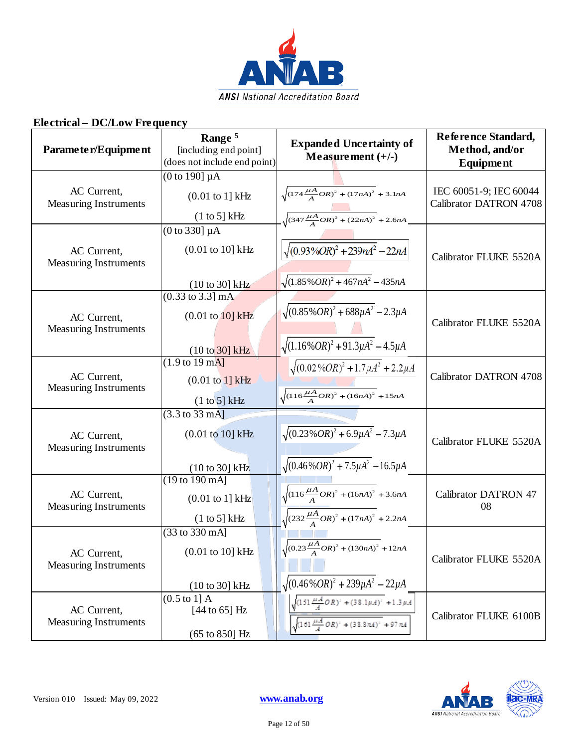## Electrical – DC/Low Frequency

| Parameter/Equipment | Range [5] [including end point] (does not include end point) | Expanded Uncertainty of Measurement (+/-) | Reference Standard, Method, and/or Equipment |
|---|---|---|---|
| AC Current, Measuring Instruments | (0 to 190] µA<br>(0.01 to 1] kHz<br>(1 to 5] kHz | $\sqrt{(174\frac{\mu A}{A}OR)^2+(17nA)^2}+3.1nA$<br>$\sqrt{(347\frac{\mu A}{A}OR)^2+(22nA)^2}+2.6nA$ | IEC 60051-9; IEC 60044 Calibrator DATRON 4708 |
| AC Current, Measuring Instruments | (0 to 330] µA<br>(0.01 to 10] kHz<br>(10 to 30] kHz | $\sqrt{(0.93\%OR)^2+239nA^2}-22nA$<br>$\sqrt{(1.85\%OR)^2+467nA^2}-435nA$ | Calibrator FLUKE 5520A |
| AC Current, Measuring Instruments | (0.33 to 3.3] mA<br>(0.01 to 10] kHz<br>(10 to 30] kHz | $\sqrt{(0.85\%OR)^2+688\mu A^2}-2.3\mu A$<br>$\sqrt{(1.16\%OR)^2+91.3\mu A^2}-4.5\mu A$ | Calibrator FLUKE 5520A |
| AC Current, Measuring Instruments | (1.9 to 19 mA]<br>(0.01 to 1] kHz<br>(1 to 5] kHz | $\sqrt{(0.02\%OR)^2+1.7\mu A^2}+2.2\mu A$<br>$\sqrt{(116\frac{\mu A}{A}OR)^2+(16nA)^2}+15nA$ | Calibrator DATRON 4708 |
| AC Current, Measuring Instruments | (3.3 to 33 mA]<br>(0.01 to 10] kHz<br>(10 to 30] kHz | $\sqrt{(0.23\%OR)^2+6.9\mu A^2}-7.3\mu A$<br>$\sqrt{(0.46\%OR)^2+7.5\mu A^2}-16.5\mu A$ | Calibrator FLUKE 5520A |
| AC Current, Measuring Instruments | (19 to 190 mA]<br>(0.01 to 1] kHz<br>(1 to 5] kHz | $\sqrt{(116\frac{\mu A}{A}OR)^2+(16nA)^2}+3.6nA$<br>$\sqrt{(232\frac{\mu A}{A}OR)^2+(17nA)^2}+2.2nA$ | Calibrator DATRON 47 08 |
| AC Current, Measuring Instruments | (33 to 330 mA]<br>(0.01 to 10] kHz<br>(10 to 30] kHz | $\sqrt{(0.23\frac{\mu A}{A}OR)^2+(130nA)^2}+12nA$<br>$\sqrt{(0.46\%OR)^2+239\mu A^2}-22\mu A$ | Calibrator FLUKE 5520A |
| AC Current, Measuring Instruments | (0.5 to 1] A<br>[44 to 65] Hz<br>(65 to 850] Hz | $\sqrt{(151\frac{\mu A}{A}OR)^2+(38.1\mu A)^2}+1.3\mu A$<br>$\sqrt{(161\frac{\mu A}{A}OR)^2+(38.8nA)^2}+97nA$ | Calibrator FLUKE 6100B |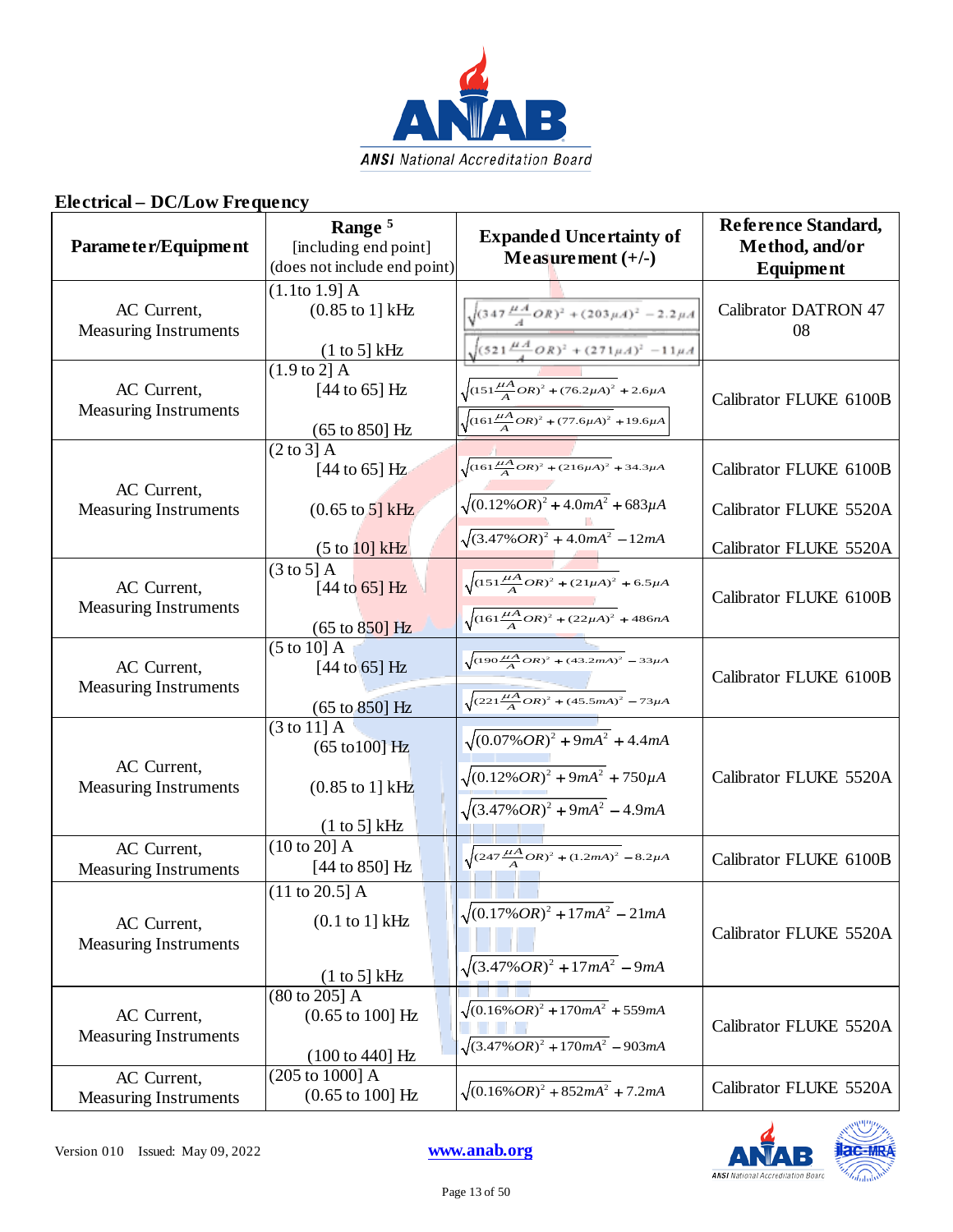## Electrical – DC/Low Frequency

| Parameter/Equipment | Range [5] [including end point] (does not include end point) | Expanded Uncertainty of Measurement (+/-) | Reference Standard, Method, and/or Equipment |
|---|---|---|---|
| AC Current, Measuring Instruments | (1.1to 1.9] A<br>(0.85 to 1] kHz<br><br>(1 to 5] kHz | $\sqrt{(347\frac{\mu A}{A}OR)^2+(203\mu A)^2}-2.2\mu A$<br>$\sqrt{(521\frac{\mu A}{A}OR)^2+(271\mu A)^2}-11\mu A$ | Calibrator DATRON 47 08 |
| AC Current, Measuring Instruments | (1.9 to 2] A<br>[44 to 65] Hz<br><br>(65 to 850] Hz | $\sqrt{(151\frac{\mu A}{A}OR)^2+(76.2\mu A)^2}+2.6\mu A$<br>$\sqrt{(161\frac{\mu A}{A}OR)^2+(77.6\mu A)^2}+19.6\mu A$ | Calibrator FLUKE 6100B |
| AC Current, Measuring Instruments | (2 to 3] A<br>[44 to 65] Hz<br><br>(0.65 to 5] kHz<br><br>(5 to 10] kHz | $\sqrt{(161\frac{\mu A}{A}OR)^2+(216\mu A)^2}+34.3\mu A$<br>$\sqrt{(0.12\%OR)^2+4.0mA^2}+683\mu A$<br>$\sqrt{(3.47\%OR)^2+4.0mA^2}-12mA$ | Calibrator FLUKE 6100B<br>Calibrator FLUKE 5520A<br>Calibrator FLUKE 5520A |
| AC Current, Measuring Instruments | (3 to 5] A<br>[44 to 65] Hz<br><br>(65 to 850] Hz | $\sqrt{(151\frac{\mu A}{A}OR)^2+(21\mu A)^2}+6.5\mu A$<br>$\sqrt{(161\frac{\mu A}{A}OR)^2+(22\mu A)^2}+486nA$ | Calibrator FLUKE 6100B |
| AC Current, Measuring Instruments | (5 to 10] A<br>[44 to 65] Hz<br><br>(65 to 850] Hz | $\sqrt{(190\frac{\mu A}{A}OR)^2+(43.2mA)^2}-33\mu A$<br>$\sqrt{(221\frac{\mu A}{A}OR)^2+(45.5mA)^2}-73\mu A$ | Calibrator FLUKE 6100B |
| AC Current, Measuring Instruments | (3 to 11] A<br>(65 to100] Hz<br><br>(0.85 to 1] kHz<br><br>(1 to 5] kHz | $\sqrt{(0.07\%OR)^2+9mA^2}+4.4mA$<br>$\sqrt{(0.12\%OR)^2+9mA^2}+750\mu A$<br>$\sqrt{(3.47\%OR)^2+9mA^2}-4.9mA$ | Calibrator FLUKE 5520A |
| AC Current, Measuring Instruments | (10 to 20] A<br>[44 to 850] Hz | $\sqrt{(247\frac{\mu A}{A}OR)^2+(1.2mA)^2}-8.2\mu A$ | Calibrator FLUKE 6100B |
| AC Current, Measuring Instruments | (11 to 20.5] A<br>(0.1 to 1] kHz<br><br>(1 to 5] kHz | $\sqrt{(0.17\%OR)^2+17mA^2}-21mA$<br>$\sqrt{(3.47\%OR)^2+17mA^2}-9mA$ | Calibrator FLUKE 5520A |
| AC Current, Measuring Instruments | (80 to 205] A<br>(0.65 to 100] Hz<br><br>(100 to 440] Hz | $\sqrt{(0.16\%OR)^2+170mA^2}+559mA$<br>$\sqrt{(3.47\%OR)^2+170mA^2}-903mA$ | Calibrator FLUKE 5520A |
| AC Current, Measuring Instruments | (205 to 1000] A<br>(0.65 to 100] Hz | $\sqrt{(0.16\%OR)^2+852mA^2}+7.2mA$ | Calibrator FLUKE 5520A |

Version 010 Issued: May 09, 2022

www.anab.org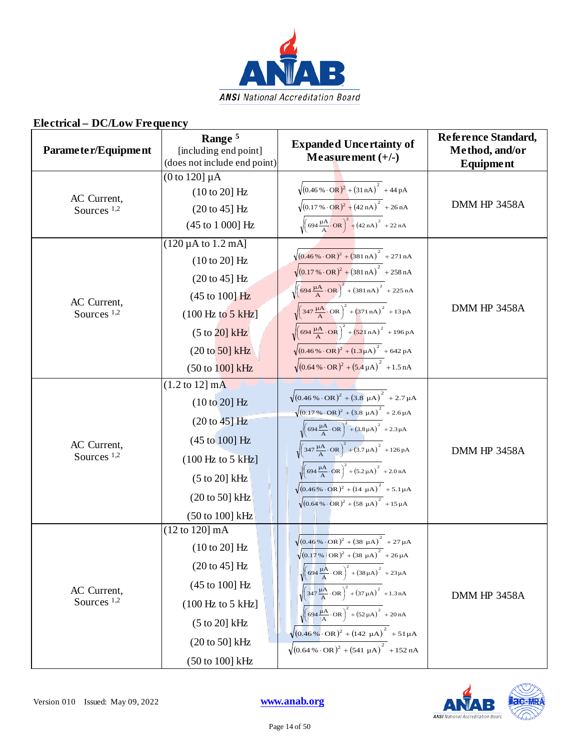## Electrical – DC/Low Frequency

| Parameter/Equipment | Range [5] [including end point] (does not include end point) | Expanded Uncertainty of Measurement (+/-) | Reference Standard, Method, and/or Equipment |
|---|---|---|---|
| AC Current, Sources [1,2] | (0 to 120] µA | | DMM HP 3458A |
| | (10 to 20] Hz | $\sqrt{(0.46\,\% \cdot \text{OR})^2 + (31\,\text{nA})^2} + 44\,\text{pA}$ | |
| | (20 to 45] Hz | $\sqrt{(0.17\,\% \cdot \text{OR})^2 + (42\,\text{nA})^2} + 26\,\text{nA}$ | |
| | (45 to 1 000] Hz | $\sqrt{\left(694\,\frac{\mu\text{A}}{\text{A}} \cdot \text{OR}\right)^2 + (42\,\text{nA})^2} + 22\,\text{nA}$ | |
| AC Current, Sources [1,2] | (120 µA to 1.2 mA] | | DMM HP 3458A |
| | (10 to 20] Hz | $\sqrt{(0.46\,\% \cdot \text{OR})^2 + (381\,\text{nA})^2} + 271\,\text{nA}$ | |
| | (20 to 45] Hz | $\sqrt{(0.17\,\% \cdot \text{OR})^2 + (381\,\text{nA})^2} + 258\,\text{nA}$ | |
| | (45 to 100] Hz | $\sqrt{\left(694\,\frac{\mu\text{A}}{\text{A}} \cdot \text{OR}\right)^2 + (381\,\text{nA})^2} + 225\,\text{nA}$ | |
| | (100 Hz to 5 kHz] | $\sqrt{\left(347\,\frac{\mu\text{A}}{\text{A}} \cdot \text{OR}\right)^2 + (371\,\text{nA})^2} + 13\,\text{pA}$ | |
| | (5 to 20] kHz | $\sqrt{\left(694\,\frac{\mu\text{A}}{\text{A}} \cdot \text{OR}\right)^2 + (521\,\text{nA})^2} + 196\,\text{pA}$ | |
| | (20 to 50] kHz | $\sqrt{(0.46\,\% \cdot \text{OR})^2 + (1.3\,\mu\text{A})^2} + 642\,\text{pA}$ | |
| | (50 to 100] kHz | $\sqrt{(0.64\,\% \cdot \text{OR})^2 + (5.4\,\mu\text{A})^2} + 1.5\,\text{nA}$ | |
| AC Current, Sources [1,2] | (1.2 to 12] mA | | DMM HP 3458A |
| | (10 to 20] Hz | $\sqrt{(0.46\,\% \cdot \text{OR})^2 + (3.8\,\mu\text{A})^2} + 2.7\,\mu\text{A}$ | |
| | (20 to 45] Hz | $\sqrt{(0.17\,\% \cdot \text{OR})^2 + (3.8\,\mu\text{A})^2} + 2.6\,\mu\text{A}$ | |
| | (45 to 100] Hz | $\sqrt{\left(694\,\frac{\mu\text{A}}{\text{A}} \cdot \text{OR}\right)^2 + (3.8\,\mu\text{A})^2} + 2.3\,\mu\text{A}$ | |
| | (100 Hz to 5 kHz] | $\sqrt{\left(347\,\frac{\mu\text{A}}{\text{A}} \cdot \text{OR}\right)^2 + (3.7\,\mu\text{A})^2} + 126\,\text{pA}$ | |
| | (5 to 20] kHz | $\sqrt{\left(694\,\frac{\mu\text{A}}{\text{A}} \cdot \text{OR}\right)^2 + (5.2\,\mu\text{A})^2} + 2.0\,\text{nA}$ | |
| | (20 to 50] kHz | $\sqrt{(0.46\,\% \cdot \text{OR})^2 + (14\,\mu\text{A})^2} + 5.1\,\mu\text{A}$ | |
| | (50 to 100] kHz | $\sqrt{(0.64\,\% \cdot \text{OR})^2 + (58\,\mu\text{A})^2} + 15\,\mu\text{A}$ | |
| AC Current, Sources [1,2] | (12 to 120] mA | | DMM HP 3458A |
| | (10 to 20] Hz | $\sqrt{(0.46\,\% \cdot \text{OR})^2 + (38\,\mu\text{A})^2} + 27\,\mu\text{A}$ | |
| | (20 to 45] Hz | $\sqrt{(0.17\,\% \cdot \text{OR})^2 + (38\,\mu\text{A})^2} + 26\,\mu\text{A}$ | |
| | (45 to 100] Hz | $\sqrt{\left(694\,\frac{\mu\text{A}}{\text{A}} \cdot \text{OR}\right)^2 + (38\,\mu\text{A})^2} + 23\,\mu\text{A}$ | |
| | (100 Hz to 5 kHz] | $\sqrt{\left(347\,\frac{\mu\text{A}}{\text{A}} \cdot \text{OR}\right)^2 + (37\,\mu\text{A})^2} + 1.3\,\text{nA}$ | |
| | (5 to 20] kHz | $\sqrt{\left(694\,\frac{\mu\text{A}}{\text{A}} \cdot \text{OR}\right)^2 + (52\,\mu\text{A})^2} + 20\,\text{nA}$ | |
| | (20 to 50] kHz | $\sqrt{(0.46\,\% \cdot \text{OR})^2 + (142\,\mu\text{A})^2} + 51\,\mu\text{A}$ | |
| | (50 to 100] kHz | $\sqrt{(0.64\,\% \cdot \text{OR})^2 + (541\,\mu\text{A})^2} + 152\,\text{nA}$ | |

Version 010 Issued: May 09, 2022

www.anab.org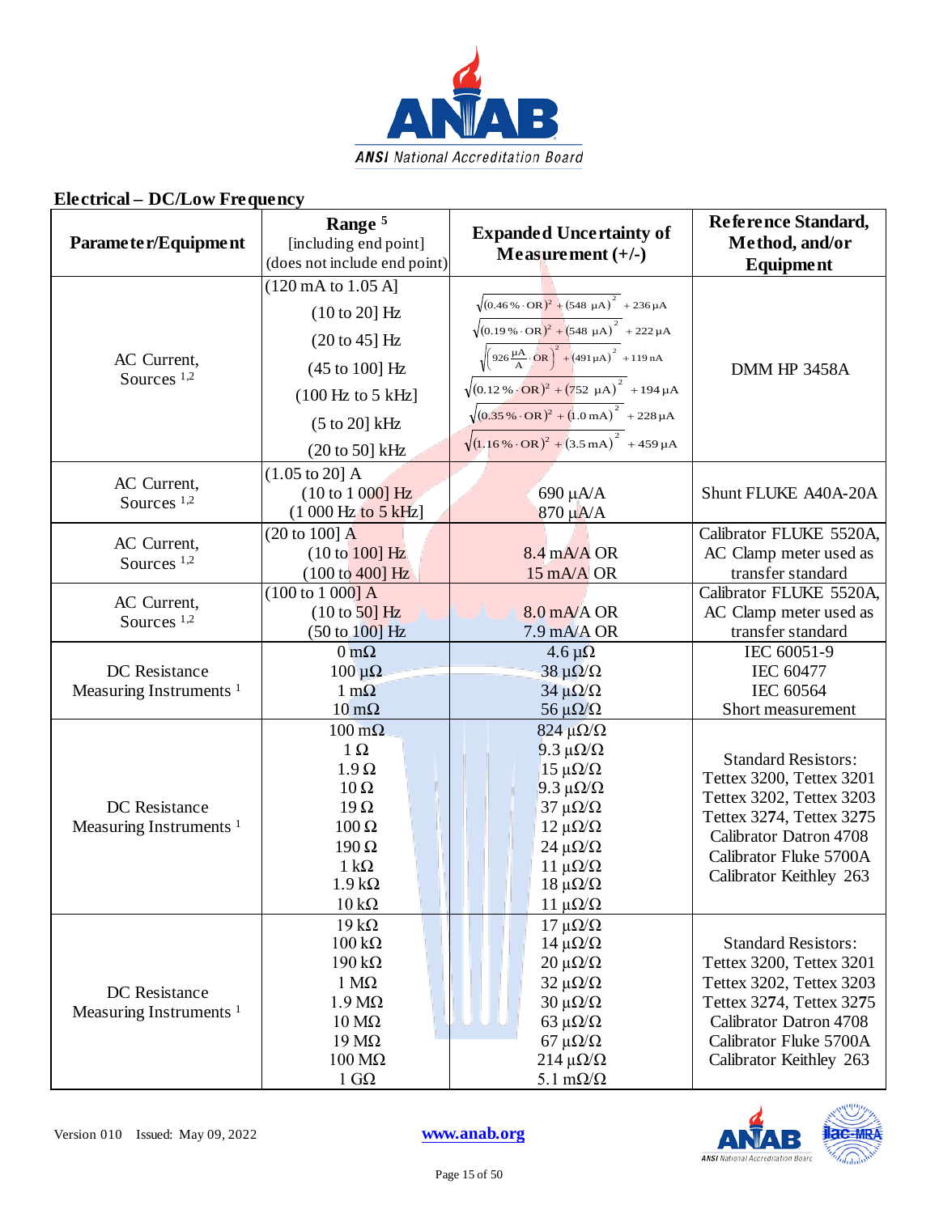## Electrical – DC/Low Frequency

| Parameter/Equipment | Range [5] [including end point] (does not include end point) | Expanded Uncertainty of Measurement (+/-) | Reference Standard, Method, and/or Equipment |
|---|---|---|---|
| AC Current, Sources [1,2] | (120 mA to 1.05 A] | | DMM HP 3458A |
| | (10 to 20] Hz | $\sqrt{(0.46\,\% \cdot \mathrm{OR})^2 + (548\ \mu\mathrm{A})^2} + 236\,\mu\mathrm{A}$ | |
| | (20 to 45] Hz | $\sqrt{(0.19\,\% \cdot \mathrm{OR})^2 + (548\ \mu\mathrm{A})^2} + 222\,\mu\mathrm{A}$ | |
| | (45 to 100] Hz | $\sqrt{\left(926\,\frac{\mu\mathrm{A}}{\mathrm{A}} \cdot \mathrm{OR}\right)^2 + (491\,\mu\mathrm{A})^2} + 119\,\mathrm{nA}$ | |
| | (100 Hz to 5 kHz] | $\sqrt{(0.12\,\% \cdot \mathrm{OR})^2 + (752\ \mu\mathrm{A})^2} + 194\,\mu\mathrm{A}$ | |
| | (5 to 20] kHz | $\sqrt{(0.35\,\% \cdot \mathrm{OR})^2 + (1.0\,\mathrm{mA})^2} + 228\,\mu\mathrm{A}$ | |
| | (20 to 50] kHz | $\sqrt{(1.16\,\% \cdot \mathrm{OR})^2 + (3.5\,\mathrm{mA})^2} + 459\,\mu\mathrm{A}$ | |
| AC Current, Sources [1,2] | (1.05 to 20] A<br>(10 to 1 000] Hz<br>(1 000 Hz to 5 kHz] | <br>690 µA/A<br>870 µA/A | Shunt FLUKE A40A-20A |
| AC Current, Sources [1,2] | (20 to 100] A<br>(10 to 100] Hz<br>(100 to 400] Hz | <br>8.4 mA/A OR<br>15 mA/A OR | Calibrator FLUKE 5520A, AC Clamp meter used as transfer standard |
| AC Current, Sources [1,2] | (100 to 1 000] A<br>(10 to 50] Hz<br>(50 to 100] Hz | <br>8.0 mA/A OR<br>7.9 mA/A OR | Calibrator FLUKE 5520A, AC Clamp meter used as transfer standard |
| DC Resistance Measuring Instruments [1] | 0 mΩ<br>100 µΩ<br>1 mΩ<br>10 mΩ | 4.6 µΩ<br>38 µΩ/Ω<br>34 µΩ/Ω<br>56 µΩ/Ω | IEC 60051-9<br>IEC 60477<br>IEC 60564<br>Short measurement |
| DC Resistance Measuring Instruments [1] | 100 mΩ<br>1 Ω<br>1.9 Ω<br>10 Ω<br>19 Ω<br>100 Ω<br>190 Ω<br>1 kΩ<br>1.9 kΩ<br>10 kΩ | 824 µΩ/Ω<br>9.3 µΩ/Ω<br>15 µΩ/Ω<br>9.3 µΩ/Ω<br>37 µΩ/Ω<br>12 µΩ/Ω<br>24 µΩ/Ω<br>11 µΩ/Ω<br>18 µΩ/Ω<br>11 µΩ/Ω | Standard Resistors:<br>Tettex 3200, Tettex 3201<br>Tettex 3202, Tettex 3203<br>Tettex 3274, Tettex 3275<br>Calibrator Datron 4708<br>Calibrator Fluke 5700A<br>Calibrator Keithley 263 |
| DC Resistance Measuring Instruments [1] | 19 kΩ<br>100 kΩ<br>190 kΩ<br>1 MΩ<br>1.9 MΩ<br>10 MΩ<br>19 MΩ<br>100 MΩ<br>1 GΩ | 17 µΩ/Ω<br>14 µΩ/Ω<br>20 µΩ/Ω<br>32 µΩ/Ω<br>30 µΩ/Ω<br>63 µΩ/Ω<br>67 µΩ/Ω<br>214 µΩ/Ω<br>5.1 mΩ/Ω | Standard Resistors:<br>Tettex 3200, Tettex 3201<br>Tettex 3202, Tettex 3203<br>Tettex 3274, Tettex 3275<br>Calibrator Datron 4708<br>Calibrator Fluke 5700A<br>Calibrator Keithley 263 |

Version 010 Issued: May 09, 2022

www.anab.org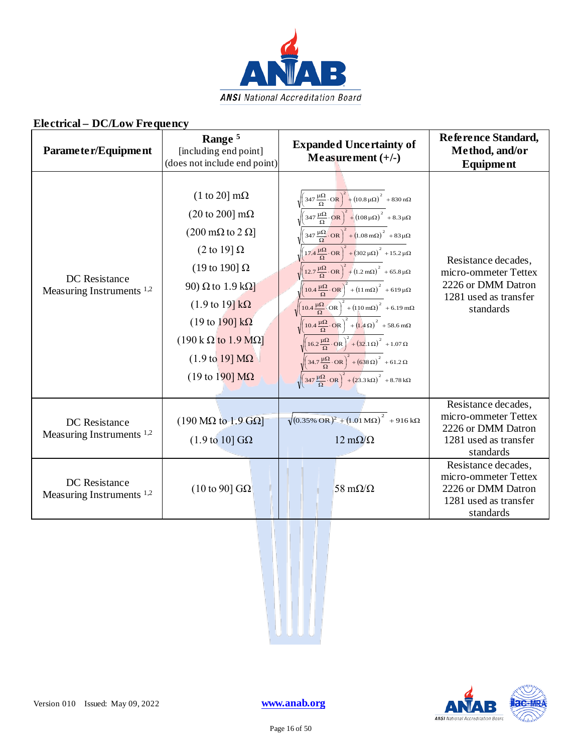## Electrical – DC/Low Frequency

| Parameter/Equipment | Range [5] [including end point] (does not include end point) | Expanded Uncertainty of Measurement (+/-) | Reference Standard, Method, and/or Equipment |
|---|---|---|---|
| DC Resistance Measuring Instruments [1,2] | (1 to 20] mΩ<br>(20 to 200] mΩ<br>(200 mΩ to 2 Ω]<br>(2 to 19] Ω<br>(19 to 190] Ω<br>90) Ω to 1.9 kΩ]<br>(1.9 to 19] kΩ<br>(19 to 190] kΩ<br>(190 k Ω to 1.9 MΩ]<br>(1.9 to 19] MΩ<br>(19 to 190] MΩ | $\sqrt{\left(347\,\frac{\mu\Omega}{\Omega}\cdot OR\right)^2 + (10.8\,\mu\Omega)^2} + 830\ n\Omega$<br>$\sqrt{\left(347\,\frac{\mu\Omega}{\Omega}\cdot OR\right)^2 + (108\,\mu\Omega)^2} + 8.3\,\mu\Omega$<br>$\sqrt{\left(347\,\frac{\mu\Omega}{\Omega}\cdot OR\right)^2 + (1.08\ m\Omega)^2} + 83\,\mu\Omega$<br>$\sqrt{\left(17.4\,\frac{\mu\Omega}{\Omega}\cdot OR\right)^2 + (302\,\mu\Omega)^2} + 15.2\,\mu\Omega$<br>$\sqrt{\left(12.7\,\frac{\mu\Omega}{\Omega}\cdot OR\right)^2 + (1.2\ m\Omega)^2} + 65.8\,\mu\Omega$<br>$\sqrt{\left(10.4\,\frac{\mu\Omega}{\Omega}\cdot OR\right)^2 + (11\ m\Omega)^2} + 619\,\mu\Omega$<br>$\sqrt{\left(10.4\,\frac{\mu\Omega}{\Omega}\cdot OR\right)^2 + (110\ m\Omega)^2} + 6.19\ m\Omega$<br>$\sqrt{\left(10.4\,\frac{\mu\Omega}{\Omega}\cdot OR\right)^2 + (1.4\ \Omega)^2} + 58.6\ m\Omega$<br>$\sqrt{\left(16.2\,\frac{\mu\Omega}{\Omega}\cdot OR\right)^2 + (32.1\ \Omega)^2} + 1.07\ \Omega$<br>$\sqrt{\left(34.7\,\frac{\mu\Omega}{\Omega}\cdot OR\right)^2 + (638\ \Omega)^2} + 61.2\ \Omega$<br>$\sqrt{\left(347\,\frac{\mu\Omega}{\Omega}\cdot OR\right)^2 + (23.3\ k\Omega)^2} + 8.78\ k\Omega$ | Resistance decades, micro-ommeter Tettex 2226 or DMM Datron 1281 used as transfer standards |
| DC Resistance Measuring Instruments [1,2] | (190 MΩ to 1.9 GΩ]<br>(1.9 to 10] GΩ | $\sqrt{(0.35\%\ OR)^2 + (1.01\ M\Omega)^2} + 916\ k\Omega$<br>12 mΩ/Ω | Resistance decades, micro-ommeter Tettex 2226 or DMM Datron 1281 used as transfer standards |
| DC Resistance Measuring Instruments [1,2] | (10 to 90] GΩ | 58 mΩ/Ω | Resistance decades, micro-ommeter Tettex 2226 or DMM Datron 1281 used as transfer standards |

Version 010 Issued: May 09, 2022

www.anab.org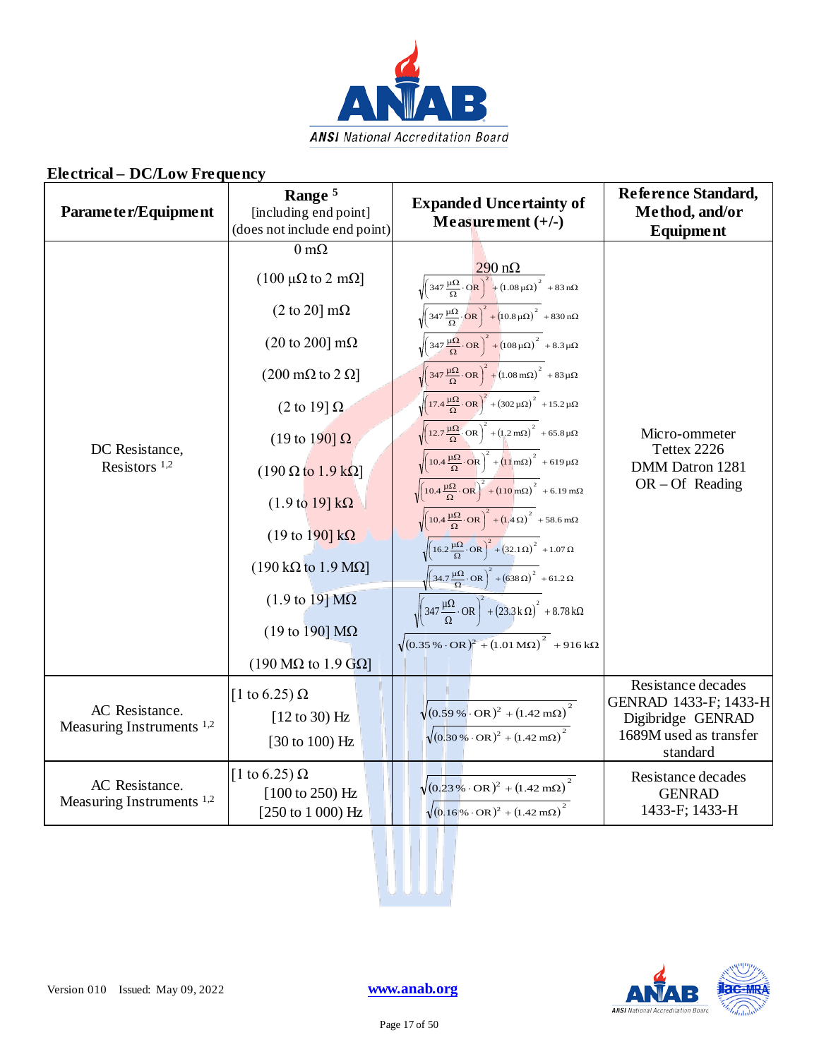## Electrical – DC/Low Frequency

| Parameter/Equipment | Range [5] [including end point] (does not include end point) | Expanded Uncertainty of Measurement (+/-) | Reference Standard, Method, and/or Equipment |
|---|---|---|---|
| DC Resistance, Resistors [1,2] | 0 mΩ | 290 nΩ | Micro-ommeter Tettex 2226 DMM Datron 1281 OR – Of Reading |
| | (100 µΩ to 2 mΩ] | $\sqrt{\left(347\,\frac{\mu\Omega}{\Omega}\cdot OR\right)^2 + (1.08\,\mu\Omega)^2} + 83\,n\Omega$ | |
| | (2 to 20] mΩ | $\sqrt{\left(347\,\frac{\mu\Omega}{\Omega}\cdot OR\right)^2 + (10.8\,\mu\Omega)^2} + 830\,n\Omega$ | |
| | (20 to 200] mΩ | $\sqrt{\left(347\,\frac{\mu\Omega}{\Omega}\cdot OR\right)^2 + (108\,\mu\Omega)^2} + 8.3\,\mu\Omega$ | |
| | (200 mΩ to 2 Ω] | $\sqrt{\left(347\,\frac{\mu\Omega}{\Omega}\cdot OR\right)^2 + (1.08\,m\Omega)^2} + 83\,\mu\Omega$ | |
| | (2 to 19] Ω | $\sqrt{\left(17.4\,\frac{\mu\Omega}{\Omega}\cdot OR\right)^2 + (302\,\mu\Omega)^2} + 15.2\,\mu\Omega$ | |
| | (19 to 190] Ω | $\sqrt{\left(12.7\,\frac{\mu\Omega}{\Omega}\cdot OR\right)^2 + (1.2\,m\Omega)^2} + 65.8\,\mu\Omega$ | |
| | (190 Ω to 1.9 kΩ] | $\sqrt{\left(10.4\,\frac{\mu\Omega}{\Omega}\cdot OR\right)^2 + (11\,m\Omega)^2} + 619\,\mu\Omega$ | |
| | (1.9 to 19] kΩ | $\sqrt{\left(10.4\,\frac{\mu\Omega}{\Omega}\cdot OR\right)^2 + (110\,m\Omega)^2} + 6.19\,m\Omega$ | |
| | (19 to 190] kΩ | $\sqrt{\left(10.4\,\frac{\mu\Omega}{\Omega}\cdot OR\right)^2 + (1.4\,\Omega)^2} + 58.6\,m\Omega$ | |
| | (190 kΩ to 1.9 MΩ] | $\sqrt{\left(16.2\,\frac{\mu\Omega}{\Omega}\cdot OR\right)^2 + (32.1\,\Omega)^2} + 1.07\,\Omega$ | |
| | (1.9 to 19] MΩ | $\sqrt{\left(34.7\,\frac{\mu\Omega}{\Omega}\cdot OR\right)^2 + (638\,\Omega)^2} + 61.2\,\Omega$ | |
| | (19 to 190] MΩ | $\sqrt{\left(347\,\frac{\mu\Omega}{\Omega}\cdot OR\right)^2 + (23.3\,k\Omega)^2} + 8.78\,k\Omega$ | |
| | (190 MΩ to 1.9 GΩ] | $\sqrt{(0.35\,\%\cdot OR)^2 + (1.01\,M\Omega)^2} + 916\,k\Omega$ | |
| AC Resistance. Measuring Instruments [1,2] | [1 to 6.25) Ω<br>[12 to 30) Hz | $\sqrt{(0.59\,\%\cdot OR)^2 + (1.42\,m\Omega)^2}$ | Resistance decades GENRAD 1433-F; 1433-H Digibridge GENRAD 1689M used as transfer standard |
| | [30 to 100) Hz | $\sqrt{(0.30\,\%\cdot OR)^2 + (1.42\,m\Omega)^2}$ | |
| AC Resistance. Measuring Instruments [1,2] | [1 to 6.25) Ω<br>[100 to 250) Hz | $\sqrt{(0.23\,\%\cdot OR)^2 + (1.42\,m\Omega)^2}$ | Resistance decades GENRAD 1433-F; 1433-H |
| | [250 to 1 000) Hz | $\sqrt{(0.16\,\%\cdot OR)^2 + (1.42\,m\Omega)^2}$ | |

Version 010 Issued: May 09, 2022 www.anab.org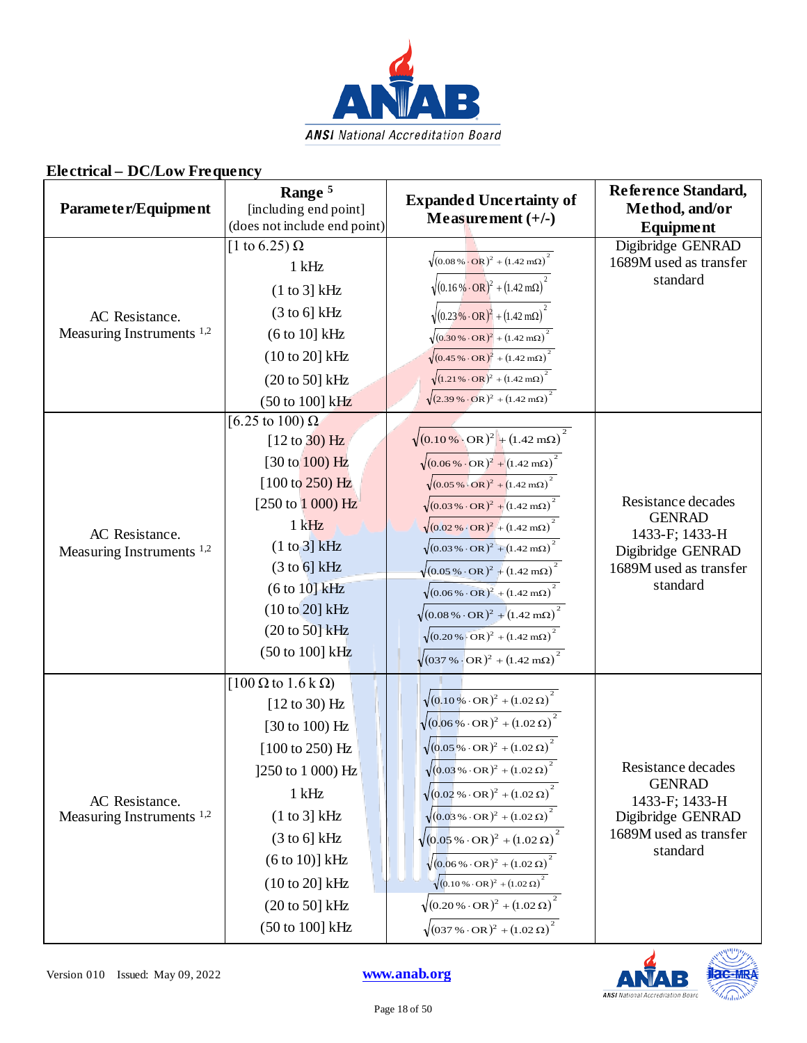## Electrical – DC/Low Frequency

| Parameter/Equipment | Range [5] [including end point] (does not include end point) | Expanded Uncertainty of Measurement (+/-) | Reference Standard, Method, and/or Equipment |
|---|---|---|---|
| AC Resistance. Measuring Instruments [1,2] | [1 to 6.25) Ω | | Digibridge GENRAD 1689M used as transfer standard |
| | 1 kHz | $\sqrt{(0.08\,\% \cdot \text{OR})^2 + (1.42\ \text{m}\Omega)^2}$ | |
| | (1 to 3] kHz | $\sqrt{(0.16\,\% \cdot \text{OR})^2 + (1.42\ \text{m}\Omega)^2}$ | |
| | (3 to 6] kHz | $\sqrt{(0.23\,\% \cdot \text{OR})^2 + (1.42\ \text{m}\Omega)^2}$ | |
| | (6 to 10] kHz | $\sqrt{(0.30\,\% \cdot \text{OR})^2 + (1.42\ \text{m}\Omega)^2}$ | |
| | (10 to 20] kHz | $\sqrt{(0.45\,\% \cdot \text{OR})^2 + (1.42\ \text{m}\Omega)^2}$ | |
| | (20 to 50] kHz | $\sqrt{(1.21\,\% \cdot \text{OR})^2 + (1.42\ \text{m}\Omega)^2}$ | |
| | (50 to 100] kHz | $\sqrt{(2.39\,\% \cdot \text{OR})^2 + (1.42\ \text{m}\Omega)^2}$ | |
| AC Resistance. Measuring Instruments [1,2] | [6.25 to 100) Ω | | Resistance decades GENRAD 1433-F; 1433-H Digibridge GENRAD 1689M used as transfer standard |
| | [12 to 30) Hz | $\sqrt{(0.10\,\% \cdot \text{OR})^2 + (1.42\ \text{m}\Omega)^2}$ | |
| | [30 to 100) Hz | $\sqrt{(0.06\,\% \cdot \text{OR})^2 + (1.42\ \text{m}\Omega)^2}$ | |
| | [100 to 250) Hz | $\sqrt{(0.05\,\% \cdot \text{OR})^2 + (1.42\ \text{m}\Omega)^2}$ | |
| | [250 to 1 000) Hz | $\sqrt{(0.03\,\% \cdot \text{OR})^2 + (1.42\ \text{m}\Omega)^2}$ | |
| | 1 kHz | $\sqrt{(0.02\,\% \cdot \text{OR})^2 + (1.42\ \text{m}\Omega)^2}$ | |
| | (1 to 3] kHz | $\sqrt{(0.03\,\% \cdot \text{OR})^2 + (1.42\ \text{m}\Omega)^2}$ | |
| | (3 to 6] kHz | $\sqrt{(0.05\,\% \cdot \text{OR})^2 + (1.42\ \text{m}\Omega)^2}$ | |
| | (6 to 10] kHz | $\sqrt{(0.06\,\% \cdot \text{OR})^2 + (1.42\ \text{m}\Omega)^2}$ | |
| | (10 to 20] kHz | $\sqrt{(0.08\,\% \cdot \text{OR})^2 + (1.42\ \text{m}\Omega)^2}$ | |
| | (20 to 50] kHz | $\sqrt{(0.20\,\% \cdot \text{OR})^2 + (1.42\ \text{m}\Omega)^2}$ | |
| | (50 to 100] kHz | $\sqrt{(037\,\% \cdot \text{OR})^2 + (1.42\ \text{m}\Omega)^2}$ | |
| AC Resistance. Measuring Instruments [1,2] | [100 Ω to 1.6 k Ω) | | Resistance decades GENRAD 1433-F; 1433-H Digibridge GENRAD 1689M used as transfer standard |
| | [12 to 30) Hz | $\sqrt{(0.10\,\% \cdot \text{OR})^2 + (1.02\ \Omega)^2}$ | |
| | [30 to 100) Hz | $\sqrt{(0.06\,\% \cdot \text{OR})^2 + (1.02\ \Omega)^2}$ | |
| | [100 to 250) Hz | $\sqrt{(0.05\,\% \cdot \text{OR})^2 + (1.02\ \Omega)^2}$ | |
| | ]250 to 1 000) Hz | $\sqrt{(0.03\,\% \cdot \text{OR})^2 + (1.02\ \Omega)^2}$ | |
| | 1 kHz | $\sqrt{(0.02\,\% \cdot \text{OR})^2 + (1.02\ \Omega)^2}$ | |
| | (1 to 3] kHz | $\sqrt{(0.03\,\% \cdot \text{OR})^2 + (1.02\ \Omega)^2}$ | |
| | (3 to 6] kHz | $\sqrt{(0.05\,\% \cdot \text{OR})^2 + (1.02\ \Omega)^2}$ | |
| | (6 to 10)] kHz | $\sqrt{(0.06\,\% \cdot \text{OR})^2 + (1.02\ \Omega)^2}$ | |
| | (10 to 20] kHz | $\sqrt{(0.10\,\% \cdot \text{OR})^2 + (1.02\ \Omega)^2}$ | |
| | (20 to 50] kHz | $\sqrt{(0.20\,\% \cdot \text{OR})^2 + (1.02\ \Omega)^2}$ | |
| | (50 to 100] kHz | $\sqrt{(037\,\% \cdot \text{OR})^2 + (1.02\ \Omega)^2}$ | |

Version 010 Issued: May 09, 2022 www.anab.org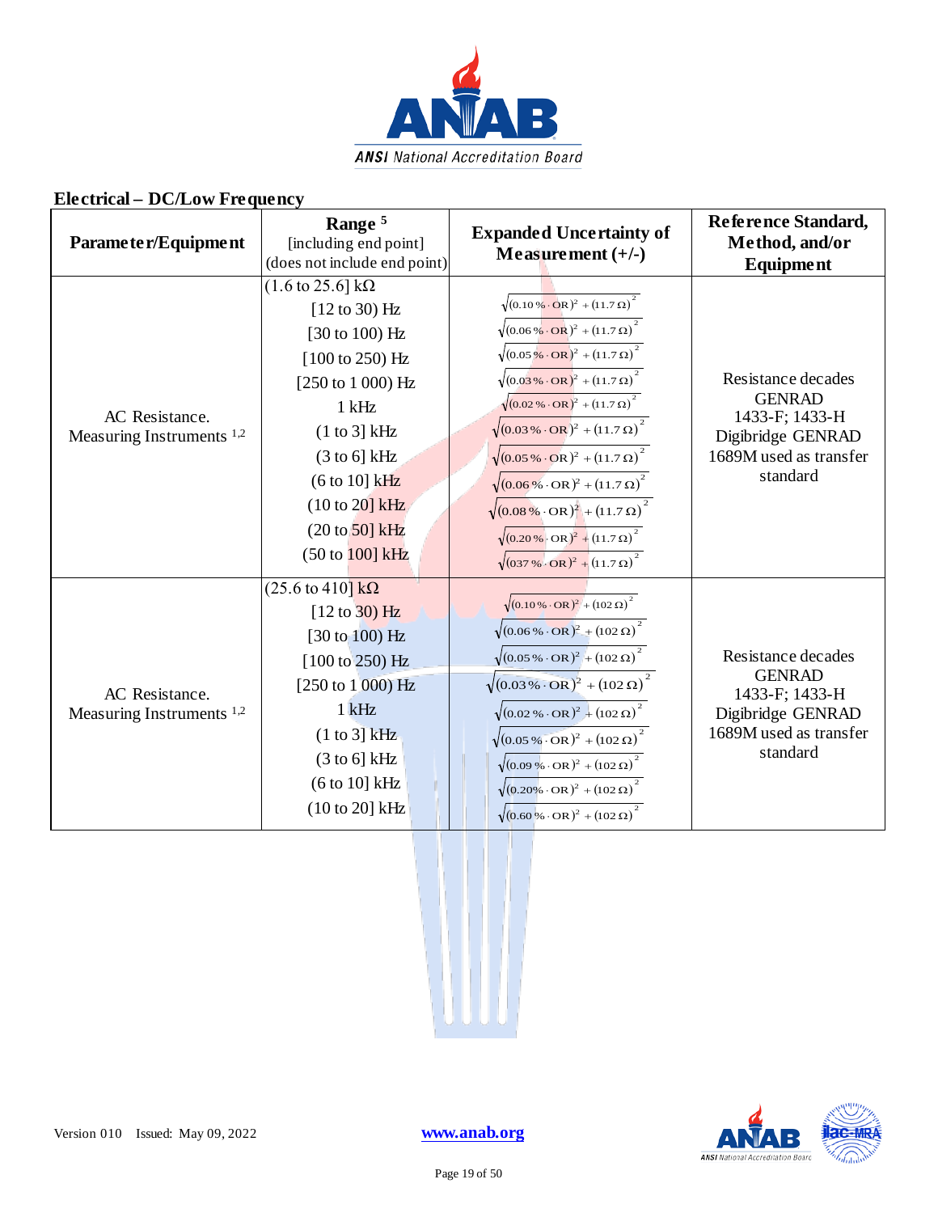## Electrical – DC/Low Frequency

| Parameter/Equipment | Range [5] [including end point] (does not include end point) | Expanded Uncertainty of Measurement (+/-) | Reference Standard, Method, and/or Equipment |
|---|---|---|---|
| AC Resistance. Measuring Instruments [1,2] | (1.6 to 25.6] kΩ | | Resistance decades GENRAD 1433-F; 1433-H Digibridge GENRAD 1689M used as transfer standard |
| | [12 to 30) Hz | $\sqrt{(0.10\,\% \cdot \text{OR})^2 + (11.7\,\Omega)^2}$ | |
| | [30 to 100) Hz | $\sqrt{(0.06\,\% \cdot \text{OR})^2 + (11.7\,\Omega)^2}$ | |
| | [100 to 250) Hz | $\sqrt{(0.05\,\% \cdot \text{OR})^2 + (11.7\,\Omega)^2}$ | |
| | [250 to 1 000) Hz | $\sqrt{(0.03\,\% \cdot \text{OR})^2 + (11.7\,\Omega)^2}$ | |
| | 1 kHz | $\sqrt{(0.02\,\% \cdot \text{OR})^2 + (11.7\,\Omega)^2}$ | |
| | (1 to 3] kHz | $\sqrt{(0.03\,\% \cdot \text{OR})^2 + (11.7\,\Omega)^2}$ | |
| | (3 to 6] kHz | $\sqrt{(0.05\,\% \cdot \text{OR})^2 + (11.7\,\Omega)^2}$ | |
| | (6 to 10] kHz | $\sqrt{(0.06\,\% \cdot \text{OR})^2 + (11.7\,\Omega)^2}$ | |
| | (10 to 20] kHz | $\sqrt{(0.08\,\% \cdot \text{OR})^2 + (11.7\,\Omega)^2}$ | |
| | (20 to 50] kHz | $\sqrt{(0.20\,\% \cdot \text{OR})^2 + (11.7\,\Omega)^2}$ | |
| | (50 to 100] kHz | $\sqrt{(037\,\% \cdot \text{OR})^2 + (11.7\,\Omega)^2}$ | |
| AC Resistance. Measuring Instruments [1,2] | (25.6 to 410] kΩ | | Resistance decades GENRAD 1433-F; 1433-H Digibridge GENRAD 1689M used as transfer standard |
| | [12 to 30) Hz | $\sqrt{(0.10\,\% \cdot \text{OR})^2 + (102\,\Omega)^2}$ | |
| | [30 to 100) Hz | $\sqrt{(0.06\,\% \cdot \text{OR})^2 + (102\,\Omega)^2}$ | |
| | [100 to 250) Hz | $\sqrt{(0.05\,\% \cdot \text{OR})^2 + (102\,\Omega)^2}$ | |
| | [250 to 1 000) Hz | $\sqrt{(0.03\,\% \cdot \text{OR})^2 + (102\,\Omega)^2}$ | |
| | 1 kHz | $\sqrt{(0.02\,\% \cdot \text{OR})^2 + (102\,\Omega)^2}$ | |
| | (1 to 3] kHz | $\sqrt{(0.05\,\% \cdot \text{OR})^2 + (102\,\Omega)^2}$ | |
| | (3 to 6] kHz | $\sqrt{(0.09\,\% \cdot \text{OR})^2 + (102\,\Omega)^2}$ | |
| | (6 to 10] kHz | $\sqrt{(0.20\% \cdot \text{OR})^2 + (102\,\Omega)^2}$ | |
| | (10 to 20] kHz | $\sqrt{(0.60\,\% \cdot \text{OR})^2 + (102\,\Omega)^2}$ | |

Version 010 Issued: May 09, 2022 www.anab.org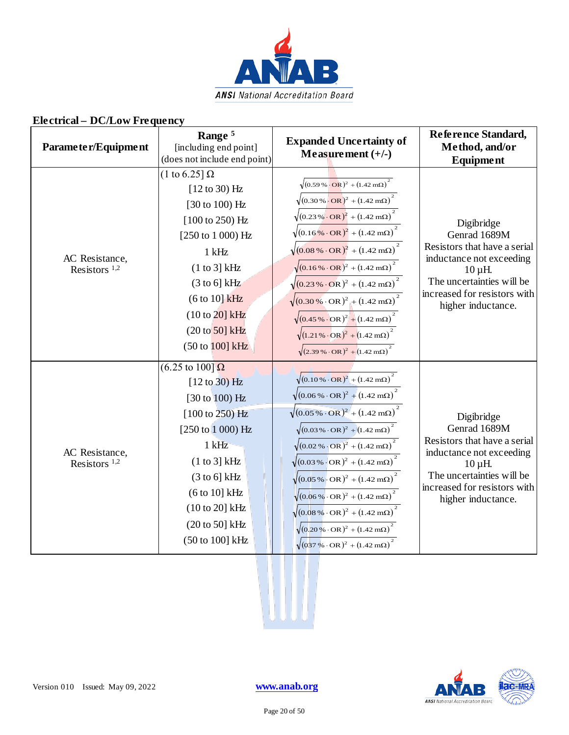## Electrical – DC/Low Frequency

| Parameter/Equipment | Range [5] [including end point] (does not include end point) | Expanded Uncertainty of Measurement (+/-) | Reference Standard, Method, and/or Equipment |
|---|---|---|---|
| AC Resistance, Resistors [1,2] | (1 to 6.25] Ω | | Digibridge Genrad 1689M Resistors that have a serial inductance not exceeding 10 µH. The uncertainties will be increased for resistors with higher inductance. |
| | [12 to 30) Hz | $\sqrt{(0.59\,\% \cdot \mathrm{OR})^2 + (1.42\ \mathrm{m\Omega})^2}$ | |
| | [30 to 100) Hz | $\sqrt{(0.30\,\% \cdot \mathrm{OR})^2 + (1.42\ \mathrm{m\Omega})^2}$ | |
| | [100 to 250) Hz | $\sqrt{(0.23\,\% \cdot \mathrm{OR})^2 + (1.42\ \mathrm{m\Omega})^2}$ | |
| | [250 to 1 000) Hz | $\sqrt{(0.16\,\% \cdot \mathrm{OR})^2 + (1.42\ \mathrm{m\Omega})^2}$ | |
| | 1 kHz | $\sqrt{(0.08\,\% \cdot \mathrm{OR})^2 + (1.42\ \mathrm{m\Omega})^2}$ | |
| | (1 to 3] kHz | $\sqrt{(0.16\,\% \cdot \mathrm{OR})^2 + (1.42\ \mathrm{m\Omega})^2}$ | |
| | (3 to 6] kHz | $\sqrt{(0.23\,\% \cdot \mathrm{OR})^2 + (1.42\ \mathrm{m\Omega})^2}$ | |
| | (6 to 10] kHz | $\sqrt{(0.30\,\% \cdot \mathrm{OR})^2 + (1.42\ \mathrm{m\Omega})^2}$ | |
| | (10 to 20] kHz | $\sqrt{(0.45\,\% \cdot \mathrm{OR})^2 + (1.42\ \mathrm{m\Omega})^2}$ | |
| | (20 to 50] kHz | $\sqrt{(1.21\,\% \cdot \mathrm{OR})^2 + (1.42\ \mathrm{m\Omega})^2}$ | |
| | (50 to 100] kHz | $\sqrt{(2.39\,\% \cdot \mathrm{OR})^2 + (1.42\ \mathrm{m\Omega})^2}$ | |
| AC Resistance, Resistors [1,2] | (6.25 to 100] Ω | | Digibridge Genrad 1689M Resistors that have a serial inductance not exceeding 10 µH. The uncertainties will be increased for resistors with higher inductance. |
| | [12 to 30) Hz | $\sqrt{(0.10\,\% \cdot \mathrm{OR})^2 + (1.42\ \mathrm{m\Omega})^2}$ | |
| | [30 to 100) Hz | $\sqrt{(0.06\,\% \cdot \mathrm{OR})^2 + (1.42\ \mathrm{m\Omega})^2}$ | |
| | [100 to 250) Hz | $\sqrt{(0.05\,\% \cdot \mathrm{OR})^2 + (1.42\ \mathrm{m\Omega})^2}$ | |
| | [250 to 1 000) Hz | $\sqrt{(0.03\,\% \cdot \mathrm{OR})^2 + (1.42\ \mathrm{m\Omega})^2}$ | |
| | 1 kHz | $\sqrt{(0.02\,\% \cdot \mathrm{OR})^2 + (1.42\ \mathrm{m\Omega})^2}$ | |
| | (1 to 3] kHz | $\sqrt{(0.03\,\% \cdot \mathrm{OR})^2 + (1.42\ \mathrm{m\Omega})^2}$ | |
| | (3 to 6] kHz | $\sqrt{(0.05\,\% \cdot \mathrm{OR})^2 + (1.42\ \mathrm{m\Omega})^2}$ | |
| | (6 to 10] kHz | $\sqrt{(0.06\,\% \cdot \mathrm{OR})^2 + (1.42\ \mathrm{m\Omega})^2}$ | |
| | (10 to 20] kHz | $\sqrt{(0.08\,\% \cdot \mathrm{OR})^2 + (1.42\ \mathrm{m\Omega})^2}$ | |
| | (20 to 50] kHz | $\sqrt{(0.20\,\% \cdot \mathrm{OR})^2 + (1.42\ \mathrm{m\Omega})^2}$ | |
| | (50 to 100] kHz | $\sqrt{(037\,\% \cdot \mathrm{OR})^2 + (1.42\ \mathrm{m\Omega})^2}$ | |

Version 010 Issued: May 09, 2022

www.anab.org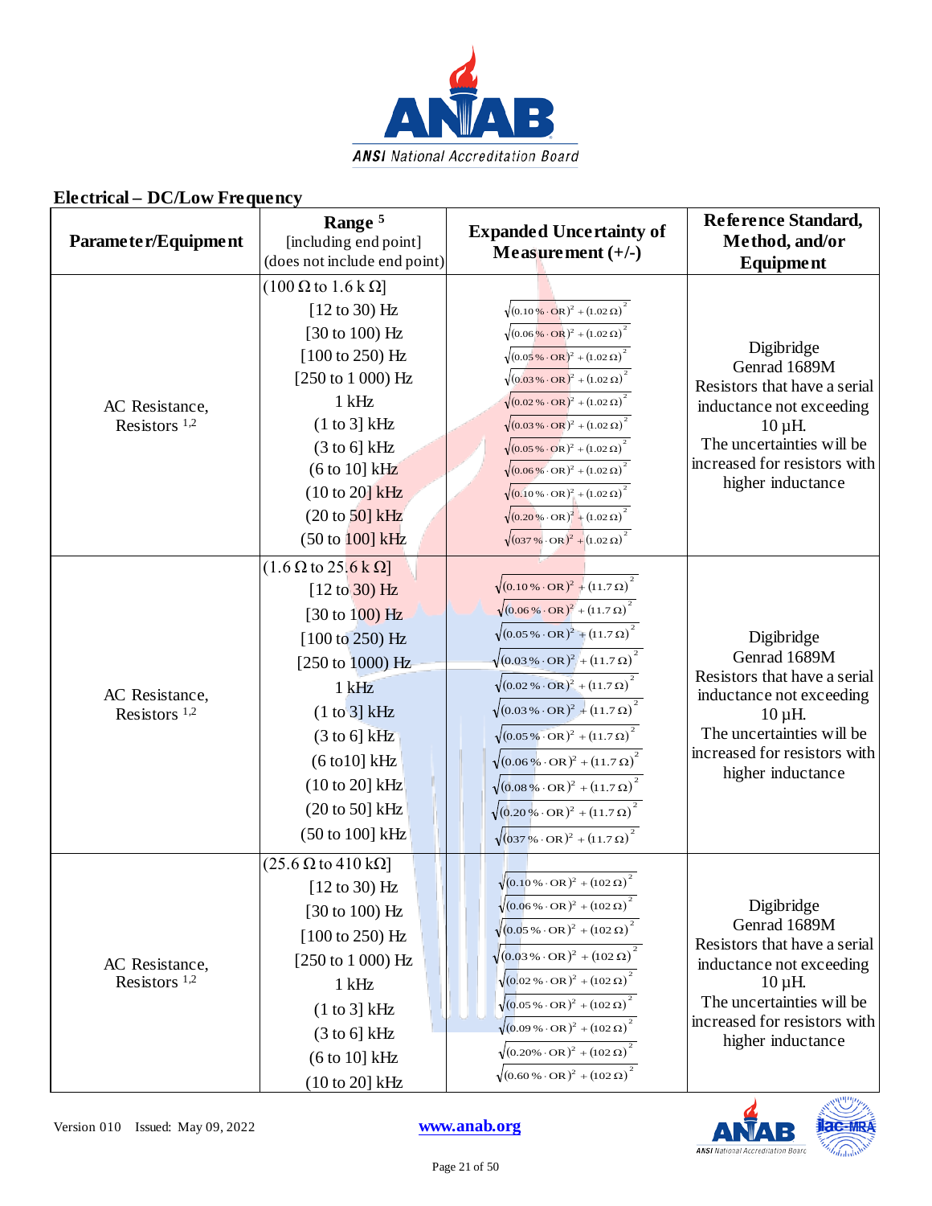## Electrical – DC/Low Frequency

| Parameter/Equipment | Range [5] [including end point] (does not include end point) | Expanded Uncertainty of Measurement (+/-) | Reference Standard, Method, and/or Equipment |
|---|---|---|---|
| AC Resistance, Resistors [1,2] | (100 Ω to 1.6 k Ω] | | Digibridge Genrad 1689M Resistors that have a serial inductance not exceeding 10 µH. The uncertainties will be increased for resistors with higher inductance |
| | [12 to 30) Hz | $\sqrt{(0.10\,\% \cdot \text{OR})^2 + (1.02\,\Omega)^2}$ | |
| | [30 to 100) Hz | $\sqrt{(0.06\,\% \cdot \text{OR})^2 + (1.02\,\Omega)^2}$ | |
| | [100 to 250) Hz | $\sqrt{(0.05\,\% \cdot \text{OR})^2 + (1.02\,\Omega)^2}$ | |
| | [250 to 1 000) Hz | $\sqrt{(0.03\,\% \cdot \text{OR})^2 + (1.02\,\Omega)^2}$ | |
| | 1 kHz | $\sqrt{(0.02\,\% \cdot \text{OR})^2 + (1.02\,\Omega)^2}$ | |
| | (1 to 3] kHz | $\sqrt{(0.03\,\% \cdot \text{OR})^2 + (1.02\,\Omega)^2}$ | |
| | (3 to 6] kHz | $\sqrt{(0.05\,\% \cdot \text{OR})^2 + (1.02\,\Omega)^2}$ | |
| | (6 to 10] kHz | $\sqrt{(0.06\,\% \cdot \text{OR})^2 + (1.02\,\Omega)^2}$ | |
| | (10 to 20] kHz | $\sqrt{(0.10\,\% \cdot \text{OR})^2 + (1.02\,\Omega)^2}$ | |
| | (20 to 50] kHz | $\sqrt{(0.20\,\% \cdot \text{OR})^2 + (1.02\,\Omega)^2}$ | |
| | (50 to 100] kHz | $\sqrt{(037\,\% \cdot \text{OR})^2 + (1.02\,\Omega)^2}$ | |
| AC Resistance, Resistors [1,2] | (1.6 Ω to 25.6 k Ω] | | Digibridge Genrad 1689M Resistors that have a serial inductance not exceeding 10 µH. The uncertainties will be increased for resistors with higher inductance |
| | [12 to 30) Hz | $\sqrt{(0.10\,\% \cdot \text{OR})^2 + (11.7\,\Omega)^2}$ | |
| | [30 to 100) Hz | $\sqrt{(0.06\,\% \cdot \text{OR})^2 + (11.7\,\Omega)^2}$ | |
| | [100 to 250) Hz | $\sqrt{(0.05\,\% \cdot \text{OR})^2 + (11.7\,\Omega)^2}$ | |
| | [250 to 1000) Hz | $\sqrt{(0.03\,\% \cdot \text{OR})^2 + (11.7\,\Omega)^2}$ | |
| | 1 kHz | $\sqrt{(0.02\,\% \cdot \text{OR})^2 + (11.7\,\Omega)^2}$ | |
| | (1 to 3] kHz | $\sqrt{(0.03\,\% \cdot \text{OR})^2 + (11.7\,\Omega)^2}$ | |
| | (3 to 6] kHz | $\sqrt{(0.05\,\% \cdot \text{OR})^2 + (11.7\,\Omega)^2}$ | |
| | (6 to10] kHz | $\sqrt{(0.06\,\% \cdot \text{OR})^2 + (11.7\,\Omega)^2}$ | |
| | (10 to 20] kHz | $\sqrt{(0.08\,\% \cdot \text{OR})^2 + (11.7\,\Omega)^2}$ | |
| | (20 to 50] kHz | $\sqrt{(0.20\,\% \cdot \text{OR})^2 + (11.7\,\Omega)^2}$ | |
| | (50 to 100] kHz | $\sqrt{(037\,\% \cdot \text{OR})^2 + (11.7\,\Omega)^2}$ | |
| AC Resistance, Resistors [1,2] | (25.6 Ω to 410 kΩ] | | Digibridge Genrad 1689M Resistors that have a serial inductance not exceeding 10 µH. The uncertainties will be increased for resistors with higher inductance |
| | [12 to 30) Hz | $\sqrt{(0.10\,\% \cdot \text{OR})^2 + (102\,\Omega)^2}$ | |
| | [30 to 100) Hz | $\sqrt{(0.06\,\% \cdot \text{OR})^2 + (102\,\Omega)^2}$ | |
| | [100 to 250) Hz | $\sqrt{(0.05\,\% \cdot \text{OR})^2 + (102\,\Omega)^2}$ | |
| | [250 to 1 000) Hz | $\sqrt{(0.03\,\% \cdot \text{OR})^2 + (102\,\Omega)^2}$ | |
| | 1 kHz | $\sqrt{(0.02\,\% \cdot \text{OR})^2 + (102\,\Omega)^2}$ | |
| | (1 to 3] kHz | $\sqrt{(0.05\,\% \cdot \text{OR})^2 + (102\,\Omega)^2}$ | |
| | (3 to 6] kHz | $\sqrt{(0.09\,\% \cdot \text{OR})^2 + (102\,\Omega)^2}$ | |
| | (6 to 10] kHz | $\sqrt{(0.20\% \cdot \text{OR})^2 + (102\,\Omega)^2}$ | |
| | (10 to 20] kHz | $\sqrt{(0.60\,\% \cdot \text{OR})^2 + (102\,\Omega)^2}$ | |

Version 010 Issued: May 09, 2022

www.anab.org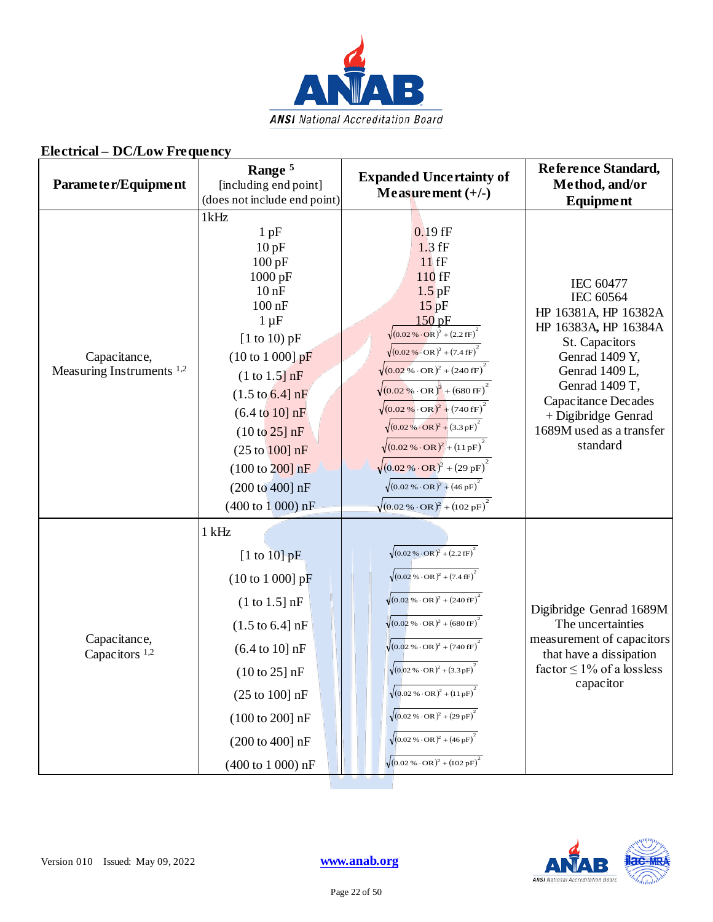## Electrical – DC/Low Frequency

| Parameter/Equipment | Range [5] [including end point] (does not include end point) | Expanded Uncertainty of Measurement (+/-) | Reference Standard, Method, and/or Equipment |
|---|---|---|---|
| Capacitance, Measuring Instruments [1,2] | 1kHz | | IEC 60477<br>IEC 60564<br>HP 16381A, HP 16382A<br>HP 16383A, HP 16384A<br>St. Capacitors<br>Genrad 1409 Y,<br>Genrad 1409 L,<br>Genrad 1409 T,<br>Capacitance Decades<br>+ Digibridge Genrad 1689M used as a transfer standard |
| | 1 pF | 0.19 fF | |
| | 10 pF | 1.3 fF | |
| | 100 pF | 11 fF | |
| | 1000 pF | 110 fF | |
| | 10 nF | 1.5 pF | |
| | 100 nF | 15 pF | |
| | 1 µF | 150 pF | |
| | [1 to 10) pF | $\sqrt{(0.02\ \% \cdot \text{OR})^2 + (2.2\ \text{fF})^2}$ | |
| | (10 to 1 000] pF | $\sqrt{(0.02\ \% \cdot \text{OR})^2 + (7.4\ \text{fF})^2}$ | |
| | (1 to 1.5] nF | $\sqrt{(0.02\ \% \cdot \text{OR})^2 + (240\ \text{fF})^2}$ | |
| | (1.5 to 6.4] nF | $\sqrt{(0.02\ \% \cdot \text{OR})^2 + (680\ \text{fF})^2}$ | |
| | (6.4 to 10] nF | $\sqrt{(0.02\ \% \cdot \text{OR})^2 + (740\ \text{fF})^2}$ | |
| | (10 to 25] nF | $\sqrt{(0.02\ \% \cdot \text{OR})^2 + (3.3\ \text{pF})^2}$ | |
| | (25 to 100] nF | $\sqrt{(0.02\ \% \cdot \text{OR})^2 + (11\ \text{pF})^2}$ | |
| | (100 to 200] nF | $\sqrt{(0.02\ \% \cdot \text{OR})^2 + (29\ \text{pF})^2}$ | |
| | (200 to 400] nF | $\sqrt{(0.02\ \% \cdot \text{OR})^2 + (46\ \text{pF})^2}$ | |
| | (400 to 1 000) nF | $\sqrt{(0.02\ \% \cdot \text{OR})^2 + (102\ \text{pF})^2}$ | |
| Capacitance, Capacitors [1,2] | 1 kHz | | Digibridge Genrad 1689M<br>The uncertainties measurement of capacitors that have a dissipation factor ≤ 1% of a lossless capacitor |
| | [1 to 10] pF | $\sqrt{(0.02\ \% \cdot \text{OR})^2 + (2.2\ \text{fF})^2}$ | |
| | (10 to 1 000] pF | $\sqrt{(0.02\ \% \cdot \text{OR})^2 + (7.4\ \text{fF})^2}$ | |
| | (1 to 1.5] nF | $\sqrt{(0.02\ \% \cdot \text{OR})^2 + (240\ \text{fF})^2}$ | |
| | (1.5 to 6.4] nF | $\sqrt{(0.02\ \% \cdot \text{OR})^2 + (680\ \text{fF})^2}$ | |
| | (6.4 to 10] nF | $\sqrt{(0.02\ \% \cdot \text{OR})^2 + (740\ \text{fF})^2}$ | |
| | (10 to 25] nF | $\sqrt{(0.02\ \% \cdot \text{OR})^2 + (3.3\ \text{pF})^2}$ | |
| | (25 to 100] nF | $\sqrt{(0.02\ \% \cdot \text{OR})^2 + (11\ \text{pF})^2}$ | |
| | (100 to 200] nF | $\sqrt{(0.02\ \% \cdot \text{OR})^2 + (29\ \text{pF})^2}$ | |
| | (200 to 400] nF | $\sqrt{(0.02\ \% \cdot \text{OR})^2 + (46\ \text{pF})^2}$ | |
| | (400 to 1 000) nF | $\sqrt{(0.02\ \% \cdot \text{OR})^2 + (102\ \text{pF})^2}$ | |

Version 010 Issued: May 09, 2022 www.anab.org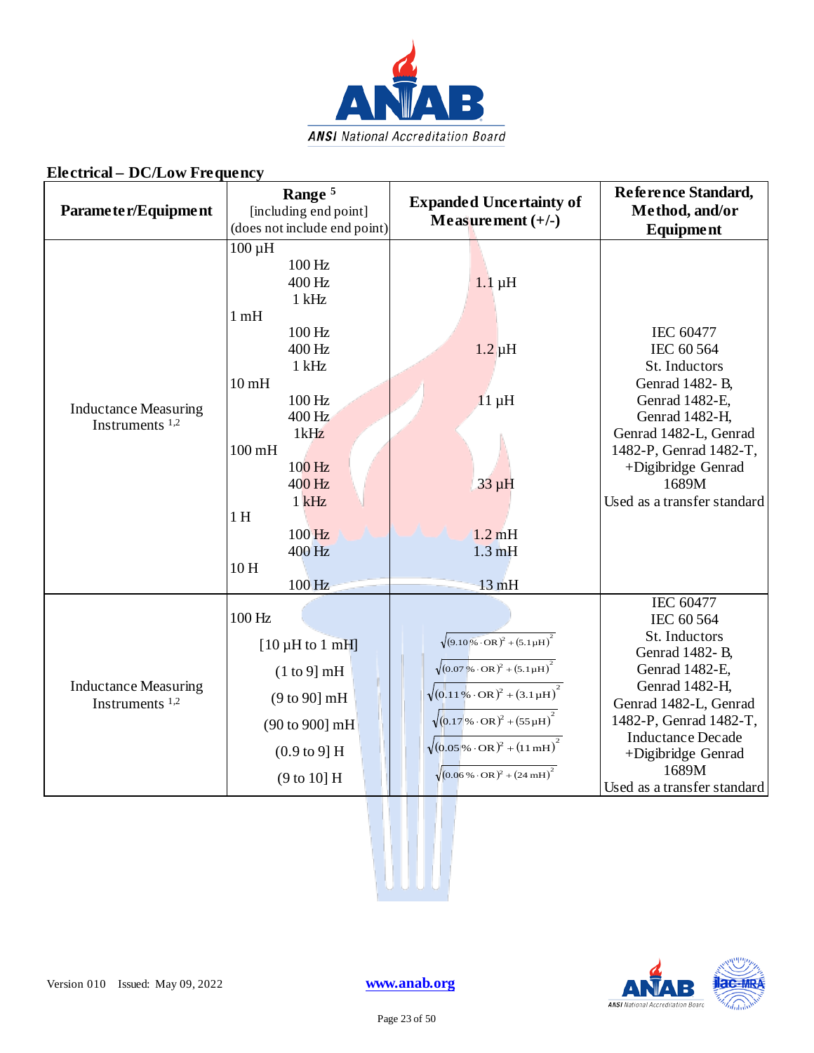## Electrical – DC/Low Frequency

| Parameter/Equipment | Range [5] [including end point] (does not include end point) | Expanded Uncertainty of Measurement (+/-) | Reference Standard, Method, and/or Equipment |
|---|---|---|---|
| Inductance Measuring Instruments [1,2] | 100 µH | | IEC 60477<br>IEC 60 564<br>St. Inductors<br>Genrad 1482- B,<br>Genrad 1482-E,<br>Genrad 1482-H,<br>Genrad 1482-L, Genrad 1482-P, Genrad 1482-T,<br>+Digibridge Genrad 1689M<br>Used as a transfer standard |
| | 100 Hz<br>400 Hz<br>1 kHz | 1.1 µH | |
| | 1 mH | | |
| | 100 Hz<br>400 Hz<br>1 kHz | 1.2 µH | |
| | 10 mH | | |
| | 100 Hz<br>400 Hz<br>1kHz | 11 µH | |
| | 100 mH | | |
| | 100 Hz<br>400 Hz<br>1 kHz | 33 µH | |
| | 1 H | | |
| | 100 Hz | 1.2 mH | |
| | 400 Hz | 1.3 mH | |
| | 10 H | | |
| | 100 Hz | 13 mH | |
| Inductance Measuring Instruments [1,2] | 100 Hz | | IEC 60477<br>IEC 60 564<br>St. Inductors<br>Genrad 1482- B,<br>Genrad 1482-E,<br>Genrad 1482-H,<br>Genrad 1482-L, Genrad 1482-P, Genrad 1482-T,<br>Inductance Decade<br>+Digibridge Genrad 1689M<br>Used as a transfer standard |
| | [10 µH to 1 mH] | $\sqrt{(9.10\,\% \cdot \text{OR})^2 + (5.1\,\mu\text{H})^2}$ | |
| | (1 to 9] mH | $\sqrt{(0.07\,\% \cdot \text{OR})^2 + (5.1\,\mu\text{H})^2}$ | |
| | (9 to 90] mH | $\sqrt{(0.11\,\% \cdot \text{OR})^2 + (3.1\,\mu\text{H})^2}$ | |
| | (90 to 900] mH | $\sqrt{(0.17\,\% \cdot \text{OR})^2 + (55\,\mu\text{H})^2}$ | |
| | (0.9 to 9] H | $\sqrt{(0.05\,\% \cdot \text{OR})^2 + (11\,\text{mH})^2}$ | |
| | (9 to 10] H | $\sqrt{(0.06\,\% \cdot \text{OR})^2 + (24\,\text{mH})^2}$ | |

Version 010 Issued: May 09, 2022

www.anab.org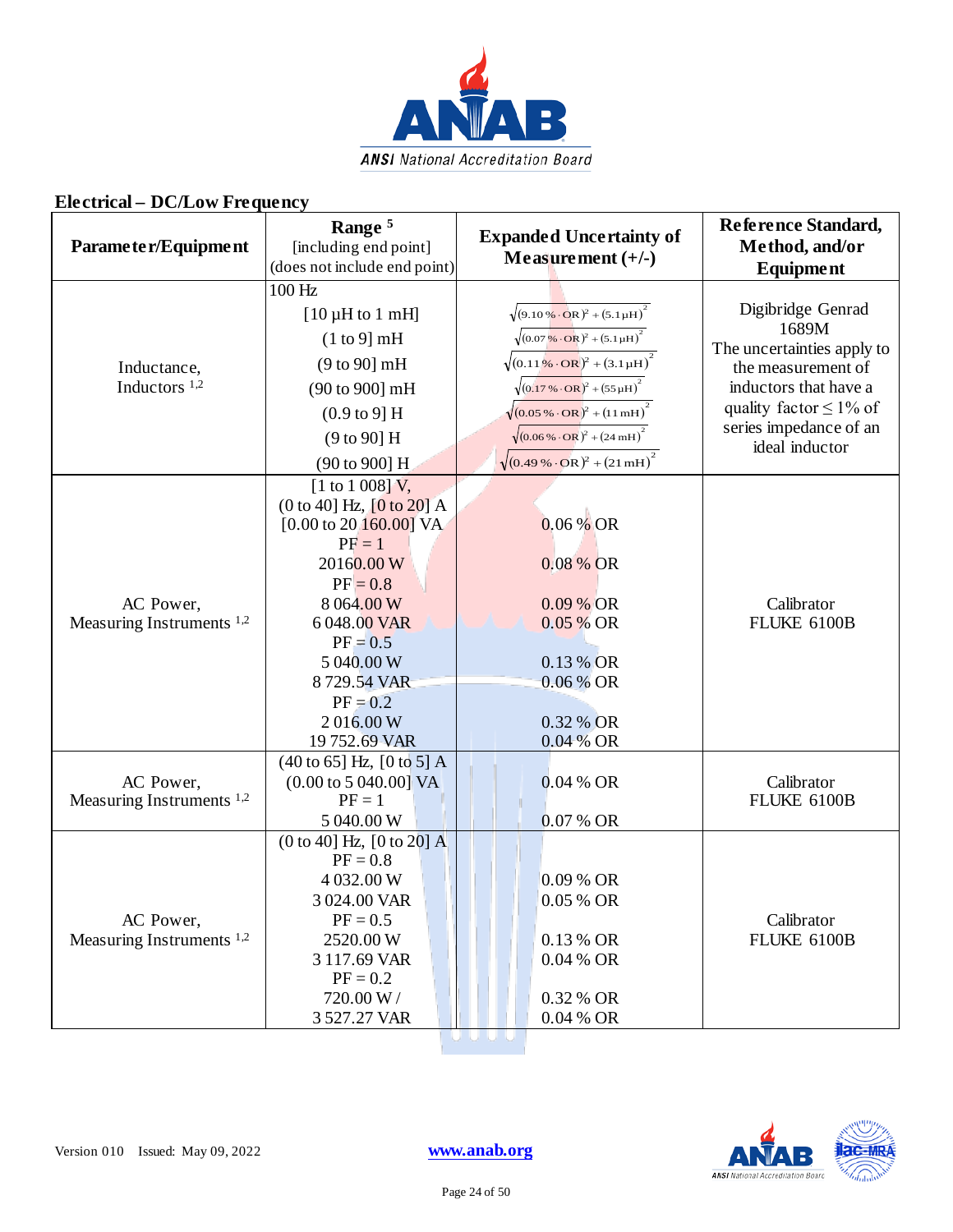## Electrical – DC/Low Frequency

| Parameter/Equipment | Range [5] [including end point] (does not include end point) | Expanded Uncertainty of Measurement (+/-) | Reference Standard, Method, and/or Equipment |
|---|---|---|---|
| Inductance, Inductors [1,2] | 100 Hz<br>[10 µH to 1 mH]<br>(1 to 9] mH<br>(9 to 90] mH<br>(90 to 900] mH<br>(0.9 to 9] H<br>(9 to 90] H<br>(90 to 900] H | <br>$\sqrt{(9.10\,\% \cdot OR)^2 + (5.1\,\mu H)^2}$<br>$\sqrt{(0.07\,\% \cdot OR)^2 + (5.1\,\mu H)^2}$<br>$\sqrt{(0.11\,\% \cdot OR)^2 + (3.1\,\mu H)^2}$<br>$\sqrt{(0.17\,\% \cdot OR)^2 + (55\,\mu H)^2}$<br>$\sqrt{(0.05\,\% \cdot OR)^2 + (11\,mH)^2}$<br>$\sqrt{(0.06\,\% \cdot OR)^2 + (24\,mH)^2}$<br>$\sqrt{(0.49\,\% \cdot OR)^2 + (21\,mH)^2}$ | Digibridge Genrad 1689M<br>The uncertainties apply to the measurement of inductors that have a quality factor ≤ 1% of series impedance of an ideal inductor |
| AC Power, Measuring Instruments [1,2] | [1 to 1 008] V,<br>(0 to 40] Hz, [0 to 20] A<br>[0.00 to 20 160.00] VA<br>PF = 1<br>20160.00 W<br>PF = 0.8<br>8 064.00 W<br>6 048.00 VAR<br>PF = 0.5<br>5 040.00 W<br>8 729.54 VAR<br>PF = 0.2<br>2 016.00 W<br>19 752.69 VAR | <br><br>0.06 % OR<br><br>0.08 % OR<br><br>0.09 % OR<br>0.05 % OR<br><br>0.13 % OR<br>0.06 % OR<br><br>0.32 % OR<br>0.04 % OR | Calibrator FLUKE 6100B |
| AC Power, Measuring Instruments [1,2] | (40 to 65] Hz, [0 to 5] A<br>(0.00 to 5 040.00] VA<br>PF = 1<br>5 040.00 W | <br>0.04 % OR<br><br>0.07 % OR | Calibrator FLUKE 6100B |
| AC Power, Measuring Instruments [1,2] | (0 to 40] Hz, [0 to 20] A<br>PF = 0.8<br>4 032.00 W<br>3 024.00 VAR<br>PF = 0.5<br>2520.00 W<br>3 117.69 VAR<br>PF = 0.2<br>720.00 W /<br>3 527.27 VAR | <br><br>0.09 % OR<br>0.05 % OR<br><br>0.13 % OR<br>0.04 % OR<br><br>0.32 % OR<br>0.04 % OR | Calibrator FLUKE 6100B |

Version 010 Issued: May 09, 2022 www.anab.org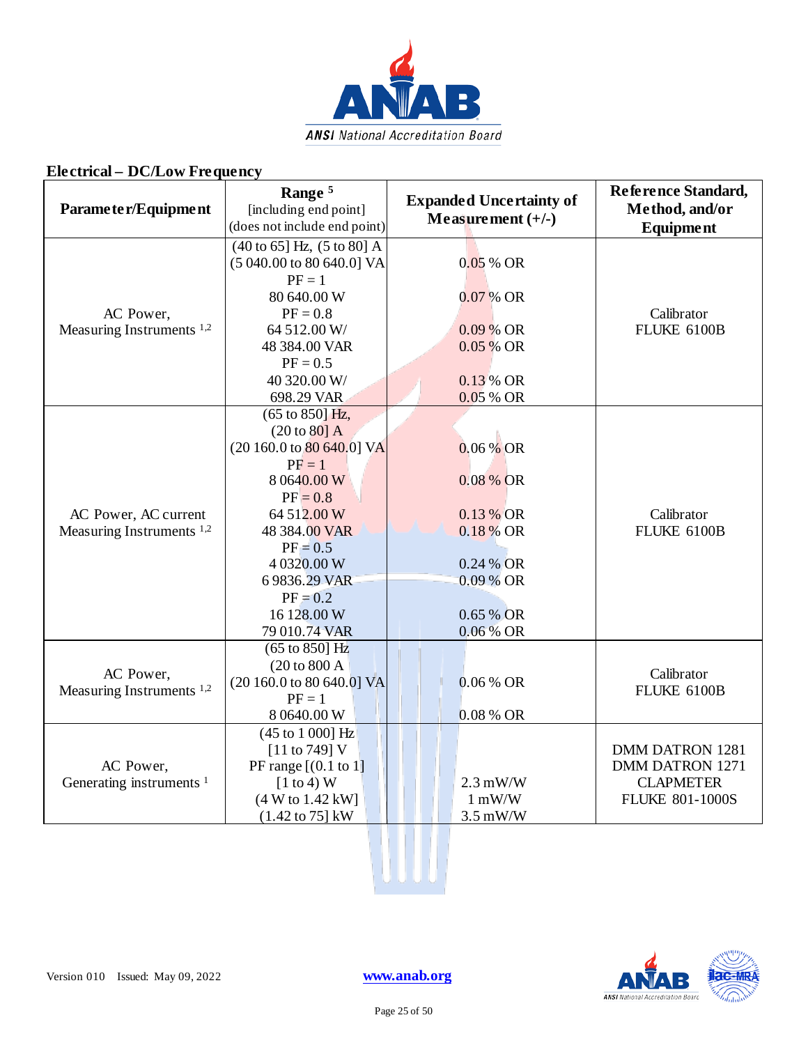## Electrical – DC/Low Frequency

| Parameter/Equipment | Range [5] [including end point] (does not include end point) | Expanded Uncertainty of Measurement (+/-) | Reference Standard, Method, and/or Equipment |
|---|---|---|---|
| AC Power, Measuring Instruments [1,2] | (40 to 65] Hz, (5 to 80] A<br>(5 040.00 to 80 640.0] VA<br>PF = 1<br>80 640.00 W<br>PF = 0.8<br>64 512.00 W/<br>48 384.00 VAR<br>PF = 0.5<br>40 320.00 W/<br>698.29 VAR | 0.05 % OR<br><br>0.07 % OR<br><br>0.09 % OR<br>0.05 % OR<br><br>0.13 % OR<br>0.05 % OR | Calibrator FLUKE 6100B |
| AC Power, AC current Measuring Instruments [1,2] | (65 to 850] Hz,<br>(20 to 80] A<br>(20 160.0 to 80 640.0] VA<br>PF = 1<br>8 0640.00 W<br>PF = 0.8<br>64 512.00 W<br>48 384.00 VAR<br>PF = 0.5<br>4 0320.00 W<br>6 9836.29 VAR<br>PF = 0.2<br>16 128.00 W<br>79 010.74 VAR | 0.06 % OR<br><br>0.08 % OR<br><br>0.13 % OR<br>0.18 % OR<br><br>0.24 % OR<br>0.09 % OR<br><br>0.65 % OR<br>0.06 % OR | Calibrator FLUKE 6100B |
| AC Power, Measuring Instruments [1,2] | (65 to 850] Hz<br>(20 to 800 A<br>(20 160.0 to 80 640.0] VA<br>PF = 1<br>8 0640.00 W | 0.06 % OR<br><br>0.08 % OR | Calibrator FLUKE 6100B |
| AC Power, Generating instruments [1] | (45 to 1 000] Hz<br>[11 to 749] V<br>PF range [(0.1 to 1]<br>[1 to 4) W<br>(4 W to 1.42 kW]<br>(1.42 to 75] kW | 2.3 mW/W<br>1 mW/W<br>3.5 mW/W | DMM DATRON 1281<br>DMM DATRON 1271<br>CLAPMETER<br>FLUKE 801-1000S |

Version 010 Issued: May 09, 2022 www.anab.org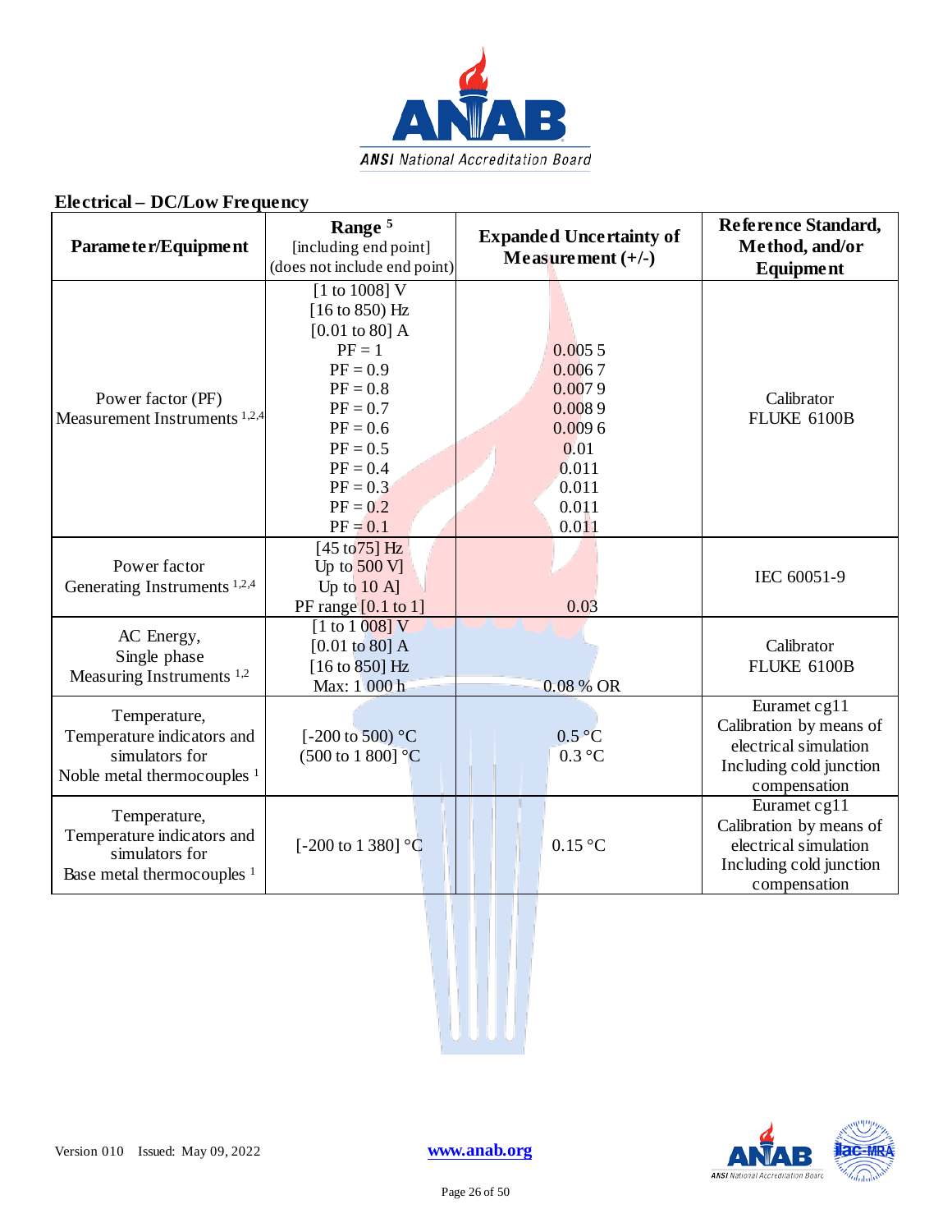## Electrical – DC/Low Frequency

| Parameter/Equipment | Range [5] [including end point] (does not include end point) | Expanded Uncertainty of Measurement (+/-) | Reference Standard, Method, and/or Equipment |
|---|---|---|---|
| Power factor (PF) Measurement Instruments [1,2,4] | [1 to 1008] V<br>[16 to 850) Hz<br>[0.01 to 80] A<br>PF = 1<br>PF = 0.9<br>PF = 0.8<br>PF = 0.7<br>PF = 0.6<br>PF = 0.5<br>PF = 0.4<br>PF = 0.3<br>PF = 0.2<br>PF = 0.1 | <br><br><br>0.005 5<br>0.006 7<br>0.007 9<br>0.008 9<br>0.009 6<br>0.01<br>0.011<br>0.011<br>0.011<br>0.011 | Calibrator FLUKE 6100B |
| Power factor Generating Instruments [1,2,4] | [45 to75] Hz<br>Up to 500 V]<br>Up to 10 A]<br>PF range [0.1 to 1] | 0.03 | IEC 60051-9 |
| AC Energy, Single phase Measuring Instruments [1,2] | [1 to 1 008] V<br>[0.01 to 80] A<br>[16 to 850] Hz<br>Max: 1 000 h | 0.08 % OR | Calibrator FLUKE 6100B |
| Temperature, Temperature indicators and simulators for Noble metal thermocouples [1] | [-200 to 500) °C<br>(500 to 1 800] °C | 0.5 °C<br>0.3 °C | Euramet cg11 Calibration by means of electrical simulation Including cold junction compensation |
| Temperature, Temperature indicators and simulators for Base metal thermocouples [1] | [-200 to 1 380] °C | 0.15 °C | Euramet cg11 Calibration by means of electrical simulation Including cold junction compensation |

Version 010 Issued: May 09, 2022 www.anab.org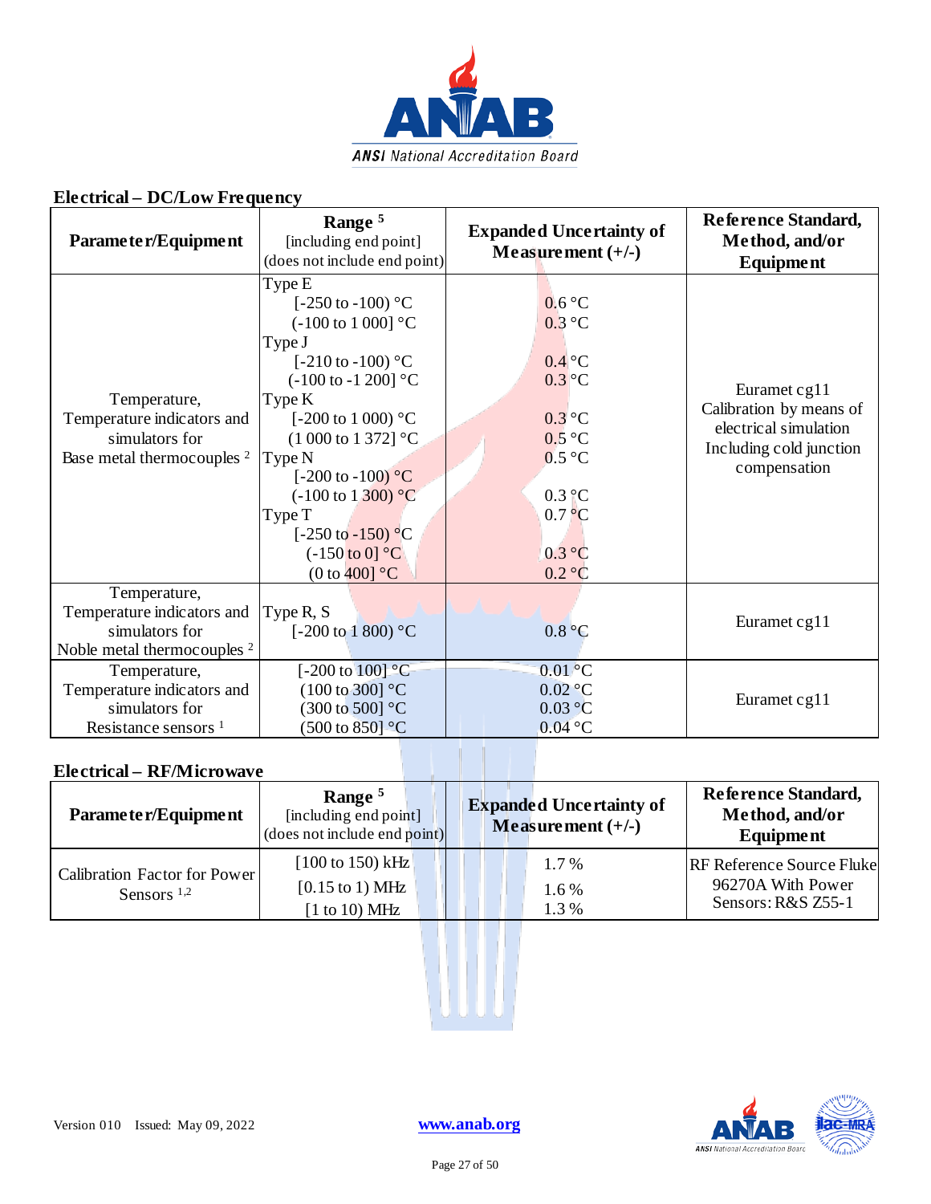## Electrical – DC/Low Frequency

| Parameter/Equipment | Range [5] [including end point] (does not include end point) | Expanded Uncertainty of Measurement (+/-) | Reference Standard, Method, and/or Equipment |
|---|---|---|---|
| Temperature, Temperature indicators and simulators for Base metal thermocouples [2] | Type E<br>[-250 to -100) °C<br>(-100 to 1 000] °C<br>Type J<br>[-210 to -100) °C<br>(-100 to -1 200] °C<br>Type K<br>[-200 to 1 000) °C<br>(1 000 to 1 372] °C<br>Type N<br>[-200 to -100) °C<br>(-100 to 1 300) °C<br>Type T<br>[-250 to -150) °C<br>(-150 to 0] °C<br>(0 to 400] °C | <br>0.6 °C<br>0.3 °C<br><br>0.4 °C<br>0.3 °C<br><br>0.3 °C<br>0.5 °C<br>0.5 °C<br><br>0.3 °C<br>0.7 °C<br><br>0.3 °C<br>0.2 °C | Euramet cg11<br>Calibration by means of electrical simulation<br>Including cold junction compensation |
| Temperature, Temperature indicators and simulators for Noble metal thermocouples [2] | Type R, S<br>[-200 to 1 800) °C | 0.8 °C | Euramet cg11 |
| Temperature, Temperature indicators and simulators for Resistance sensors [1] | [-200 to 100] °C<br>(100 to 300] °C<br>(300 to 500] °C<br>(500 to 850] °C | 0.01 °C<br>0.02 °C<br>0.03 °C<br>0.04 °C | Euramet cg11 |

## Electrical – RF/Microwave

| Parameter/Equipment | Range [5] [including end point] (does not include end point) | Expanded Uncertainty of Measurement (+/-) | Reference Standard, Method, and/or Equipment |
|---|---|---|---|
| Calibration Factor for Power Sensors [1,2] | [100 to 150) kHz<br>[0.15 to 1) MHz<br>[1 to 10) MHz | 1.7 %<br>1.6 %<br>1.3 % | RF Reference Source Fluke 96270A With Power Sensors: R&S Z55-1 |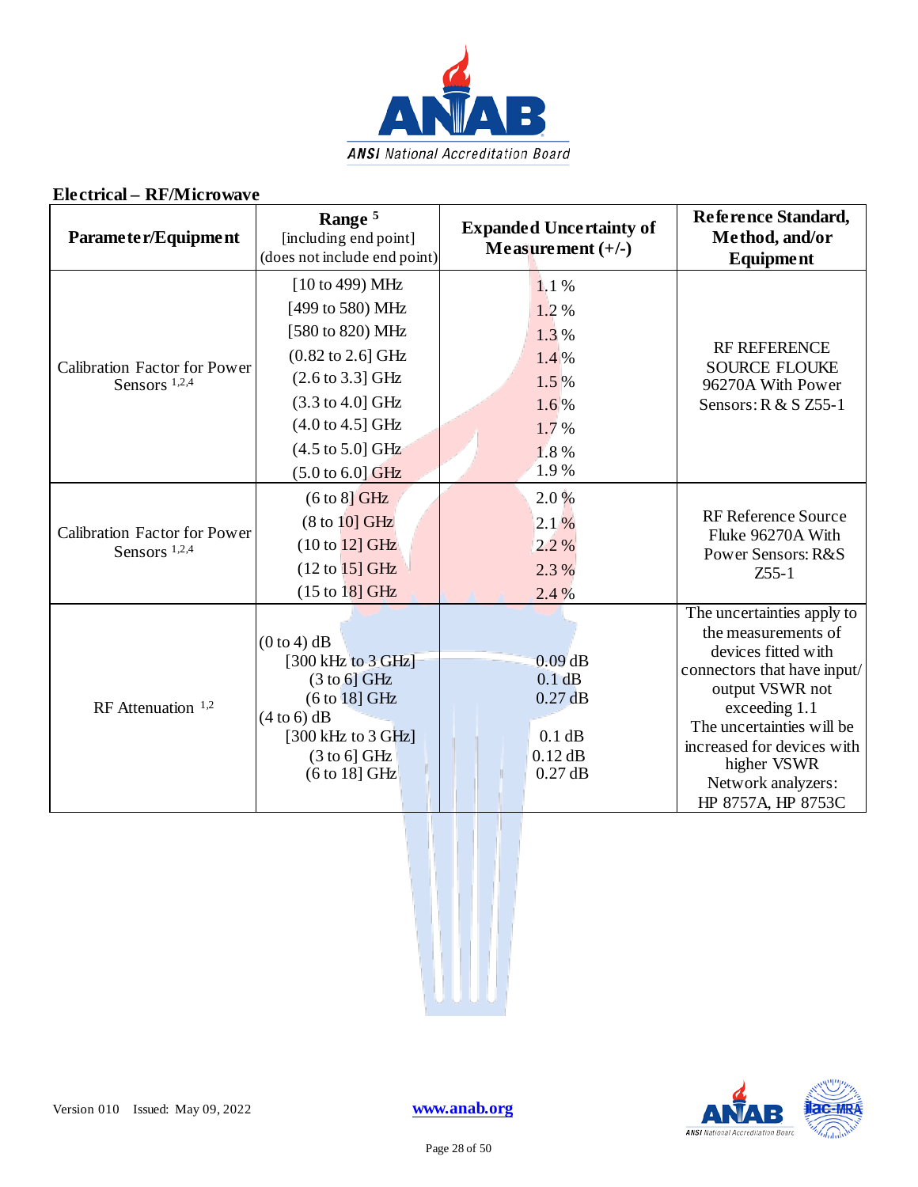## Electrical – RF/Microwave

| Parameter/Equipment | Range [5] [including end point] (does not include end point) | Expanded Uncertainty of Measurement (+/-) | Reference Standard, Method, and/or Equipment |
|---|---|---|---|
| Calibration Factor for Power Sensors [1,2,4] | [10 to 499) MHz | 1.1 % | RF REFERENCE SOURCE FLOUKE 96270A With Power Sensors: R & S Z55-1 |
| | [499 to 580) MHz | 1.2 % | |
| | [580 to 820) MHz | 1.3 % | |
| | (0.82 to 2.6] GHz | 1.4 % | |
| | (2.6 to 3.3] GHz | 1.5 % | |
| | (3.3 to 4.0] GHz | 1.6 % | |
| | (4.0 to 4.5] GHz | 1.7 % | |
| | (4.5 to 5.0] GHz | 1.8 % | |
| | (5.0 to 6.0] GHz | 1.9 % | |
| Calibration Factor for Power Sensors [1,2,4] | (6 to 8] GHz | 2.0 % | RF Reference Source Fluke 96270A With Power Sensors: R&S Z55-1 |
| | (8 to 10] GHz | 2.1 % | |
| | (10 to 12] GHz | 2.2 % | |
| | (12 to 15] GHz | 2.3 % | |
| | (15 to 18] GHz | 2.4 % | |
| RF Attenuation [1,2] | (0 to 4) dB | | The uncertainties apply to the measurements of devices fitted with connectors that have input/ output VSWR not exceeding 1.1 The uncertainties will be increased for devices with higher VSWR Network analyzers: HP 8757A, HP 8753C |
| | [300 kHz to 3 GHz] | 0.09 dB | |
| | (3 to 6] GHz | 0.1 dB | |
| | (6 to 18] GHz | 0.27 dB | |
| | (4 to 6) dB | | |
| | [300 kHz to 3 GHz] | 0.1 dB | |
| | (3 to 6] GHz | 0.12 dB | |
| | (6 to 18] GHz | 0.27 dB | |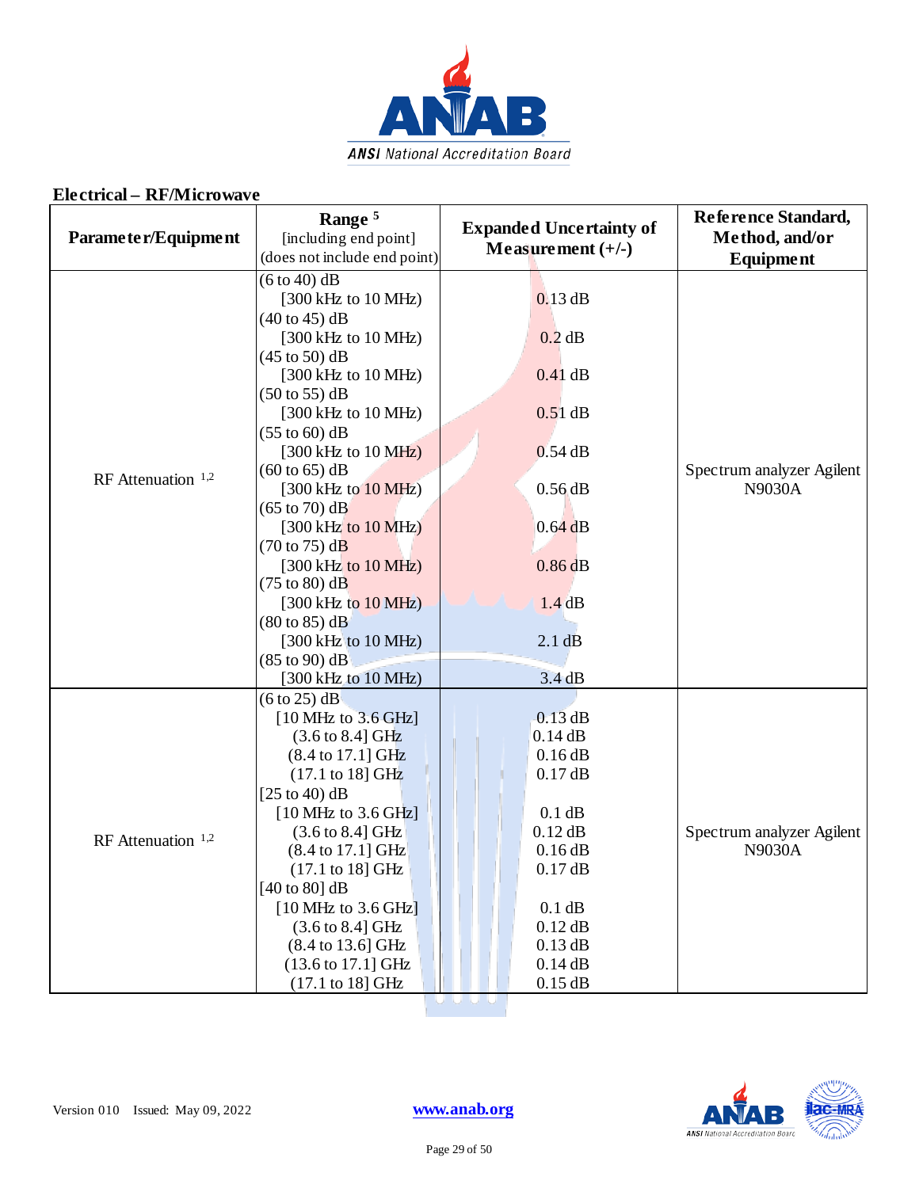## Electrical – RF/Microwave

| Parameter/Equipment | Range [5] [including end point] (does not include end point) | Expanded Uncertainty of Measurement (+/-) | Reference Standard, Method, and/or Equipment |
|---|---|---|---|
| RF Attenuation [1,2] | (6 to 40) dB<br>[300 kHz to 10 MHz)<br>(40 to 45) dB<br>[300 kHz to 10 MHz)<br>(45 to 50) dB<br>[300 kHz to 10 MHz)<br>(50 to 55) dB<br>[300 kHz to 10 MHz)<br>(55 to 60) dB<br>[300 kHz to 10 MHz)<br>(60 to 65) dB<br>[300 kHz to 10 MHz)<br>(65 to 70) dB<br>[300 kHz to 10 MHz)<br>(70 to 75) dB<br>[300 kHz to 10 MHz)<br>(75 to 80) dB<br>[300 kHz to 10 MHz)<br>(80 to 85) dB<br>[300 kHz to 10 MHz)<br>(85 to 90) dB<br>[300 kHz to 10 MHz) | <br>0.13 dB<br><br>0.2 dB<br><br>0.41 dB<br><br>0.51 dB<br><br>0.54 dB<br><br>0.56 dB<br><br>0.64 dB<br><br>0.86 dB<br><br>1.4 dB<br><br>2.1 dB<br><br>3.4 dB | Spectrum analyzer Agilent N9030A |
| RF Attenuation [1,2] | (6 to 25) dB<br>[10 MHz to 3.6 GHz]<br>(3.6 to 8.4] GHz<br>(8.4 to 17.1] GHz<br>(17.1 to 18] GHz<br>[25 to 40) dB<br>[10 MHz to 3.6 GHz]<br>(3.6 to 8.4] GHz<br>(8.4 to 17.1] GHz<br>(17.1 to 18] GHz<br>[40 to 80] dB<br>[10 MHz to 3.6 GHz]<br>(3.6 to 8.4] GHz<br>(8.4 to 13.6] GHz<br>(13.6 to 17.1] GHz<br>(17.1 to 18] GHz | <br>0.13 dB<br>0.14 dB<br>0.16 dB<br>0.17 dB<br><br>0.1 dB<br>0.12 dB<br>0.16 dB<br>0.17 dB<br><br>0.1 dB<br>0.12 dB<br>0.13 dB<br>0.14 dB<br>0.15 dB | Spectrum analyzer Agilent N9030A |

Version 010 Issued: May 09, 2022

www.anab.org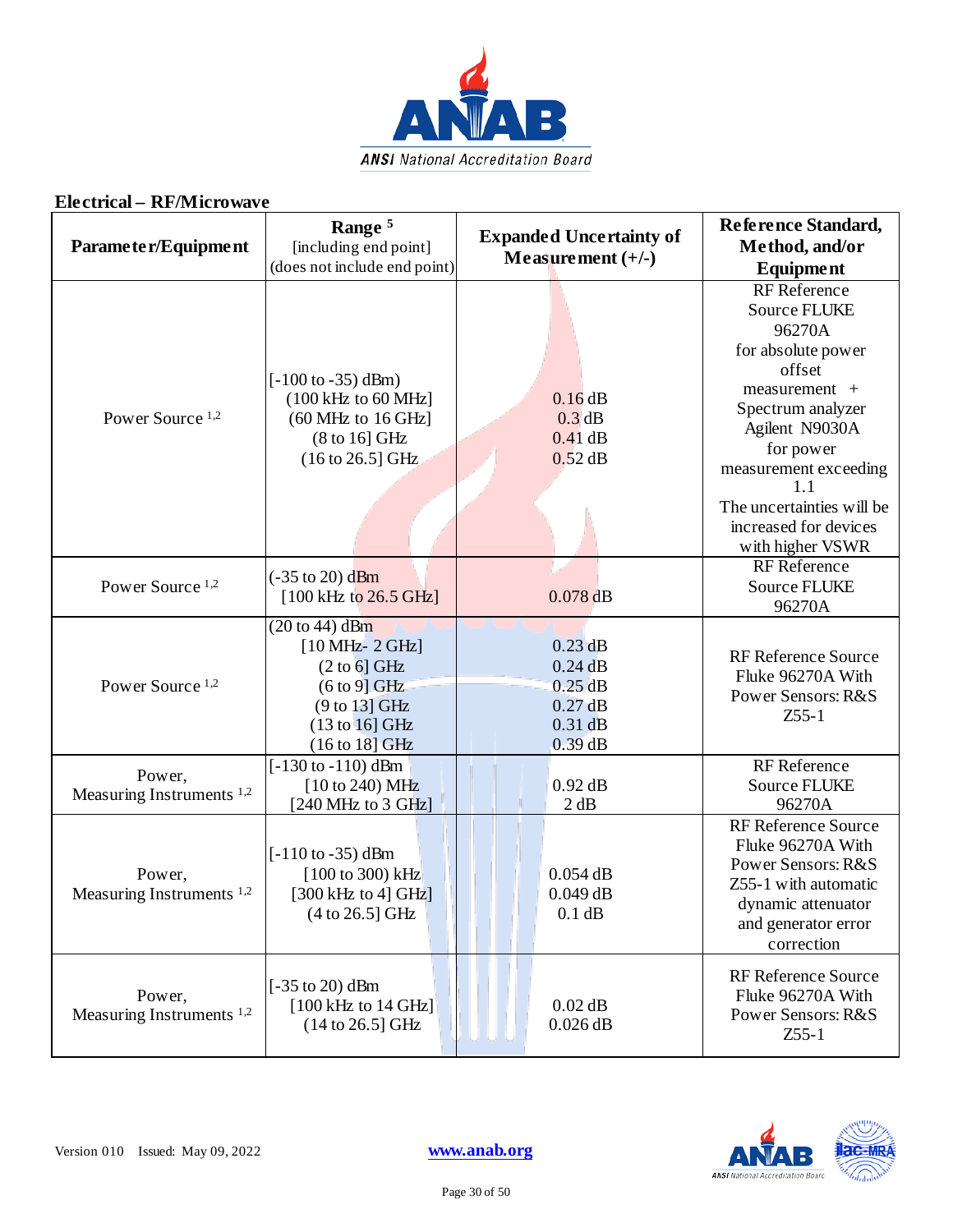## Electrical – RF/Microwave

| Parameter/Equipment | Range [5] [including end point] (does not include end point) | Expanded Uncertainty of Measurement (+/-) | Reference Standard, Method, and/or Equipment |
|---|---|---|---|
| Power Source [1,2] | [-100 to -35) dBm)<br>(100 kHz to 60 MHz]<br>(60 MHz to 16 GHz]<br>(8 to 16] GHz<br>(16 to 26.5] GHz | 0.16 dB<br>0.3 dB<br>0.41 dB<br>0.52 dB | RF Reference Source FLUKE 96270A for absolute power offset measurement + Spectrum analyzer Agilent N9030A for power measurement exceeding 1.1 The uncertainties will be increased for devices with higher VSWR |
| Power Source [1,2] | (-35 to 20) dBm<br>[100 kHz to 26.5 GHz] | 0.078 dB | RF Reference Source FLUKE 96270A |
| Power Source [1,2] | (20 to 44) dBm<br>[10 MHz- 2 GHz]<br>(2 to 6] GHz<br>(6 to 9] GHz<br>(9 to 13] GHz<br>(13 to 16] GHz<br>(16 to 18] GHz | 0.23 dB<br>0.24 dB<br>0.25 dB<br>0.27 dB<br>0.31 dB<br>0.39 dB | RF Reference Source Fluke 96270A With Power Sensors: R&S Z55-1 |
| Power, Measuring Instruments [1,2] | [-130 to -110) dBm<br>[10 to 240) MHz<br>[240 MHz to 3 GHz] | 0.92 dB<br>2 dB | RF Reference Source FLUKE 96270A |
| Power, Measuring Instruments [1,2] | [-110 to -35) dBm<br>[100 to 300) kHz<br>[300 kHz to 4] GHz]<br>(4 to 26.5] GHz | 0.054 dB<br>0.049 dB<br>0.1 dB | RF Reference Source Fluke 96270A With Power Sensors: R&S Z55-1 with automatic dynamic attenuator and generator error correction |
| Power, Measuring Instruments [1,2] | [-35 to 20) dBm<br>[100 kHz to 14 GHz]<br>(14 to 26.5] GHz | 0.02 dB<br>0.026 dB | RF Reference Source Fluke 96270A With Power Sensors: R&S Z55-1 |

Version 010 Issued: May 09, 2022

www.anab.org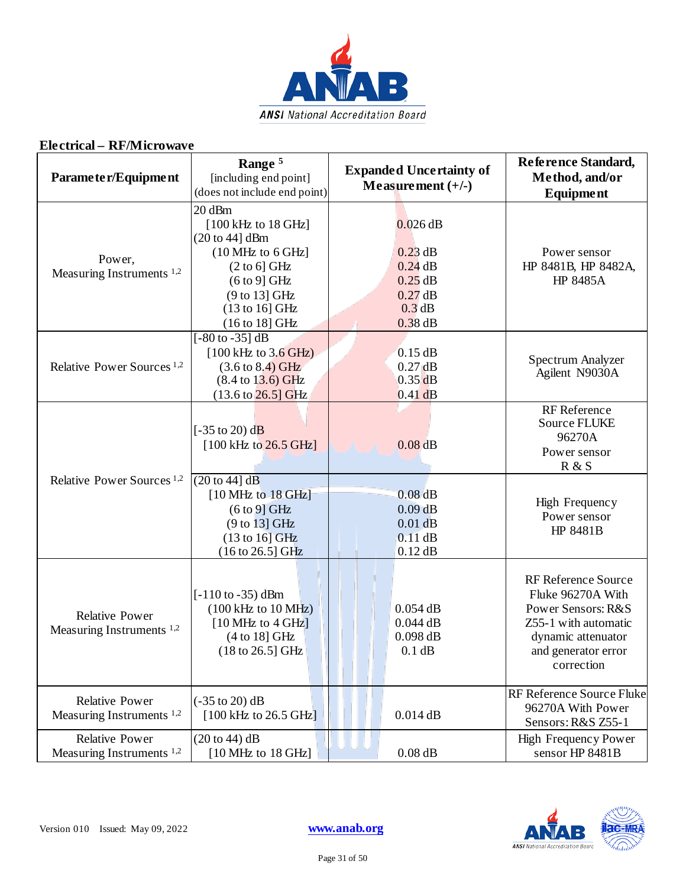## Electrical – RF/Microwave

| Parameter/Equipment | Range [5] [including end point] (does not include end point) | Expanded Uncertainty of Measurement (+/-) | Reference Standard, Method, and/or Equipment |
|---|---|---|---|
| Power, Measuring Instruments [1,2] | 20 dBm<br>[100 kHz to 18 GHz]<br>(20 to 44] dBm<br>(10 MHz to 6 GHz]<br>(2 to 6] GHz<br>(6 to 9] GHz<br>(9 to 13] GHz<br>(13 to 16] GHz<br>(16 to 18] GHz | <br>0.026 dB<br><br>0.23 dB<br>0.24 dB<br>0.25 dB<br>0.27 dB<br>0.3 dB<br>0.38 dB | Power sensor HP 8481B, HP 8482A, HP 8485A |
| Relative Power Sources [1,2] | [-80 to -35] dB<br>[100 kHz to 3.6 GHz)<br>(3.6 to 8.4) GHz<br>(8.4 to 13.6) GHz<br>(13.6 to 26.5] GHz | <br>0.15 dB<br>0.27 dB<br>0.35 dB<br>0.41 dB | Spectrum Analyzer Agilent N9030A |
| Relative Power Sources [1,2] | [-35 to 20) dB<br>[100 kHz to 26.5 GHz] | 0.08 dB | RF Reference Source FLUKE 96270A Power sensor R & S |
| | (20 to 44] dB<br>[10 MHz to 18 GHz]<br>(6 to 9] GHz<br>(9 to 13] GHz<br>(13 to 16] GHz<br>(16 to 26.5] GHz | <br>0.08 dB<br>0.09 dB<br>0.01 dB<br>0.11 dB<br>0.12 dB | High Frequency Power sensor HP 8481B |
| Relative Power Measuring Instruments [1,2] | [-110 to -35) dBm<br>(100 kHz to 10 MHz)<br>[10 MHz to 4 GHz]<br>(4 to 18] GHz<br>(18 to 26.5] GHz | <br>0.054 dB<br>0.044 dB<br>0.098 dB<br>0.1 dB | RF Reference Source Fluke 96270A With Power Sensors: R&S Z55-1 with automatic dynamic attenuator and generator error correction |
| Relative Power Measuring Instruments [1,2] | (-35 to 20) dB<br>[100 kHz to 26.5 GHz] | 0.014 dB | RF Reference Source Fluke 96270A With Power Sensors: R&S Z55-1 |
| Relative Power Measuring Instruments [1,2] | (20 to 44) dB<br>[10 MHz to 18 GHz] | 0.08 dB | High Frequency Power sensor HP 8481B |

Version 010 Issued: May 09, 2022 www.anab.org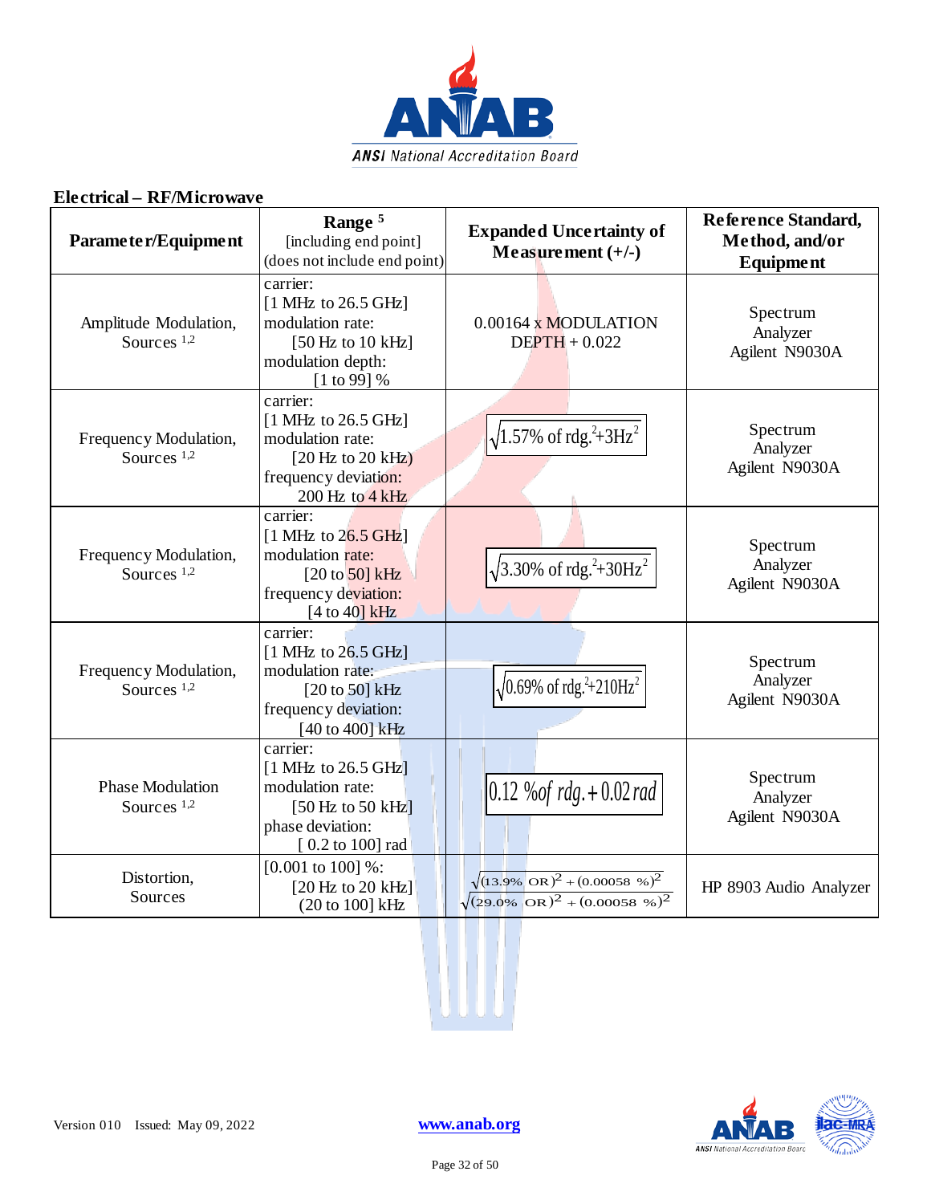**Electrical – RF/Microwave**

| Parameter/Equipment | Range [5] [including end point] (does not include end point) | Expanded Uncertainty of Measurement (+/-) | Reference Standard, Method, and/or Equipment |
|---|---|---|---|
| Amplitude Modulation, Sources [1,2] | carrier: [1 MHz to 26.5 GHz] modulation rate: [50 Hz to 10 kHz] modulation depth: [1 to 99] % | 0.00164 x MODULATION DEPTH + 0.022 | Spectrum Analyzer Agilent N9030A |
| Frequency Modulation, Sources [1,2] | carrier: [1 MHz to 26.5 GHz] modulation rate: [20 Hz to 20 kHz) frequency deviation: 200 Hz to 4 kHz | $\sqrt{1.57\% \text{ of rdg.}^2 + 3\text{Hz}^2}$ | Spectrum Analyzer Agilent N9030A |
| Frequency Modulation, Sources [1,2] | carrier: [1 MHz to 26.5 GHz] modulation rate: [20 to 50] kHz frequency deviation: [4 to 40] kHz | $\sqrt{3.30\% \text{ of rdg.}^2 + 30\text{Hz}^2}$ | Spectrum Analyzer Agilent N9030A |
| Frequency Modulation, Sources [1,2] | carrier: [1 MHz to 26.5 GHz] modulation rate: [20 to 50] kHz frequency deviation: [40 to 400] kHz | $\sqrt{0.69\% \text{ of rdg.}^2 + 210\text{Hz}^2}$ | Spectrum Analyzer Agilent N9030A |
| Phase Modulation Sources [1,2] | carrier: [1 MHz to 26.5 GHz] modulation rate: [50 Hz to 50 kHz] phase deviation: [ 0.2 to 100] rad | $0.12\ \% \text{of rdg.} + 0.02\ rad$ | Spectrum Analyzer Agilent N9030A |
| Distortion, Sources | [0.001 to 100] %: [20 Hz to 20 kHz] (20 to 100] kHz | $\sqrt{(13.9\%\ \text{OR})^2 + (0.00058\ \%)^2}$ $\sqrt{(29.0\%\ \text{OR})^2 + (0.00058\ \%)^2}$ | HP 8903 Audio Analyzer |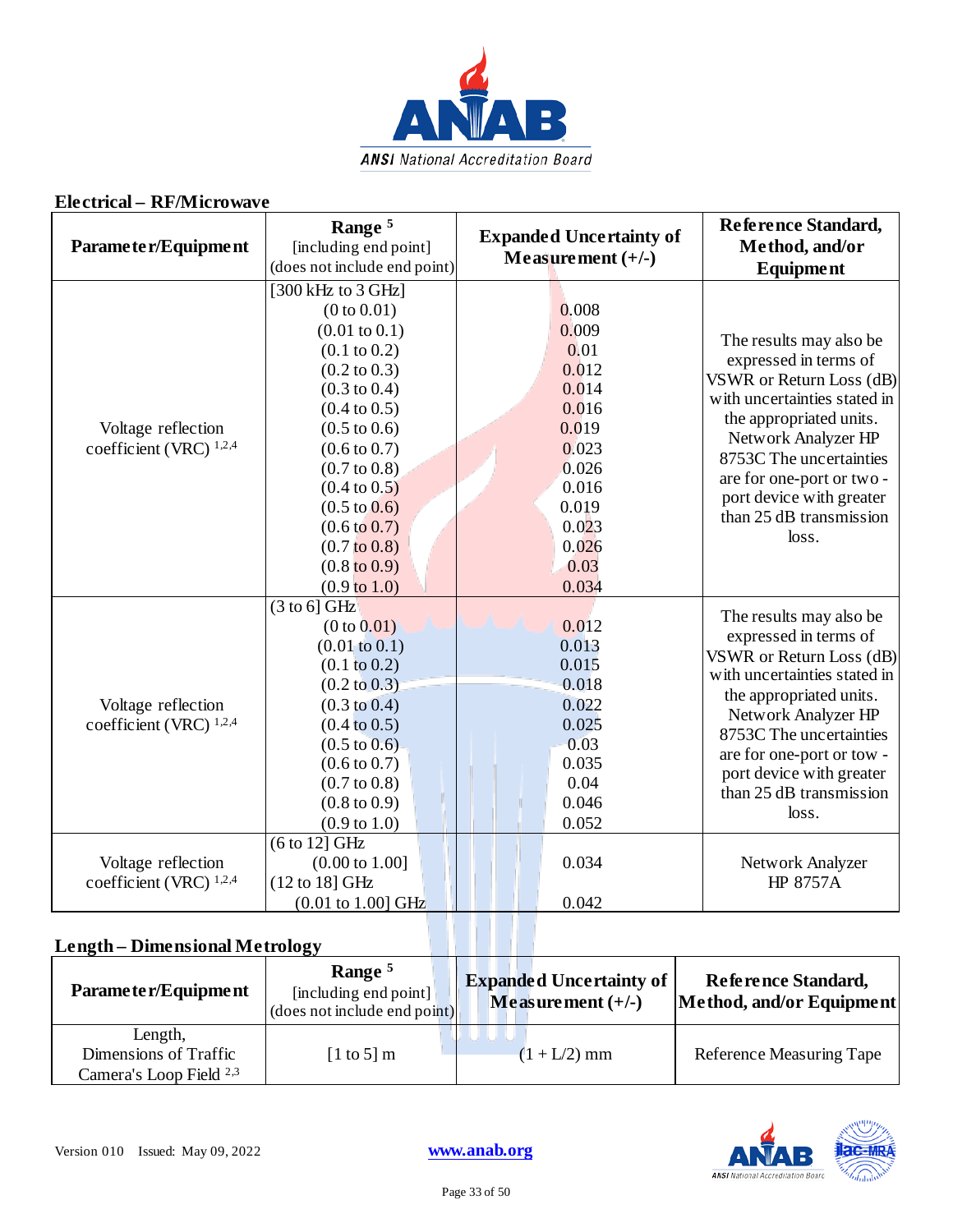## Electrical – RF/Microwave

| Parameter/Equipment | Range [5] [including end point] (does not include end point) | Expanded Uncertainty of Measurement (+/-) | Reference Standard, Method, and/or Equipment |
|---|---|---|---|
| Voltage reflection coefficient (VRC) [1,2,4] | [300 kHz to 3 GHz]<br>(0 to 0.01)<br>(0.01 to 0.1)<br>(0.1 to 0.2)<br>(0.2 to 0.3)<br>(0.3 to 0.4)<br>(0.4 to 0.5)<br>(0.5 to 0.6)<br>(0.6 to 0.7)<br>(0.7 to 0.8)<br>(0.4 to 0.5)<br>(0.5 to 0.6)<br>(0.6 to 0.7)<br>(0.7 to 0.8)<br>(0.8 to 0.9)<br>(0.9 to 1.0) | <br>0.008<br>0.009<br>0.01<br>0.012<br>0.014<br>0.016<br>0.019<br>0.023<br>0.026<br>0.016<br>0.019<br>0.023<br>0.026<br>0.03<br>0.034 | The results may also be expressed in terms of VSWR or Return Loss (dB) with uncertainties stated in the appropriated units. Network Analyzer HP 8753C The uncertainties are for one-port or two - port device with greater than 25 dB transmission loss. |
| Voltage reflection coefficient (VRC) [1,2,4] | (3 to 6] GHz<br>(0 to 0.01)<br>(0.01 to 0.1)<br>(0.1 to 0.2)<br>(0.2 to 0.3)<br>(0.3 to 0.4)<br>(0.4 to 0.5)<br>(0.5 to 0.6)<br>(0.6 to 0.7)<br>(0.7 to 0.8)<br>(0.8 to 0.9)<br>(0.9 to 1.0) | <br>0.012<br>0.013<br>0.015<br>0.018<br>0.022<br>0.025<br>0.03<br>0.035<br>0.04<br>0.046<br>0.052 | The results may also be expressed in terms of VSWR or Return Loss (dB) with uncertainties stated in the appropriated units. Network Analyzer HP 8753C The uncertainties are for one-port or tow - port device with greater than 25 dB transmission loss. |
| Voltage reflection coefficient (VRC) [1,2,4] | (6 to 12] GHz<br>(0.00 to 1.00]<br>(12 to 18] GHz<br>(0.01 to 1.00] GHz | <br>0.034<br><br>0.042 | Network Analyzer HP 8757A |

## Length – Dimensional Metrology

| Parameter/Equipment | Range [5] [including end point] (does not include end point) | Expanded Uncertainty of Measurement (+/-) | Reference Standard, Method, and/or Equipment |
|---|---|---|---|
| Length, Dimensions of Traffic Camera's Loop Field [2,3] | [1 to 5] m | (1 + L/2) mm | Reference Measuring Tape |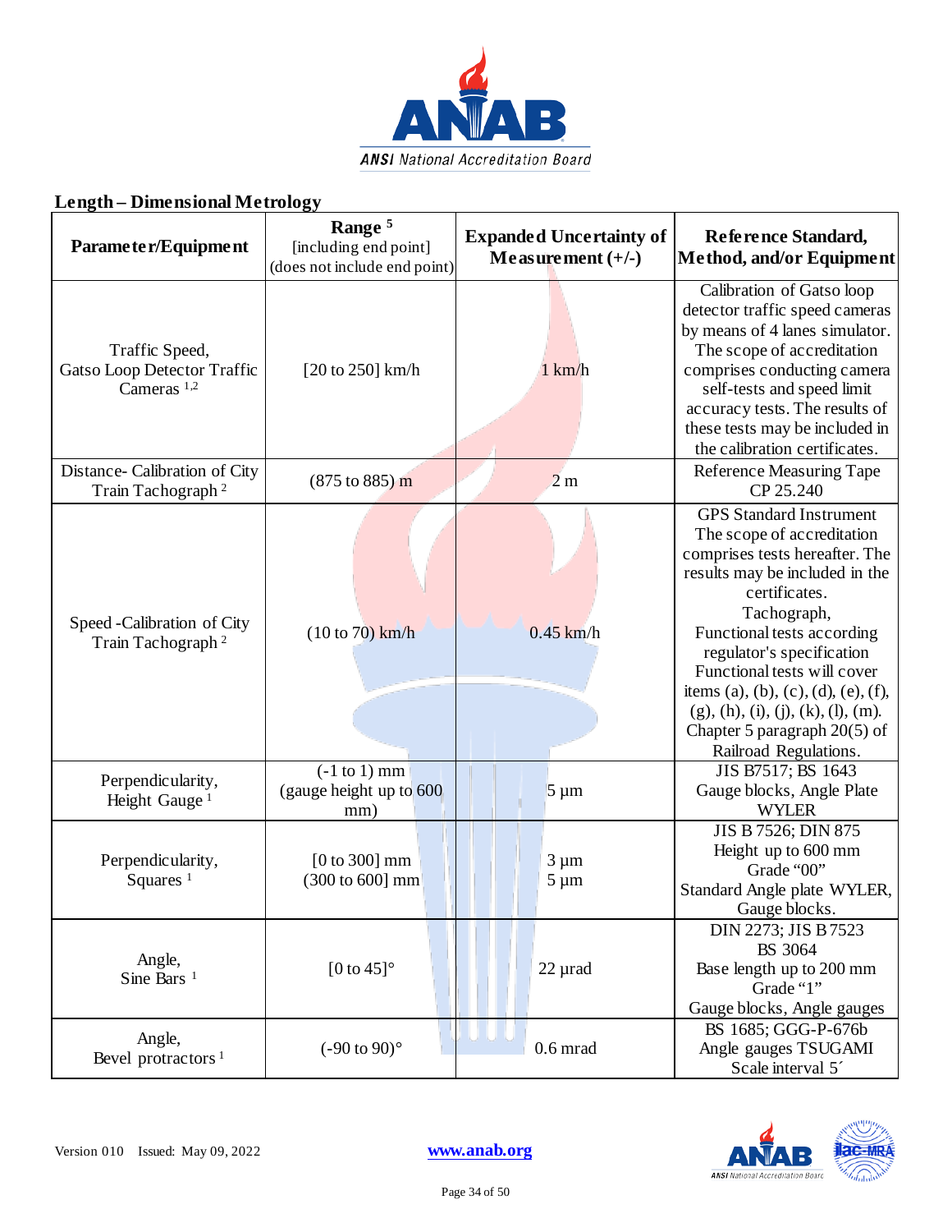## Length – Dimensional Metrology

| Parameter/Equipment | Range [5] [including end point] (does not include end point) | Expanded Uncertainty of Measurement (+/-) | Reference Standard, Method, and/or Equipment |
|---|---|---|---|
| Traffic Speed, Gatso Loop Detector Traffic Cameras [1,2] | [20 to 250] km/h | 1 km/h | Calibration of Gatso loop detector traffic speed cameras by means of 4 lanes simulator. The scope of accreditation comprises conducting camera self-tests and speed limit accuracy tests. The results of these tests may be included in the calibration certificates. |
| Distance- Calibration of City Train Tachograph [2] | (875 to 885) m | 2 m | Reference Measuring Tape CP 25.240 |
| Speed -Calibration of City Train Tachograph [2] | (10 to 70) km/h | 0.45 km/h | GPS Standard Instrument The scope of accreditation comprises tests hereafter. The results may be included in the certificates. Tachograph, Functional tests according regulator's specification Functional tests will cover items (a), (b), (c), (d), (e), (f), (g), (h), (i), (j), (k), (l), (m). Chapter 5 paragraph 20(5) of Railroad Regulations. |
| Perpendicularity, Height Gauge [1] | (-1 to 1) mm (gauge height up to 600 mm) | 5 µm | JIS B7517; BS 1643 Gauge blocks, Angle Plate WYLER |
| Perpendicularity, Squares [1] | [0 to 300] mm<br>(300 to 600] mm | 3 µm<br>5 µm | JIS B 7526; DIN 875 Height up to 600 mm Grade "00" Standard Angle plate WYLER, Gauge blocks. |
| Angle, Sine Bars [1] | [0 to 45]° | 22 µrad | DIN 2273; JIS B 7523 BS 3064 Base length up to 200 mm Grade "1" Gauge blocks, Angle gauges |
| Angle, Bevel protractors [1] | (-90 to 90)° | 0.6 mrad | BS 1685; GGG-P-676b Angle gauges TSUGAMI Scale interval 5´ |

Version 010 Issued: May 09, 2022 www.anab.org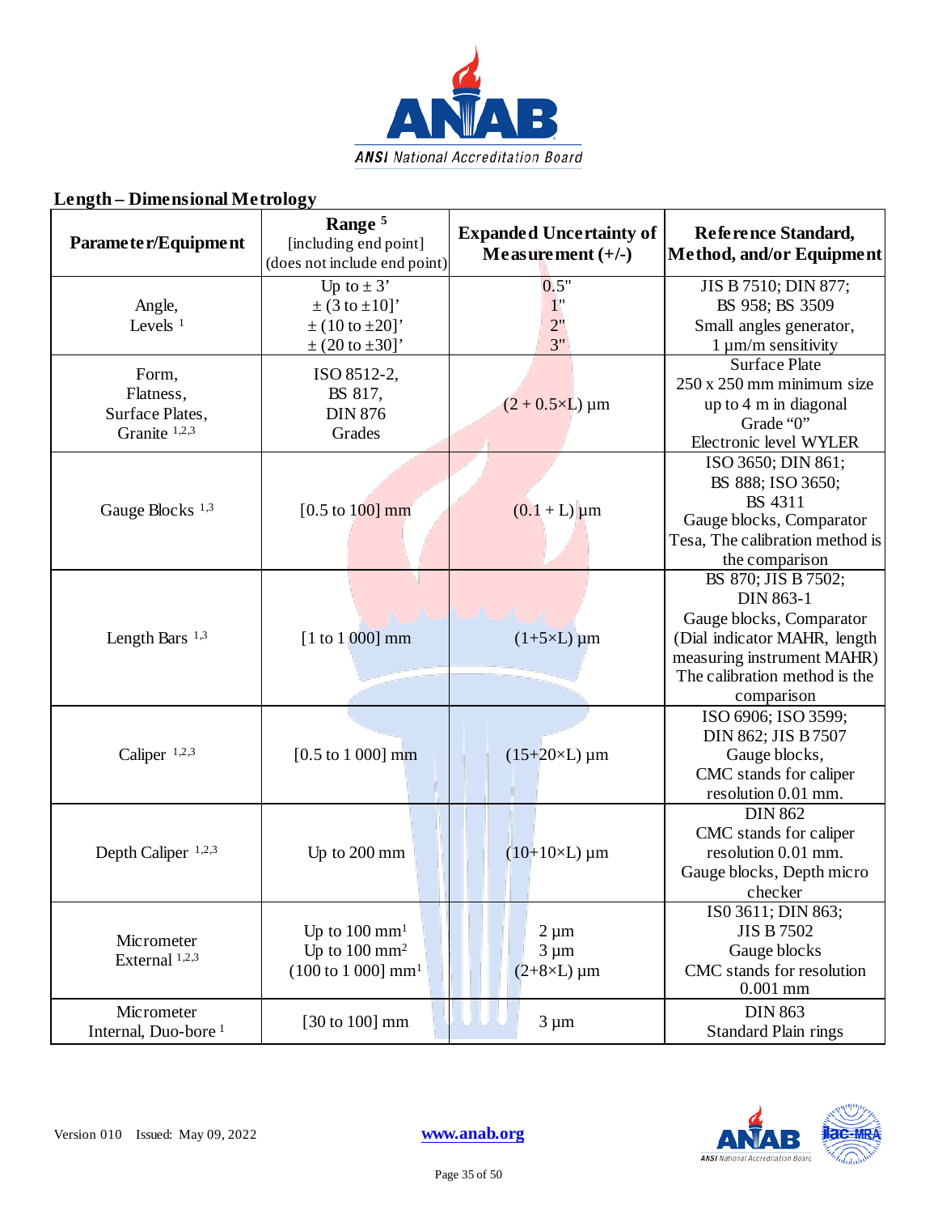## Length – Dimensional Metrology

| Parameter/Equipment | Range [5] [including end point] (does not include end point) | Expanded Uncertainty of Measurement (+/-) | Reference Standard, Method, and/or Equipment |
|---|---|---|---|
| Angle, Levels [1] | Up to ± 3'<br>± (3 to ±10]'<br>± (10 to ±20]'<br>± (20 to ±30]' | 0.5"<br>1"<br>2"<br>3" | JIS B 7510; DIN 877; BS 958; BS 3509<br>Small angles generator, 1 µm/m sensitivity |
| Form, Flatness, Surface Plates, Granite [1,2,3] | ISO 8512-2, BS 817, DIN 876 Grades | (2 + 0.5×L) µm | Surface Plate 250 x 250 mm minimum size up to 4 m in diagonal Grade "0"<br>Electronic level WYLER |
| Gauge Blocks [1,3] | [0.5 to 100] mm | (0.1 + L) µm | ISO 3650; DIN 861; BS 888; ISO 3650; BS 4311<br>Gauge blocks, Comparator Tesa, The calibration method is the comparison |
| Length Bars [1,3] | [1 to 1 000] mm | (1+5×L) µm | BS 870; JIS B 7502; DIN 863-1<br>Gauge blocks, Comparator (Dial indicator MAHR, length measuring instrument MAHR) The calibration method is the comparison |
| Caliper [1,2,3] | [0.5 to 1 000] mm | (15+20×L) µm | ISO 6906; ISO 3599; DIN 862; JIS B 7507<br>Gauge blocks,<br>CMC stands for caliper resolution 0.01 mm. |
| Depth Caliper [1,2,3] | Up to 200 mm | (10+10×L) µm | DIN 862<br>CMC stands for caliper resolution 0.01 mm.<br>Gauge blocks, Depth micro checker |
| Micrometer External [1,2,3] | Up to 100 mm[1]<br>Up to 100 mm[2]<br>(100 to 1 000] mm[1] | 2 µm<br>3 µm<br>(2+8×L) µm | IS0 3611; DIN 863; JIS B 7502<br>Gauge blocks<br>CMC stands for resolution 0.001 mm |
| Micrometer Internal, Duo-bore [1] | [30 to 100] mm | 3 µm | DIN 863<br>Standard Plain rings |

Version 010 Issued: May 09, 2022 www.anab.org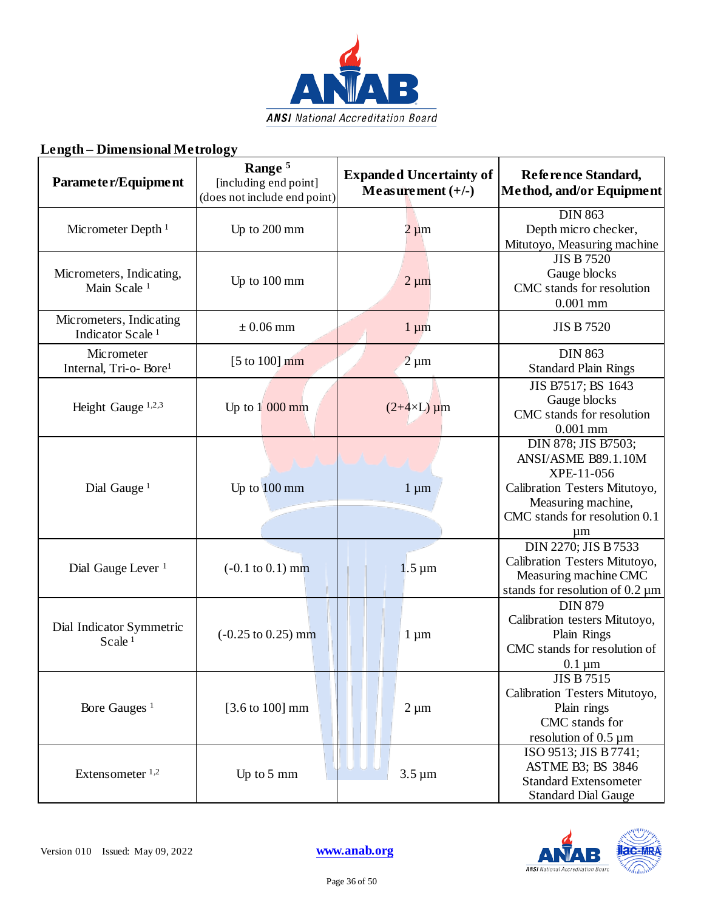## Length – Dimensional Metrology

| Parameter/Equipment | Range [5] [including end point] (does not include end point) | Expanded Uncertainty of Measurement (+/-) | Reference Standard, Method, and/or Equipment |
|---|---|---|---|
| Micrometer Depth [1] | Up to 200 mm | 2 µm | DIN 863 Depth micro checker, Mitutoyo, Measuring machine |
| Micrometers, Indicating, Main Scale [1] | Up to 100 mm | 2 µm | JIS B 7520 Gauge blocks CMC stands for resolution 0.001 mm |
| Micrometers, Indicating Indicator Scale [1] | ± 0.06 mm | 1 µm | JIS B 7520 |
| Micrometer Internal, Tri-o- Bore[1] | [5 to 100] mm | 2 µm | DIN 863 Standard Plain Rings |
| Height Gauge [1,2,3] | Up to 1 000 mm | (2+4×L) µm | JIS B7517; BS 1643 Gauge blocks CMC stands for resolution 0.001 mm |
| Dial Gauge [1] | Up to 100 mm | 1 µm | DIN 878; JIS B7503; ANSI/ASME B89.1.10M XPE-11-056 Calibration Testers Mitutoyo, Measuring machine, CMC stands for resolution 0.1 µm |
| Dial Gauge Lever [1] | (-0.1 to 0.1) mm | 1.5 µm | DIN 2270; JIS B 7533 Calibration Testers Mitutoyo, Measuring machine CMC stands for resolution of 0.2 µm |
| Dial Indicator Symmetric Scale [1] | (-0.25 to 0.25) mm | 1 µm | DIN 879 Calibration testers Mitutoyo, Plain Rings CMC stands for resolution of 0.1 µm |
| Bore Gauges [1] | [3.6 to 100] mm | 2 µm | JIS B 7515 Calibration Testers Mitutoyo, Plain rings CMC stands for resolution of 0.5 µm |
| Extensometer [1,2] | Up to 5 mm | 3.5 µm | ISO 9513; JIS B 7741; ASTME B3; BS 3846 Standard Extensometer Standard Dial Gauge |

Version 010 Issued: May 09, 2022 www.anab.org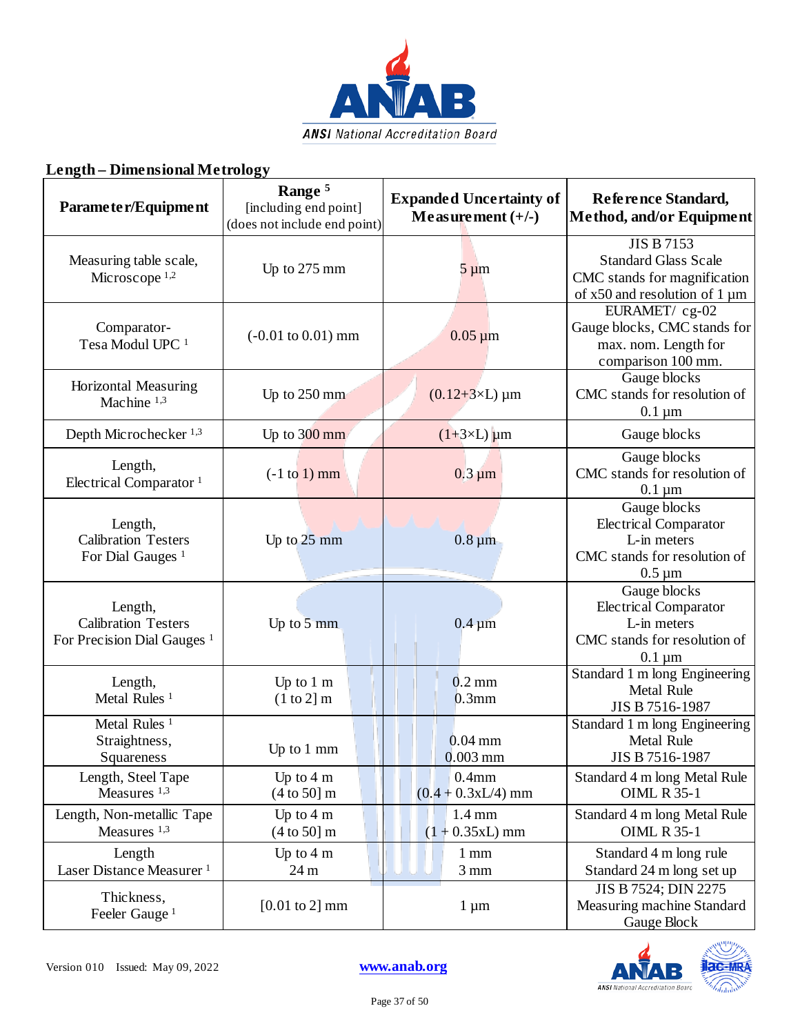## Length – Dimensional Metrology

| Parameter/Equipment | Range [5] [including end point] (does not include end point) | Expanded Uncertainty of Measurement (+/-) | Reference Standard, Method, and/or Equipment |
|---|---|---|---|
| Measuring table scale, Microscope [1,2] | Up to 275 mm | 5 µm | JIS B 7153 Standard Glass Scale CMC stands for magnification of x50 and resolution of 1 µm |
| Comparator- Tesa Modul UPC [1] | (-0.01 to 0.01) mm | 0.05 µm | EURAMET/ cg-02 Gauge blocks, CMC stands for max. nom. Length for comparison 100 mm. |
| Horizontal Measuring Machine [1,3] | Up to 250 mm | (0.12+3×L) µm | Gauge blocks CMC stands for resolution of 0.1 µm |
| Depth Microchecker [1,3] | Up to 300 mm | (1+3×L) µm | Gauge blocks |
| Length, Electrical Comparator [1] | (-1 to 1) mm | 0.3 µm | Gauge blocks CMC stands for resolution of 0.1 µm |
| Length, Calibration Testers For Dial Gauges [1] | Up to 25 mm | 0.8 µm | Gauge blocks Electrical Comparator L-in meters CMC stands for resolution of 0.5 µm |
| Length, Calibration Testers For Precision Dial Gauges [1] | Up to 5 mm | 0.4 µm | Gauge blocks Electrical Comparator L-in meters CMC stands for resolution of 0.1 µm |
| Length, Metal Rules [1] | Up to 1 m<br>(1 to 2] m | 0.2 mm<br>0.3mm | Standard 1 m long Engineering Metal Rule JIS B 7516-1987 |
| Metal Rules [1] Straightness, Squareness | Up to 1 mm | 0.04 mm<br>0.003 mm | Standard 1 m long Engineering Metal Rule JIS B 7516-1987 |
| Length, Steel Tape Measures [1,3] | Up to 4 m<br>(4 to 50] m | 0.4mm<br>(0.4 + 0.3xL/4) mm | Standard 4 m long Metal Rule OIML R 35-1 |
| Length, Non-metallic Tape Measures [1,3] | Up to 4 m<br>(4 to 50] m | 1.4 mm<br>(1 + 0.35xL) mm | Standard 4 m long Metal Rule OIML R 35-1 |
| Length Laser Distance Measurer [1] | Up to 4 m<br>24 m | 1 mm<br>3 mm | Standard 4 m long rule<br>Standard 24 m long set up |
| Thickness, Feeler Gauge [1] | [0.01 to 2] mm | 1 µm | JIS B 7524; DIN 2275 Measuring machine Standard Gauge Block |

Version 010 Issued: May 09, 2022 www.anab.org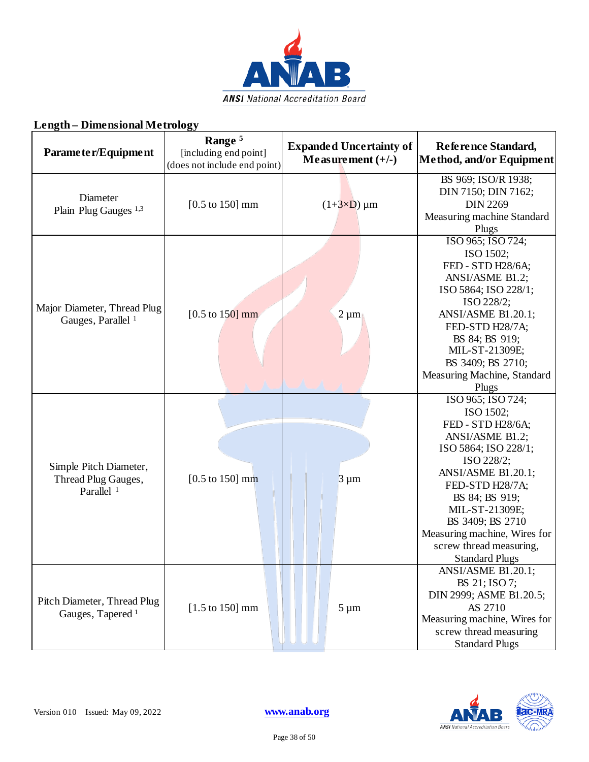## Length – Dimensional Metrology

| Parameter/Equipment | Range [5] [including end point] (does not include end point) | Expanded Uncertainty of Measurement (+/-) | Reference Standard, Method, and/or Equipment |
|---|---|---|---|
| Diameter Plain Plug Gauges [1,3] | [0.5 to 150] mm | (1+3×D) µm | BS 969; ISO/R 1938; DIN 7150; DIN 7162; DIN 2269 Measuring machine Standard Plugs |
| Major Diameter, Thread Plug Gauges, Parallel [1] | [0.5 to 150] mm | 2 µm | ISO 965; ISO 724; ISO 1502; FED - STD H28/6A; ANSI/ASME B1.2; ISO 5864; ISO 228/1; ISO 228/2; ANSI/ASME B1.20.1; FED-STD H28/7A; BS 84; BS 919; MIL-ST-21309E; BS 3409; BS 2710; Measuring Machine, Standard Plugs |
| Simple Pitch Diameter, Thread Plug Gauges, Parallel [1] | [0.5 to 150] mm | 3 µm | ISO 965; ISO 724; ISO 1502; FED - STD H28/6A; ANSI/ASME B1.2; ISO 5864; ISO 228/1; ISO 228/2; ANSI/ASME B1.20.1; FED-STD H28/7A; BS 84; BS 919; MIL-ST-21309E; BS 3409; BS 2710 Measuring machine, Wires for screw thread measuring, Standard Plugs |
| Pitch Diameter, Thread Plug Gauges, Tapered [1] | [1.5 to 150] mm | 5 µm | ANSI/ASME B1.20.1; BS 21; ISO 7; DIN 2999; ASME B1.20.5; AS 2710 Measuring machine, Wires for screw thread measuring Standard Plugs |

Version 010 Issued: May 09, 2022 www.anab.org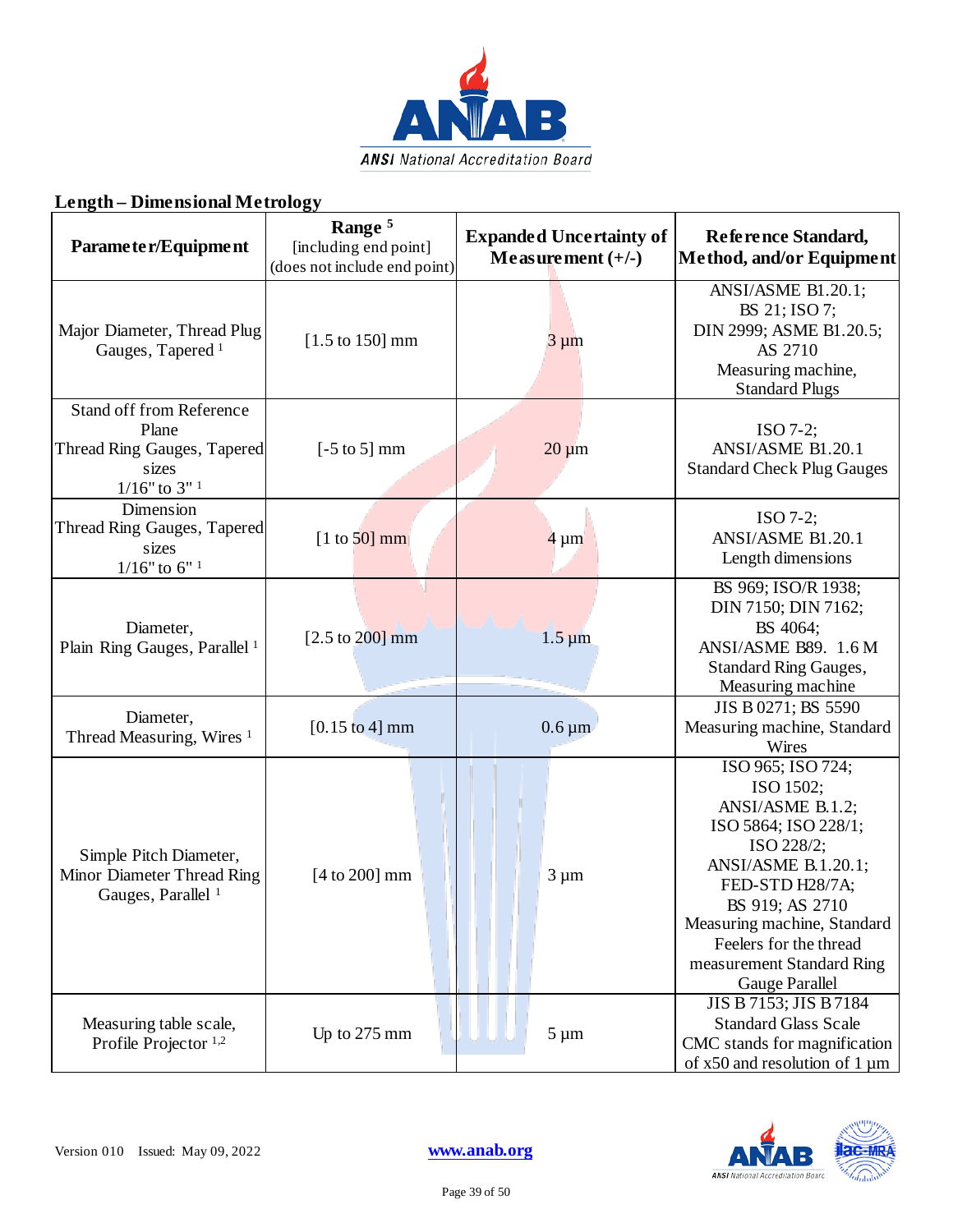## Length – Dimensional Metrology

| Parameter/Equipment | Range [5] [including end point] (does not include end point) | Expanded Uncertainty of Measurement (+/-) | Reference Standard, Method, and/or Equipment |
|---|---|---|---|
| Major Diameter, Thread Plug Gauges, Tapered [1] | [1.5 to 150] mm | 3 µm | ANSI/ASME B1.20.1; BS 21; ISO 7; DIN 2999; ASME B1.20.5; AS 2710 Measuring machine, Standard Plugs |
| Stand off from Reference Plane Thread Ring Gauges, Tapered sizes 1/16" to 3" [1] | [-5 to 5] mm | 20 µm | ISO 7-2; ANSI/ASME B1.20.1 Standard Check Plug Gauges |
| Dimension Thread Ring Gauges, Tapered sizes 1/16" to 6" [1] | [1 to 50] mm | 4 µm | ISO 7-2; ANSI/ASME B1.20.1 Length dimensions |
| Diameter, Plain Ring Gauges, Parallel [1] | [2.5 to 200] mm | 1.5 µm | BS 969; ISO/R 1938; DIN 7150; DIN 7162; BS 4064; ANSI/ASME B89. 1.6 M Standard Ring Gauges, Measuring machine |
| Diameter, Thread Measuring, Wires [1] | [0.15 to 4] mm | 0.6 µm | JIS B 0271; BS 5590 Measuring machine, Standard Wires |
| Simple Pitch Diameter, Minor Diameter Thread Ring Gauges, Parallel [1] | [4 to 200] mm | 3 µm | ISO 965; ISO 724; ISO 1502; ANSI/ASME B.1.2; ISO 5864; ISO 228/1; ISO 228/2; ANSI/ASME B.1.20.1; FED-STD H28/7A; BS 919; AS 2710 Measuring machine, Standard Feelers for the thread measurement Standard Ring Gauge Parallel |
| Measuring table scale, Profile Projector [1,2] | Up to 275 mm | 5 µm | JIS B 7153; JIS B 7184 Standard Glass Scale CMC stands for magnification of x50 and resolution of 1 µm |

Version 010 Issued: May 09, 2022 www.anab.org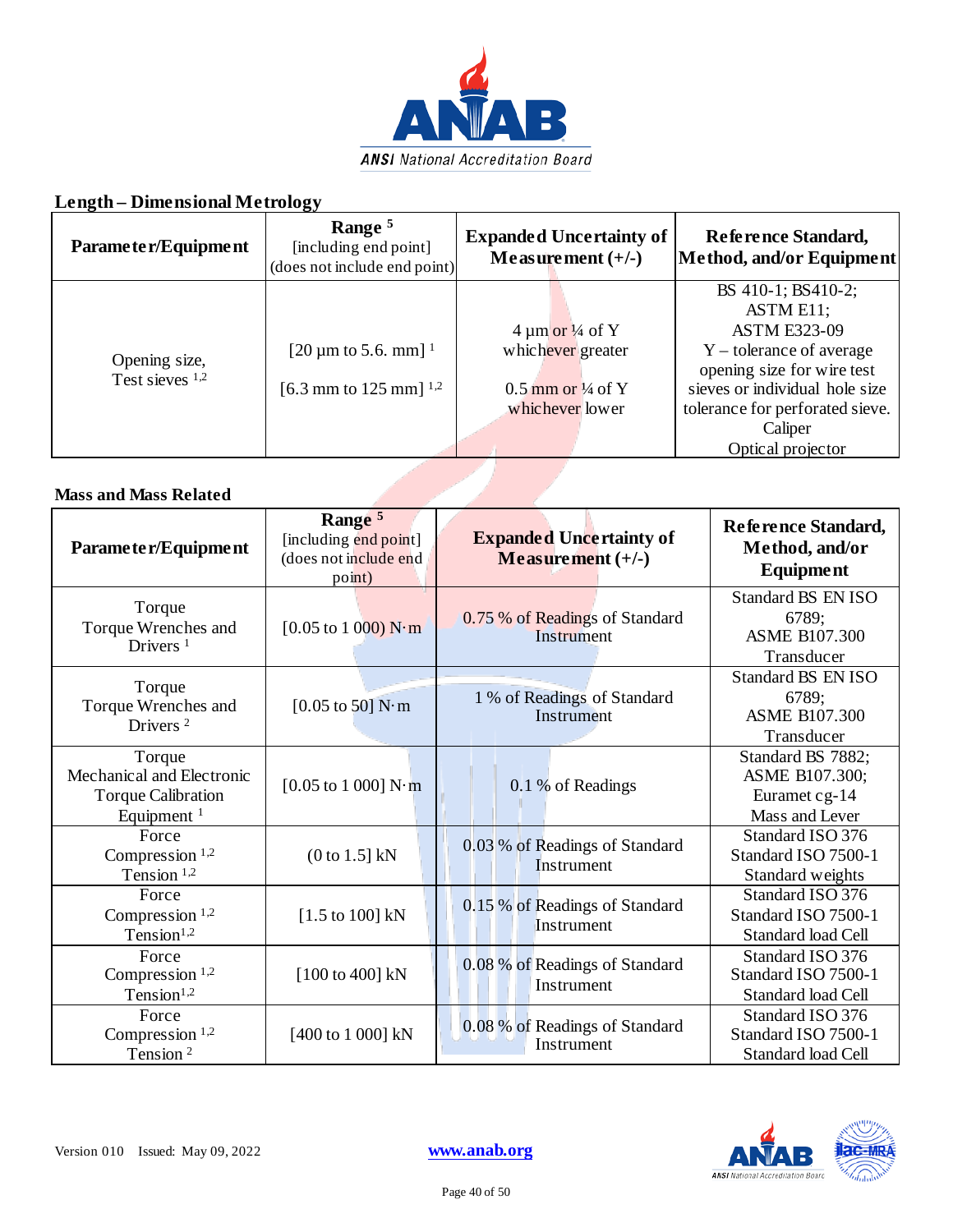## Length – Dimensional Metrology

| Parameter/Equipment | Range [5] [including end point] (does not include end point) | Expanded Uncertainty of Measurement (+/-) | Reference Standard, Method, and/or Equipment |
|---|---|---|---|
| Opening size, Test sieves [1,2] | [20 µm to 5.6. mm] [1]<br>[6.3 mm to 125 mm] [1,2] | 4 µm or ¼ of Y whichever greater<br>0.5 mm or ¼ of Y whichever lower | BS 410-1; BS410-2; ASTM E11; ASTM E323-09<br>Y – tolerance of average opening size for wire test sieves or individual hole size tolerance for perforated sieve.<br>Caliper<br>Optical projector |

## Mass and Mass Related

| Parameter/Equipment | Range [5] [including end point] (does not include end point) | Expanded Uncertainty of Measurement (+/-) | Reference Standard, Method, and/or Equipment |
|---|---|---|---|
| Torque<br>Torque Wrenches and Drivers [1] | [0.05 to 1 000) N·m | 0.75 % of Readings of Standard Instrument | Standard BS EN ISO 6789;<br>ASME B107.300<br>Transducer |
| Torque<br>Torque Wrenches and Drivers [2] | [0.05 to 50] N·m | 1 % of Readings of Standard Instrument | Standard BS EN ISO 6789;<br>ASME B107.300<br>Transducer |
| Torque<br>Mechanical and Electronic Torque Calibration Equipment [1] | [0.05 to 1 000] N·m | 0.1 % of Readings | Standard BS 7882;<br>ASME B107.300;<br>Euramet cg-14<br>Mass and Lever |
| Force<br>Compression [1,2]<br>Tension [1,2] | (0 to 1.5] kN | 0.03 % of Readings of Standard Instrument | Standard ISO 376<br>Standard ISO 7500-1<br>Standard weights |
| Force<br>Compression [1,2]<br>Tension[1,2] | [1.5 to 100] kN | 0.15 % of Readings of Standard Instrument | Standard ISO 376<br>Standard ISO 7500-1<br>Standard load Cell |
| Force<br>Compression [1,2]<br>Tension[1,2] | [100 to 400] kN | 0.08 % of Readings of Standard Instrument | Standard ISO 376<br>Standard ISO 7500-1<br>Standard load Cell |
| Force<br>Compression [1,2]<br>Tension [2] | [400 to 1 000] kN | 0.08 % of Readings of Standard Instrument | Standard ISO 376<br>Standard ISO 7500-1<br>Standard load Cell |

Version 010 Issued: May 09, 2022

www.anab.org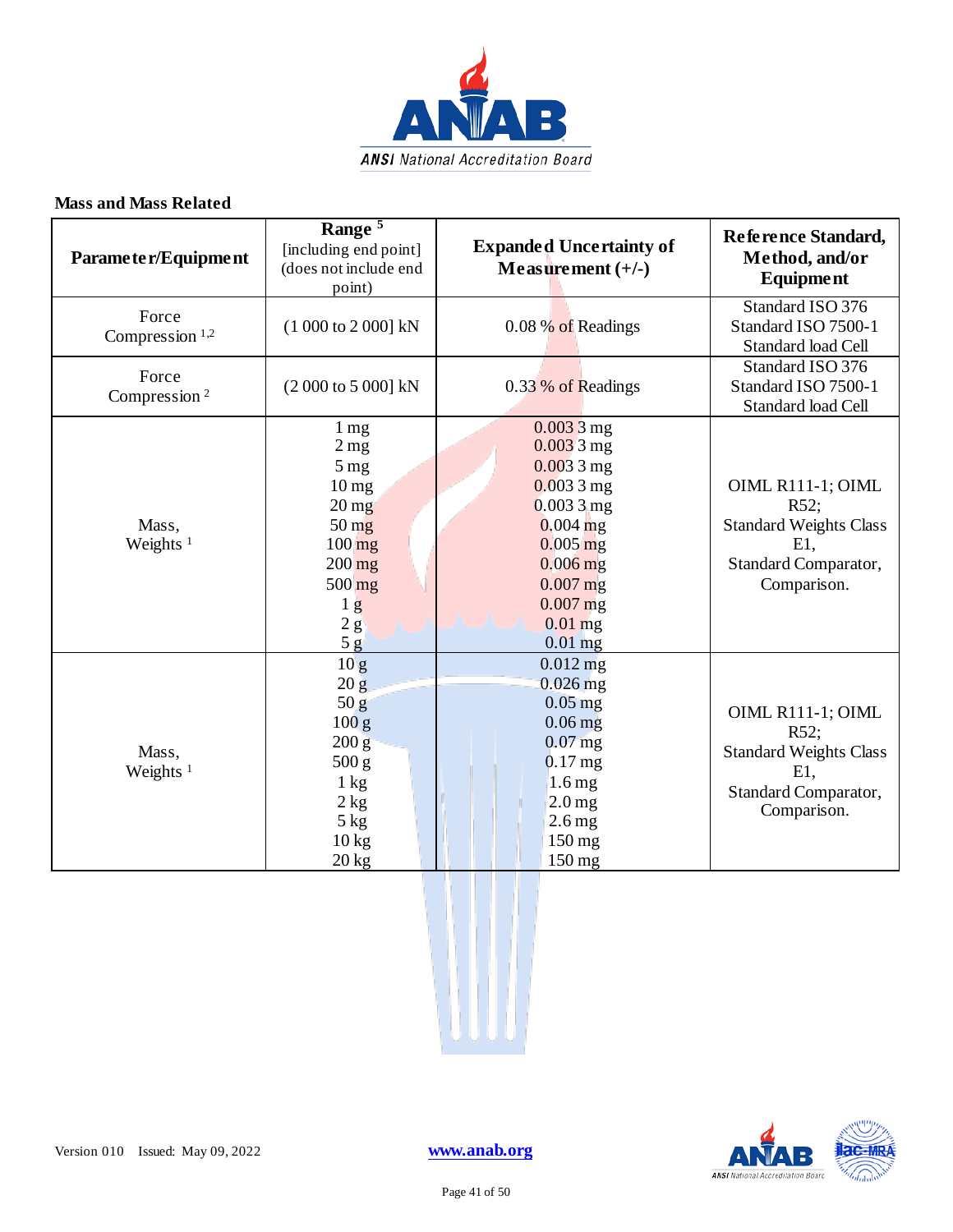**Mass and Mass Related**

| Parameter/Equipment | Range [5] [including end point] (does not include end point) | Expanded Uncertainty of Measurement (+/-) | Reference Standard, Method, and/or Equipment |
|---|---|---|---|
| Force Compression [1,2] | (1 000 to 2 000] kN | 0.08 % of Readings | Standard ISO 376 Standard ISO 7500-1 Standard load Cell |
| Force Compression [2] | (2 000 to 5 000] kN | 0.33 % of Readings | Standard ISO 376 Standard ISO 7500-1 Standard load Cell |
| Mass, Weights [1] | 1 mg<br>2 mg<br>5 mg<br>10 mg<br>20 mg<br>50 mg<br>100 mg<br>200 mg<br>500 mg<br>1 g<br>2 g<br>5 g | 0.003 3 mg<br>0.003 3 mg<br>0.003 3 mg<br>0.003 3 mg<br>0.003 3 mg<br>0.004 mg<br>0.005 mg<br>0.006 mg<br>0.007 mg<br>0.007 mg<br>0.01 mg<br>0.01 mg | OIML R111-1; OIML R52;<br>Standard Weights Class E1,<br>Standard Comparator, Comparison. |
| Mass, Weights [1] | 10 g<br>20 g<br>50 g<br>100 g<br>200 g<br>500 g<br>1 kg<br>2 kg<br>5 kg<br>10 kg<br>20 kg | 0.012 mg<br>0.026 mg<br>0.05 mg<br>0.06 mg<br>0.07 mg<br>0.17 mg<br>1.6 mg<br>2.0 mg<br>2.6 mg<br>150 mg<br>150 mg | OIML R111-1; OIML R52;<br>Standard Weights Class E1,<br>Standard Comparator, Comparison. |

Version 010 Issued: May 09, 2022 www.anab.org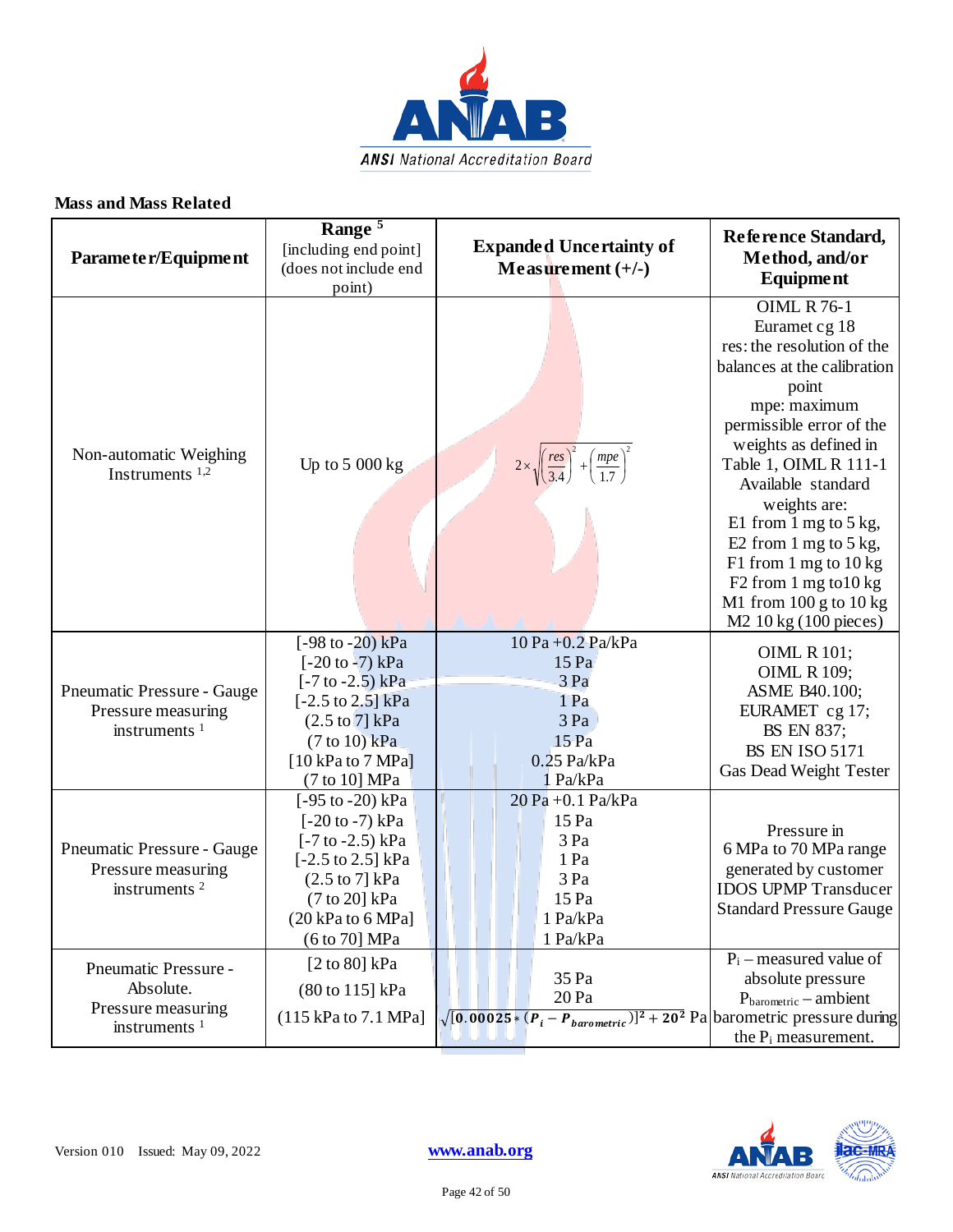## Mass and Mass Related

| Parameter/Equipment | Range [5] [including end point] (does not include end point) | Expanded Uncertainty of Measurement (+/-) | Reference Standard, Method, and/or Equipment |
|---|---|---|---|
| Non-automatic Weighing Instruments [1,2] | Up to 5 000 kg | $2 \times \sqrt{\left(\frac{res}{3.4}\right)^2 + \left(\frac{mpe}{1.7}\right)^2}$ | OIML R 76-1<br>Euramet cg 18<br>res: the resolution of the balances at the calibration point<br>mpe: maximum permissible error of the weights as defined in Table 1, OIML R 111-1<br>Available standard weights are:<br>E1 from 1 mg to 5 kg,<br>E2 from 1 mg to 5 kg,<br>F1 from 1 mg to 10 kg<br>F2 from 1 mg to10 kg<br>M1 from 100 g to 10 kg<br>M2 10 kg (100 pieces) |
| Pneumatic Pressure - Gauge Pressure measuring instruments [1] | [-98 to -20) kPa<br>[-20 to -7) kPa<br>[-7 to -2.5) kPa<br>[-2.5 to 2.5] kPa<br>(2.5 to 7] kPa<br>(7 to 10) kPa<br>[10 kPa to 7 MPa]<br>(7 to 10] MPa | 10 Pa +0.2 Pa/kPa<br>15 Pa<br>3 Pa<br>1 Pa<br>3 Pa<br>15 Pa<br>0.25 Pa/kPa<br>1 Pa/kPa | OIML R 101;<br>OIML R 109;<br>ASME B40.100;<br>EURAMET cg 17;<br>BS EN 837;<br>BS EN ISO 5171<br>Gas Dead Weight Tester |
| Pneumatic Pressure - Gauge Pressure measuring instruments [2] | [-95 to -20) kPa<br>[-20 to -7) kPa<br>[-7 to -2.5) kPa<br>[-2.5 to 2.5] kPa<br>(2.5 to 7] kPa<br>(7 to 20] kPa<br>(20 kPa to 6 MPa]<br>(6 to 70] MPa | 20 Pa +0.1 Pa/kPa<br>15 Pa<br>3 Pa<br>1 Pa<br>3 Pa<br>15 Pa<br>1 Pa/kPa<br>1 Pa/kPa | Pressure in 6 MPa to 70 MPa range generated by customer<br>IDOS UPMP Transducer<br>Standard Pressure Gauge |
| Pneumatic Pressure - Absolute. Pressure measuring instruments [1] | [2 to 80] kPa<br>(80 to 115] kPa<br>(115 kPa to 7.1 MPa] | 35 Pa<br>20 Pa<br>$\sqrt{[0.00025 * (P_i - P_{barometric})]^2 + 20^2}$ Pa | $P_i$ – measured value of absolute pressure<br>$P_{barometric}$ – ambient barometric pressure during the $P_i$ measurement. |

Version 010 Issued: May 09, 2022 www.anab.org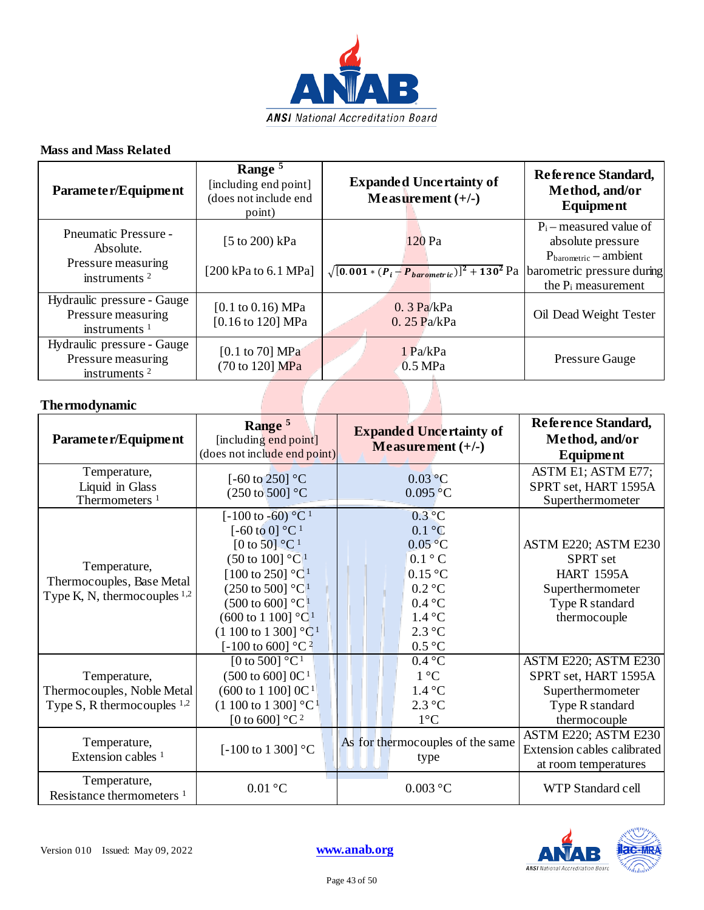## Mass and Mass Related

| Parameter/Equipment | Range [5] [including end point] (does not include end point) | Expanded Uncertainty of Measurement (+/-) | Reference Standard, Method, and/or Equipment |
|---|---|---|---|
| Pneumatic Pressure - Absolute. Pressure measuring instruments [2] | [5 to 200) kPa<br><br>[200 kPa to 6.1 MPa] | 120 Pa<br><br>$\sqrt{[0.001 * (P_i - P_{barometric})]^2 + 130^2}$ Pa | $P_i$ – measured value of absolute pressure<br>$P_{barometric}$ – ambient barometric pressure during the $P_i$ measurement |
| Hydraulic pressure - Gauge Pressure measuring instruments [1] | [0.1 to 0.16) MPa<br>[0.16 to 120] MPa | 0. 3 Pa/kPa<br>0. 25 Pa/kPa | Oil Dead Weight Tester |
| Hydraulic pressure - Gauge Pressure measuring instruments [2] | [0.1 to 70] MPa<br>(70 to 120] MPa | 1 Pa/kPa<br>0.5 MPa | Pressure Gauge |

## Thermodynamic

| Parameter/Equipment | Range [5] [including end point] (does not include end point) | Expanded Uncertainty of Measurement (+/-) | Reference Standard, Method, and/or Equipment |
|---|---|---|---|
| Temperature, Liquid in Glass Thermometers [1] | [-60 to 250] °C<br>(250 to 500] °C | 0.03 °C<br>0.095 °C | ASTM E1; ASTM E77; SPRT set, HART 1595A Superthermometer |
| Temperature, Thermocouples, Base Metal Type K, N, thermocouples [1,2] | [-100 to -60) °C [1]<br>[-60 to 0] °C [1]<br>[0 to 50] °C [1]<br>(50 to 100] °C [1]<br>[100 to 250] °C [1]<br>(250 to 500] °C [1]<br>(500 to 600] °C [1]<br>(600 to 1 100] °C [1]<br>(1 100 to 1 300] °C [1]<br>[-100 to 600] °C [2] | 0.3 °C<br>0.1 °C<br>0.05 °C<br>0.1 ° C<br>0.15 °C<br>0.2 °C<br>0.4 °C<br>1.4 °C<br>2.3 °C<br>0.5 °C | ASTM E220; ASTM E230 SPRT set HART 1595A Superthermometer Type R standard thermocouple |
| Temperature, Thermocouples, Noble Metal Type S, R thermocouples [1,2] | [0 to 500] °C [1]<br>(500 to 600] 0C [1]<br>(600 to 1 100] 0C [1]<br>(1 100 to 1 300] °C [1]<br>[0 to 600] °C [2] | 0.4 °C<br>1 °C<br>1.4 °C<br>2.3 °C<br>1°C | ASTM E220; ASTM E230 SPRT set, HART 1595A Superthermometer Type R standard thermocouple |
| Temperature, Extension cables [1] | [-100 to 1 300] °C | As for thermocouples of the same type | ASTM E220; ASTM E230 Extension cables calibrated at room temperatures |
| Temperature, Resistance thermometers [1] | 0.01 °C | 0.003 °C | WTP Standard cell |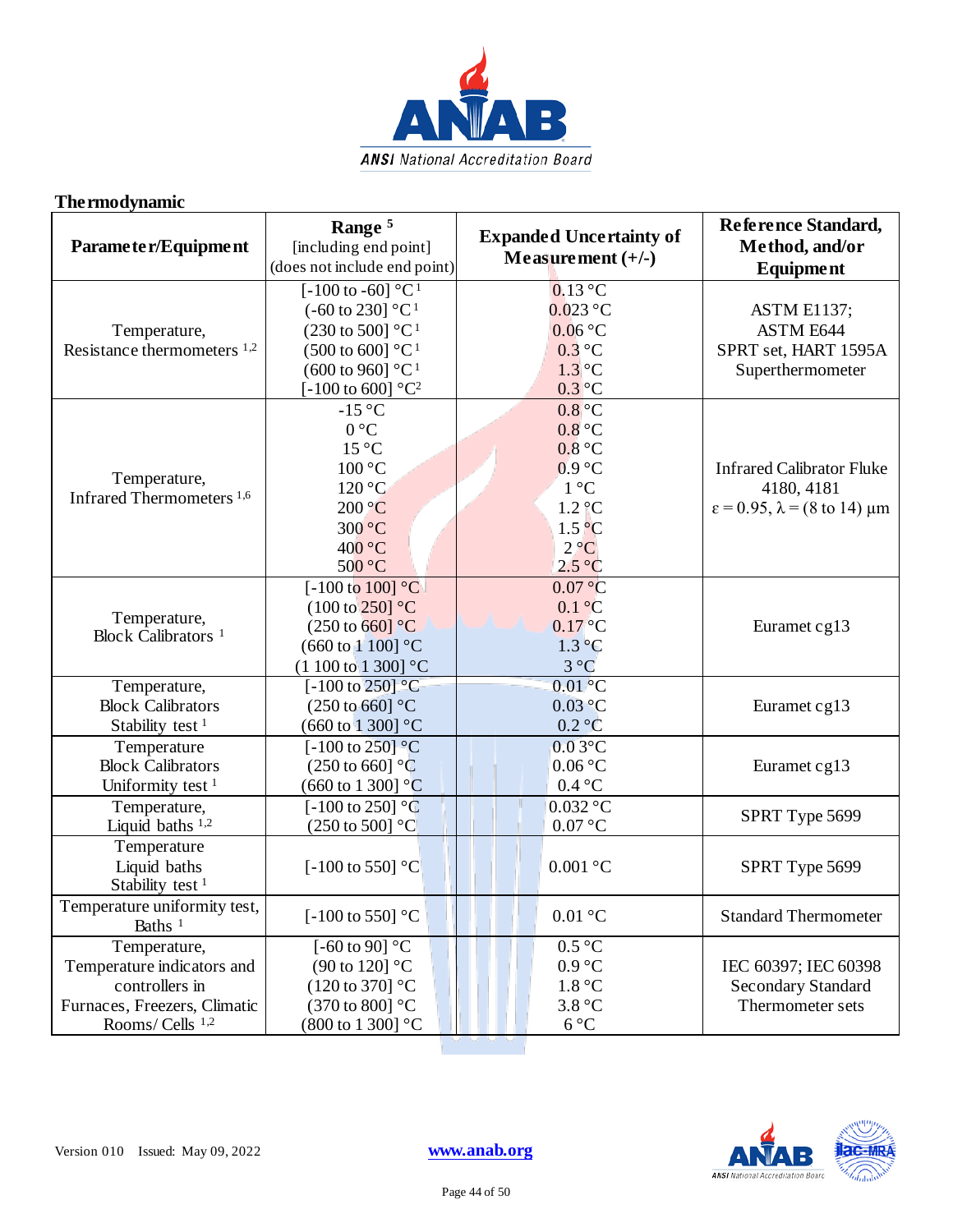**Thermodynamic**

| Parameter/Equipment | Range [5] [including end point] (does not include end point) | Expanded Uncertainty of Measurement (+/-) | Reference Standard, Method, and/or Equipment |
|---|---|---|---|
| Temperature, Resistance thermometers [1,2] | [-100 to -60] °C [1]<br>(-60 to 230] °C [1]<br>(230 to 500] °C [1]<br>(500 to 600] °C [1]<br>(600 to 960] °C [1]<br>[-100 to 600] °C [2] | 0.13 °C<br>0.023 °C<br>0.06 °C<br>0.3 °C<br>1.3 °C<br>0.3 °C | ASTM E1137;<br>ASTM E644<br>SPRT set, HART 1595A Superthermometer |
| Temperature, Infrared Thermometers [1,6] | -15 °C<br>0 °C<br>15 °C<br>100 °C<br>120 °C<br>200 °C<br>300 °C<br>400 °C<br>500 °C | 0.8 °C<br>0.8 °C<br>0.8 °C<br>0.9 °C<br>1 °C<br>1.2 °C<br>1.5 °C<br>2 °C<br>2.5 °C | Infrared Calibrator Fluke 4180, 4181<br>$\varepsilon = 0.95$, $\lambda = (8 \text{ to } 14)$ µm |
| Temperature, Block Calibrators [1] | [-100 to 100] °C<br>(100 to 250] °C<br>(250 to 660] °C<br>(660 to 1 100] °C<br>(1 100 to 1 300] °C | 0.07 °C<br>0.1 °C<br>0.17 °C<br>1.3 °C<br>3 °C | Euramet cg13 |
| Temperature, Block Calibrators Stability test [1] | [-100 to 250] °C<br>(250 to 660] °C<br>(660 to 1 300] °C | 0.01 °C<br>0.03 °C<br>0.2 °C | Euramet cg13 |
| Temperature Block Calibrators Uniformity test [1] | [-100 to 250] °C<br>(250 to 660] °C<br>(660 to 1 300] °C | 0.0 3°C<br>0.06 °C<br>0.4 °C | Euramet cg13 |
| Temperature, Liquid baths [1,2] | [-100 to 250] °C<br>(250 to 500] °C | 0.032 °C<br>0.07 °C | SPRT Type 5699 |
| Temperature Liquid baths Stability test [1] | [-100 to 550] °C | 0.001 °C | SPRT Type 5699 |
| Temperature uniformity test, Baths [1] | [-100 to 550] °C | 0.01 °C | Standard Thermometer |
| Temperature, Temperature indicators and controllers in Furnaces, Freezers, Climatic Rooms/ Cells [1,2] | [-60 to 90] °C<br>(90 to 120] °C<br>(120 to 370] °C<br>(370 to 800] °C<br>(800 to 1 300] °C | 0.5 °C<br>0.9 °C<br>1.8 °C<br>3.8 °C<br>6 °C | IEC 60397; IEC 60398<br>Secondary Standard Thermometer sets |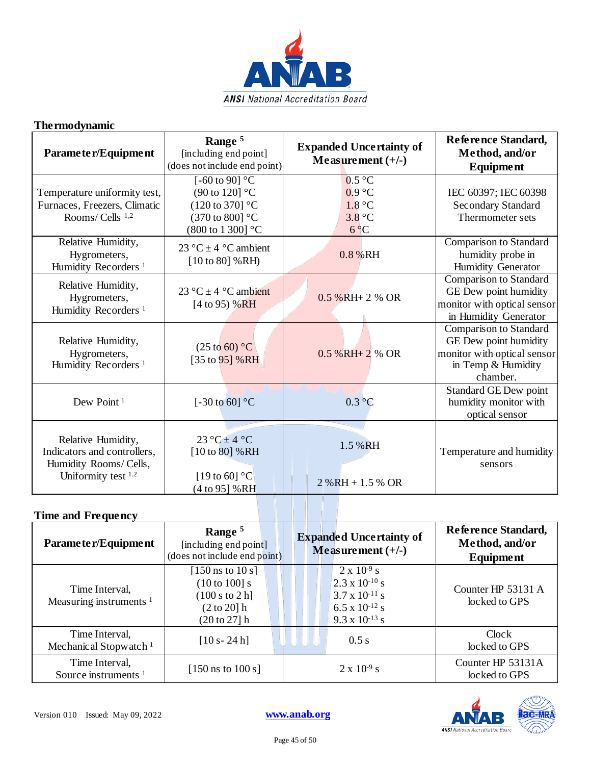## Thermodynamic

| Parameter/Equipment | Range [5] [including end point] (does not include end point) | Expanded Uncertainty of Measurement (+/-) | Reference Standard, Method, and/or Equipment |
|---|---|---|---|
| Temperature uniformity test, Furnaces, Freezers, Climatic Rooms/ Cells [1,2] | [-60 to 90] °C<br>(90 to 120] °C<br>(120 to 370] °C<br>(370 to 800] °C<br>(800 to 1 300] °C | 0.5 °C<br>0.9 °C<br>1.8 °C<br>3.8 °C<br>6 °C | IEC 60397; IEC 60398 Secondary Standard Thermometer sets |
| Relative Humidity, Hygrometers, Humidity Recorders [1] | 23 °C ± 4 °C ambient [10 to 80] %RH) | 0.8 %RH | Comparison to Standard humidity probe in Humidity Generator |
| Relative Humidity, Hygrometers, Humidity Recorders [1] | 23 °C ± 4 °C ambient [4 to 95) %RH | 0.5 %RH+ 2 % OR | Comparison to Standard GE Dew point humidity monitor with optical sensor in Humidity Generator |
| Relative Humidity, Hygrometers, Humidity Recorders [1] | (25 to 60) °C<br>[35 to 95] %RH | 0.5 %RH+ 2 % OR | Comparison to Standard GE Dew point humidity monitor with optical sensor in Temp & Humidity chamber. |
| Dew Point [1] | [-30 to 60] °C | 0.3 °C | Standard GE Dew point humidity monitor with optical sensor |
| Relative Humidity, Indicators and controllers, Humidity Rooms/ Cells, Uniformity test [1,2] | 23 °C ± 4 °C<br>[10 to 80] %RH<br><br>[19 to 60] °C<br>(4 to 95] %RH | 1.5 %RH<br><br>2 %RH + 1.5 % OR | Temperature and humidity sensors |

## Time and Frequency

| Parameter/Equipment | Range [5] [including end point] (does not include end point) | Expanded Uncertainty of Measurement (+/-) | Reference Standard, Method, and/or Equipment |
|---|---|---|---|
| Time Interval, Measuring instruments [1] | [150 ns to 10 s]<br>(10 to 100] s<br>(100 s to 2 h]<br>(2 to 20] h<br>(20 to 27] h | $2 \times 10^{-9}$ s<br>$2.3 \times 10^{-10}$ s<br>$3.7 \times 10^{-11}$ s<br>$6.5 \times 10^{-12}$ s<br>$9.3 \times 10^{-13}$ s | Counter HP 53131 A locked to GPS |
| Time Interval, Mechanical Stopwatch [1] | [10 s- 24 h] | 0.5 s | Clock locked to GPS |
| Time Interval, Source instruments [1] | [150 ns to 100 s] | $2 \times 10^{-9}$ s | Counter HP 53131A locked to GPS |

Version 010 Issued: May 09, 2022 www.anab.org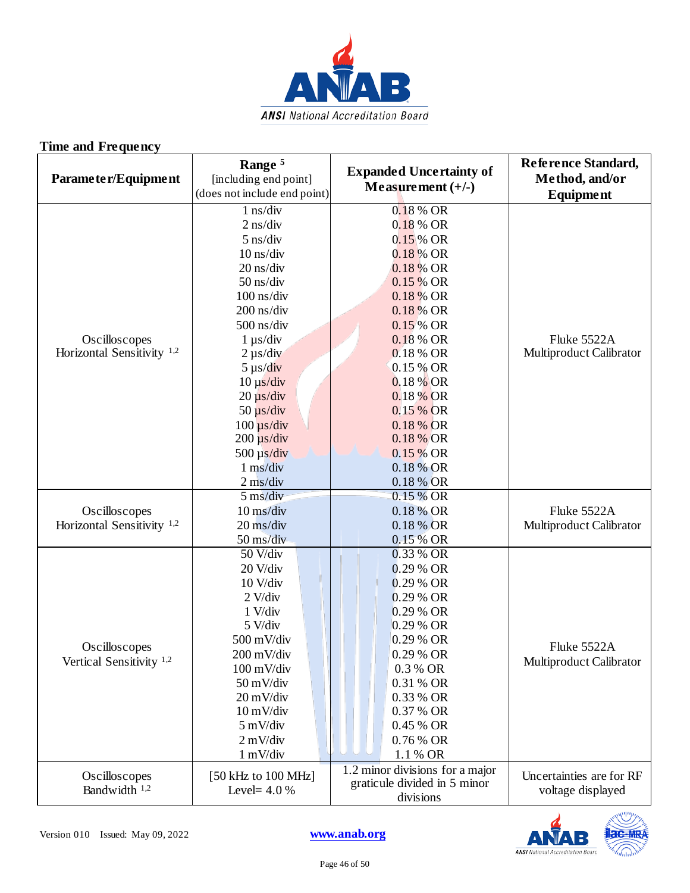## Time and Frequency

| Parameter/Equipment | Range [5] [including end point] (does not include end point) | Expanded Uncertainty of Measurement (+/-) | Reference Standard, Method, and/or Equipment |
|---|---|---|---|
| Oscilloscopes Horizontal Sensitivity [1,2] | 1 ns/div | 0.18 % OR | Fluke 5522A Multiproduct Calibrator |
| | 2 ns/div | 0.18 % OR | |
| | 5 ns/div | 0.15 % OR | |
| | 10 ns/div | 0.18 % OR | |
| | 20 ns/div | 0.18 % OR | |
| | 50 ns/div | 0.15 % OR | |
| | 100 ns/div | 0.18 % OR | |
| | 200 ns/div | 0.18 % OR | |
| | 500 ns/div | 0.15 % OR | |
| | 1 µs/div | 0.18 % OR | |
| | 2 µs/div | 0.18 % OR | |
| | 5 µs/div | 0.15 % OR | |
| | 10 µs/div | 0.18 % OR | |
| | 20 µs/div | 0.18 % OR | |
| | 50 µs/div | 0.15 % OR | |
| | 100 µs/div | 0.18 % OR | |
| | 200 µs/div | 0.18 % OR | |
| | 500 µs/div | 0.15 % OR | |
| | 1 ms/div | 0.18 % OR | |
| | 2 ms/div | 0.18 % OR | |
| Oscilloscopes Horizontal Sensitivity [1,2] | 5 ms/div | 0.15 % OR | Fluke 5522A Multiproduct Calibrator |
| | 10 ms/div | 0.18 % OR | |
| | 20 ms/div | 0.18 % OR | |
| | 50 ms/div | 0.15 % OR | |
| Oscilloscopes Vertical Sensitivity [1,2] | 50 V/div | 0.33 % OR | Fluke 5522A Multiproduct Calibrator |
| | 20 V/div | 0.29 % OR | |
| | 10 V/div | 0.29 % OR | |
| | 2 V/div | 0.29 % OR | |
| | 1 V/div | 0.29 % OR | |
| | 5 V/div | 0.29 % OR | |
| | 500 mV/div | 0.29 % OR | |
| | 200 mV/div | 0.29 % OR | |
| | 100 mV/div | 0.3 % OR | |
| | 50 mV/div | 0.31 % OR | |
| | 20 mV/div | 0.33 % OR | |
| | 10 mV/div | 0.37 % OR | |
| | 5 mV/div | 0.45 % OR | |
| | 2 mV/div | 0.76 % OR | |
| | 1 mV/div | 1.1 % OR | |
| Oscilloscopes Bandwidth [1,2] | [50 kHz to 100 MHz] Level= 4.0 % | 1.2 minor divisions for a major graticule divided in 5 minor divisions | Uncertainties are for RF voltage displayed |

Version 010 Issued: May 09, 2022 www.anab.org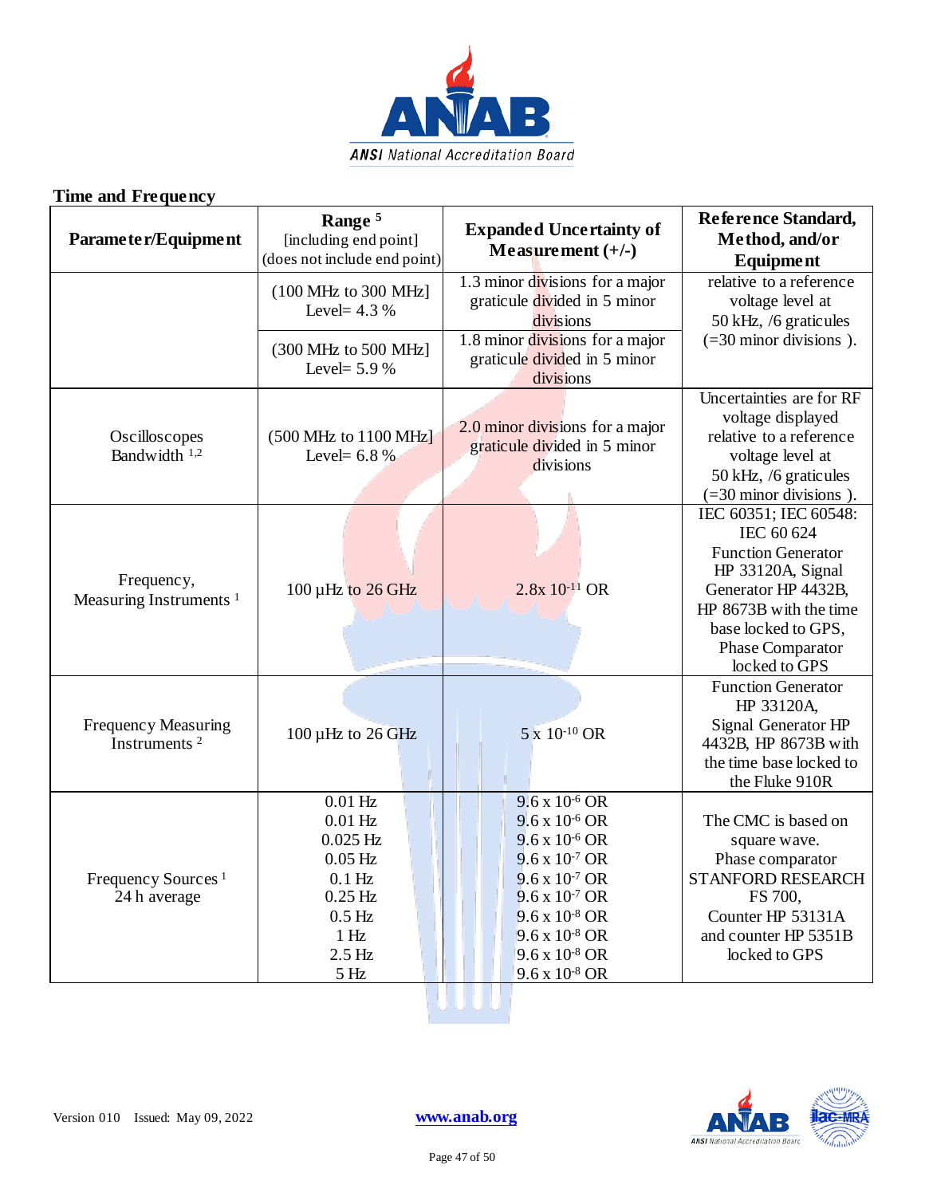## Time and Frequency

| Parameter/Equipment | Range [5] [including end point] (does not include end point) | Expanded Uncertainty of Measurement (+/-) | Reference Standard, Method, and/or Equipment |
|---|---|---|---|
| | (100 MHz to 300 MHz] Level= 4.3 % | 1.3 minor divisions for a major graticule divided in 5 minor divisions | relative to a reference voltage level at 50 kHz, /6 graticules (=30 minor divisions ). |
| | (300 MHz to 500 MHz] Level= 5.9 % | 1.8 minor divisions for a major graticule divided in 5 minor divisions | |
| Oscilloscopes Bandwidth [1,2] | (500 MHz to 1100 MHz] Level= 6.8 % | 2.0 minor divisions for a major graticule divided in 5 minor divisions | Uncertainties are for RF voltage displayed relative to a reference voltage level at 50 kHz, /6 graticules (=30 minor divisions ). |
| Frequency, Measuring Instruments [1] | 100 µHz to 26 GHz | $2.8 x 10^{-11}$ OR | IEC 60351; IEC 60548: IEC 60 624 Function Generator HP 33120A, Signal Generator HP 4432B, HP 8673B with the time base locked to GPS, Phase Comparator locked to GPS |
| Frequency Measuring Instruments [2] | 100 µHz to 26 GHz | $5 x 10^{-10}$ OR | Function Generator HP 33120A, Signal Generator HP 4432B, HP 8673B with the time base locked to the Fluke 910R |
| Frequency Sources [1] 24 h average | 0.01 Hz<br>0.01 Hz<br>0.025 Hz<br>0.05 Hz<br>0.1 Hz<br>0.25 Hz<br>0.5 Hz<br>1 Hz<br>2.5 Hz<br>5 Hz | $9.6 x 10^{-6}$ OR<br>$9.6 x 10^{-6}$ OR<br>$9.6 x 10^{-6}$ OR<br>$9.6 x 10^{-7}$ OR<br>$9.6 x 10^{-7}$ OR<br>$9.6 x 10^{-7}$ OR<br>$9.6 x 10^{-8}$ OR<br>$9.6 x 10^{-8}$ OR<br>$9.6 x 10^{-8}$ OR<br>$9.6 x 10^{-8}$ OR | The CMC is based on square wave. Phase comparator STANFORD RESEARCH FS 700, Counter HP 53131A and counter HP 5351B locked to GPS |

Version 010 Issued: May 09, 2022 www.anab.org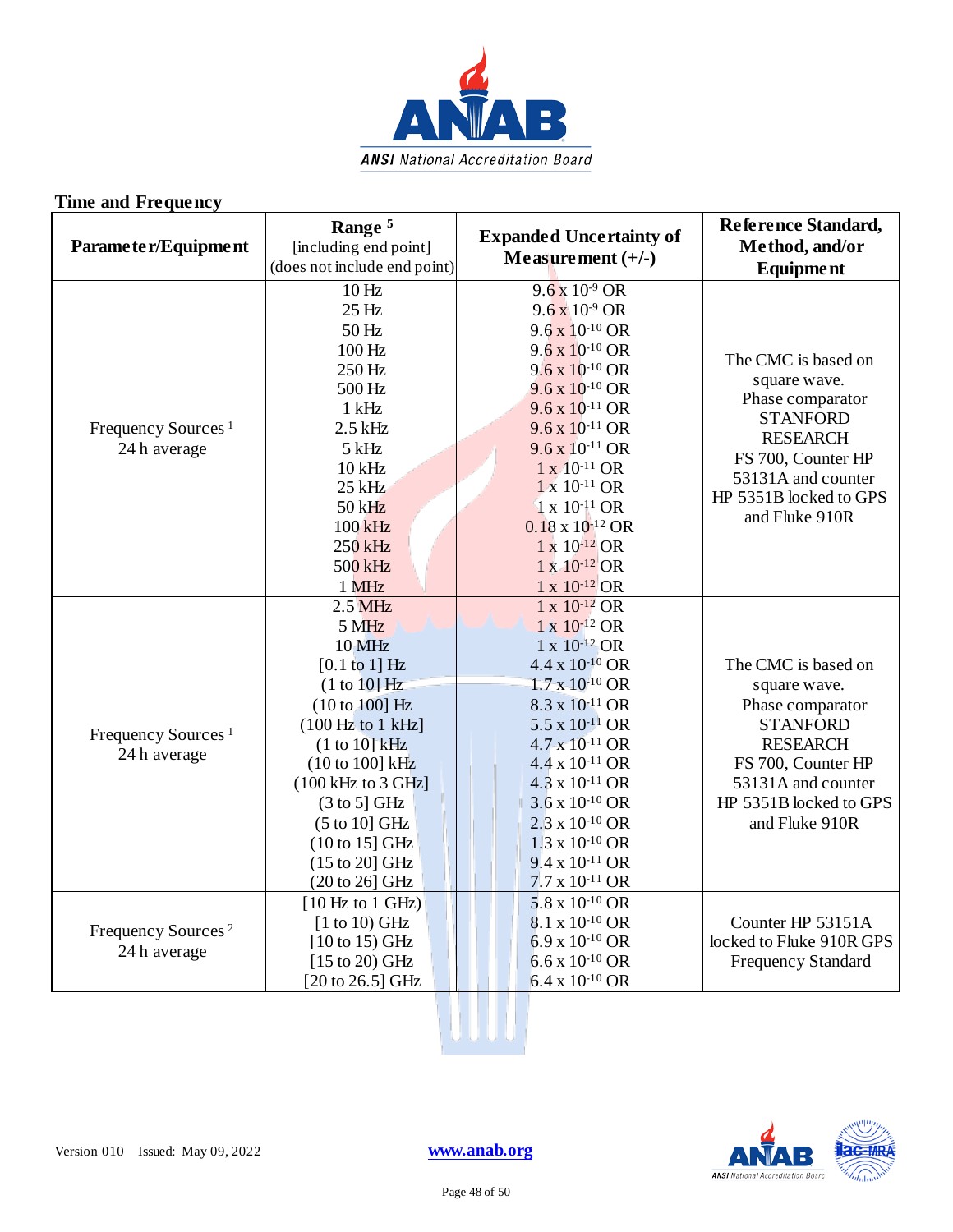## Time and Frequency

| Parameter/Equipment | Range [5] [including end point] (does not include end point) | Expanded Uncertainty of Measurement (+/-) | Reference Standard, Method, and/or Equipment |
|---|---|---|---|
| Frequency Sources [1] 24 h average | 10 Hz | $9.6 \times 10^{-9}$ OR | The CMC is based on square wave. Phase comparator STANFORD RESEARCH FS 700, Counter HP 53131A and counter HP 5351B locked to GPS and Fluke 910R |
| | 25 Hz | $9.6 \times 10^{-9}$ OR | |
| | 50 Hz | $9.6 \times 10^{-10}$ OR | |
| | 100 Hz | $9.6 \times 10^{-10}$ OR | |
| | 250 Hz | $9.6 \times 10^{-10}$ OR | |
| | 500 Hz | $9.6 \times 10^{-10}$ OR | |
| | 1 kHz | $9.6 \times 10^{-11}$ OR | |
| | 2.5 kHz | $9.6 \times 10^{-11}$ OR | |
| | 5 kHz | $9.6 \times 10^{-11}$ OR | |
| | 10 kHz | $1 \times 10^{-11}$ OR | |
| | 25 kHz | $1 \times 10^{-11}$ OR | |
| | 50 kHz | $1 \times 10^{-11}$ OR | |
| | 100 kHz | $0.18 \times 10^{-12}$ OR | |
| | 250 kHz | $1 \times 10^{-12}$ OR | |
| | 500 kHz | $1 \times 10^{-12}$ OR | |
| | 1 MHz | $1 \times 10^{-12}$ OR | |
| Frequency Sources [1] 24 h average | 2.5 MHz | $1 \times 10^{-12}$ OR | The CMC is based on square wave. Phase comparator STANFORD RESEARCH FS 700, Counter HP 53131A and counter HP 5351B locked to GPS and Fluke 910R |
| | 5 MHz | $1 \times 10^{-12}$ OR | |
| | 10 MHz | $1 \times 10^{-12}$ OR | |
| | [0.1 to 1] Hz | $4.4 \times 10^{-10}$ OR | |
| | (1 to 10] Hz | $1.7 \times 10^{-10}$ OR | |
| | (10 to 100] Hz | $8.3 \times 10^{-11}$ OR | |
| | (100 Hz to 1 kHz] | $5.5 \times 10^{-11}$ OR | |
| | (1 to 10] kHz | $4.7 \times 10^{-11}$ OR | |
| | (10 to 100] kHz | $4.4 \times 10^{-11}$ OR | |
| | (100 kHz to 3 GHz] | $4.3 \times 10^{-11}$ OR | |
| | (3 to 5] GHz | $3.6 \times 10^{-10}$ OR | |
| | (5 to 10] GHz | $2.3 \times 10^{-10}$ OR | |
| | (10 to 15] GHz | $1.3 \times 10^{-10}$ OR | |
| | (15 to 20] GHz | $9.4 \times 10^{-11}$ OR | |
| | (20 to 26] GHz | $7.7 \times 10^{-11}$ OR | |
| Frequency Sources [2] 24 h average | [10 Hz to 1 GHz) | $5.8 \times 10^{-10}$ OR | Counter HP 53151A locked to Fluke 910R GPS Frequency Standard |
| | [1 to 10) GHz | $8.1 \times 10^{-10}$ OR | |
| | [10 to 15) GHz | $6.9 \times 10^{-10}$ OR | |
| | [15 to 20) GHz | $6.6 \times 10^{-10}$ OR | |
| | [20 to 26.5] GHz | $6.4 \times 10^{-10}$ OR | |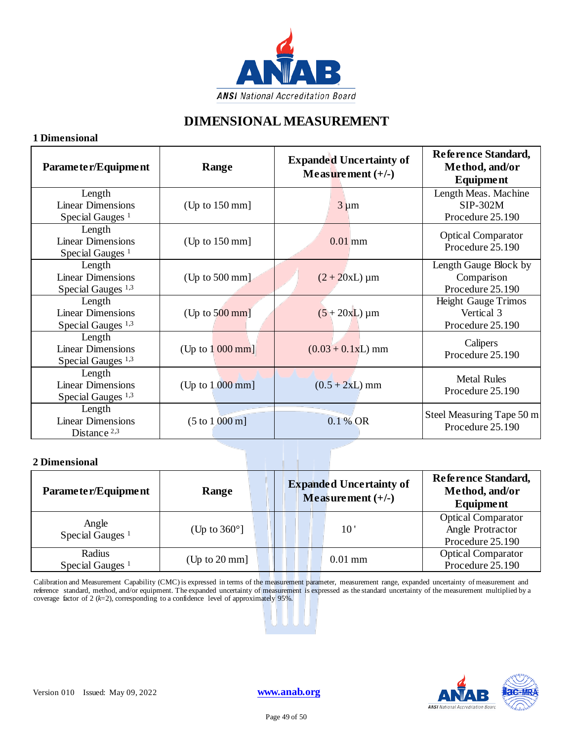# DIMENSIONAL MEASUREMENT

## 1 Dimensional

| Parameter/Equipment | Range | Expanded Uncertainty of Measurement (+/-) | Reference Standard, Method, and/or Equipment |
|---|---|---|---|
| Length<br>Linear Dimensions<br>Special Gauges [1] | (Up to 150 mm] | 3 µm | Length Meas. Machine<br>SIP-302M<br>Procedure 25.190 |
| Length<br>Linear Dimensions<br>Special Gauges [1] | (Up to 150 mm] | 0.01 mm | Optical Comparator<br>Procedure 25.190 |
| Length<br>Linear Dimensions<br>Special Gauges [1,3] | (Up to 500 mm] | (2 + 20xL) µm | Length Gauge Block by Comparison<br>Procedure 25.190 |
| Length<br>Linear Dimensions<br>Special Gauges [1,3] | (Up to 500 mm] | (5 + 20xL) µm | Height Gauge Trimos Vertical 3<br>Procedure 25.190 |
| Length<br>Linear Dimensions<br>Special Gauges [1,3] | (Up to 1 000 mm] | (0.03 + 0.1xL) mm | Calipers<br>Procedure 25.190 |
| Length<br>Linear Dimensions<br>Special Gauges [1,3] | (Up to 1 000 mm] | (0.5 + 2xL) mm | Metal Rules<br>Procedure 25.190 |
| Length<br>Linear Dimensions<br>Distance [2,3] | (5 to 1 000 m] | 0.1 % OR | Steel Measuring Tape 50 m<br>Procedure 25.190 |

## 2 Dimensional

| Parameter/Equipment | Range | Expanded Uncertainty of Measurement (+/-) | Reference Standard, Method, and/or Equipment |
|---|---|---|---|
| Angle<br>Special Gauges [1] | (Up to 360°] | 10 ' | Optical Comparator<br>Angle Protractor<br>Procedure 25.190 |
| Radius<br>Special Gauges [1] | (Up to 20 mm] | 0.01 mm | Optical Comparator<br>Procedure 25.190 |

Calibration and Measurement Capability (CMC) is expressed in terms of the measurement parameter, measurement range, expanded uncertainty of measurement and reference standard, method, and/or equipment. The expanded uncertainty of measurement is expressed as the standard uncertainty of the measurement multiplied by a coverage factor of 2 ($k$=2), corresponding to a confidence level of approximately 95%.

Version 010 Issued: May 09, 2022 www.anab.org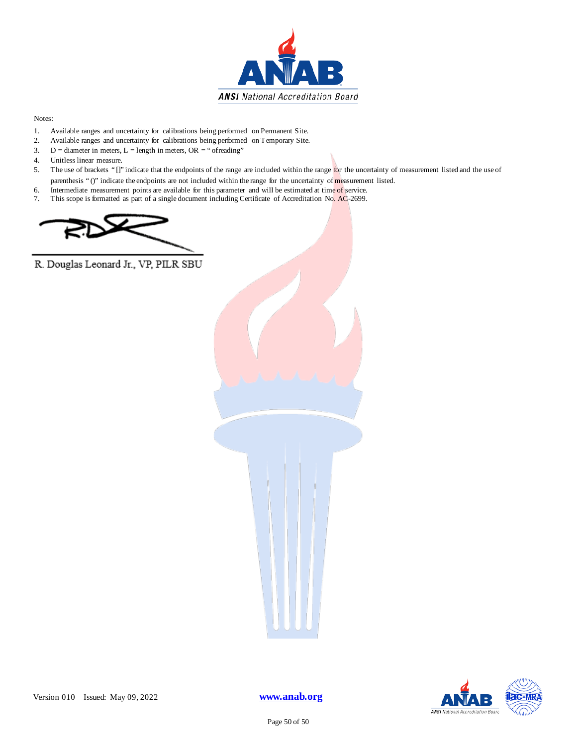Notes:

1. Available ranges and uncertainty for calibrations being performed on Permanent Site.
2. Available ranges and uncertainty for calibrations being performed on Temporary Site.
3. D = diameter in meters, L = length in meters, OR = " of reading"
4. Unitless linear measure.
5. The use of brackets " []" indicate that the endpoints of the range are included within the range for the uncertainty of measurement listed and the use of parenthesis " ()" indicate the endpoints are not included within the range for the uncertainty of measurement listed.
6. Intermediate measurement points are available for this parameter and will be estimated at time of service.
7. This scope is formatted as part of a single document including Certificate of Accreditation No. AC-2699.

R. Douglas Leonard Jr., VP, PILR SBU

Version 010 Issued: May 09, 2022

www.anab.org